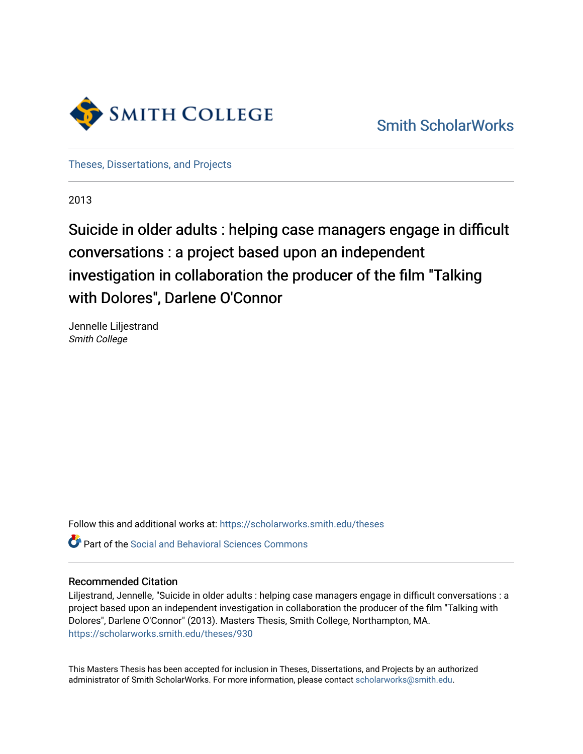Smith College

Smith ScholarWorks

Theses, Dissertations, and Projects

2013

# Suicide in older adults : helping case managers engage in difficult conversations : a project based upon an independent investigation in collaboration the producer of the film "Talking with Dolores", Darlene O'Connor

Jennelle Liljestrand
*Smith College*

Follow this and additional works at: https://scholarworks.smith.edu/theses

Part of the Social and Behavioral Sciences Commons

## Recommended Citation

Liljestrand, Jennelle, "Suicide in older adults : helping case managers engage in difficult conversations : a project based upon an independent investigation in collaboration the producer of the film "Talking with Dolores", Darlene O'Connor" (2013). Masters Thesis, Smith College, Northampton, MA.
https://scholarworks.smith.edu/theses/930

This Masters Thesis has been accepted for inclusion in Theses, Dissertations, and Projects by an authorized administrator of Smith ScholarWorks. For more information, please contact scholarworks@smith.edu.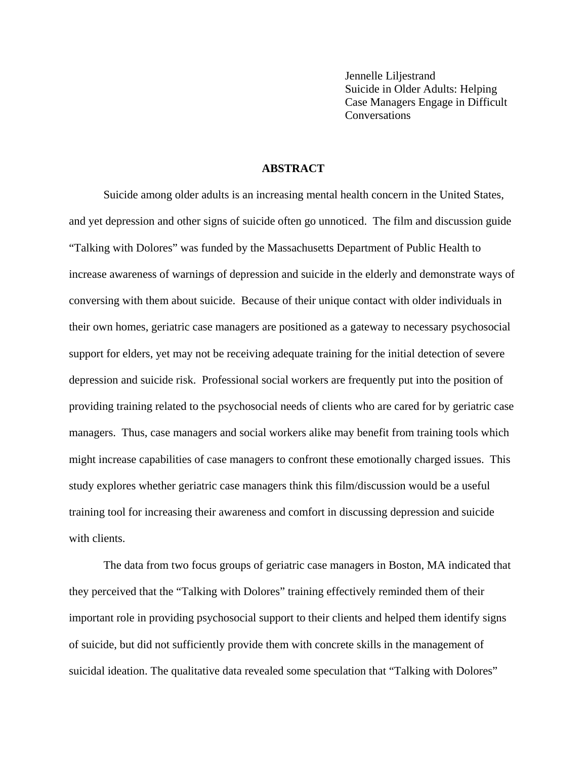Jennelle Liljestrand
Suicide in Older Adults: Helping Case Managers Engage in Difficult Conversations

## ABSTRACT

Suicide among older adults is an increasing mental health concern in the United States, and yet depression and other signs of suicide often go unnoticed. The film and discussion guide "Talking with Dolores" was funded by the Massachusetts Department of Public Health to increase awareness of warnings of depression and suicide in the elderly and demonstrate ways of conversing with them about suicide. Because of their unique contact with older individuals in their own homes, geriatric case managers are positioned as a gateway to necessary psychosocial support for elders, yet may not be receiving adequate training for the initial detection of severe depression and suicide risk. Professional social workers are frequently put into the position of providing training related to the psychosocial needs of clients who are cared for by geriatric case managers. Thus, case managers and social workers alike may benefit from training tools which might increase capabilities of case managers to confront these emotionally charged issues. This study explores whether geriatric case managers think this film/discussion would be a useful training tool for increasing their awareness and comfort in discussing depression and suicide with clients.

The data from two focus groups of geriatric case managers in Boston, MA indicated that they perceived that the "Talking with Dolores" training effectively reminded them of their important role in providing psychosocial support to their clients and helped them identify signs of suicide, but did not sufficiently provide them with concrete skills in the management of suicidal ideation. The qualitative data revealed some speculation that "Talking with Dolores"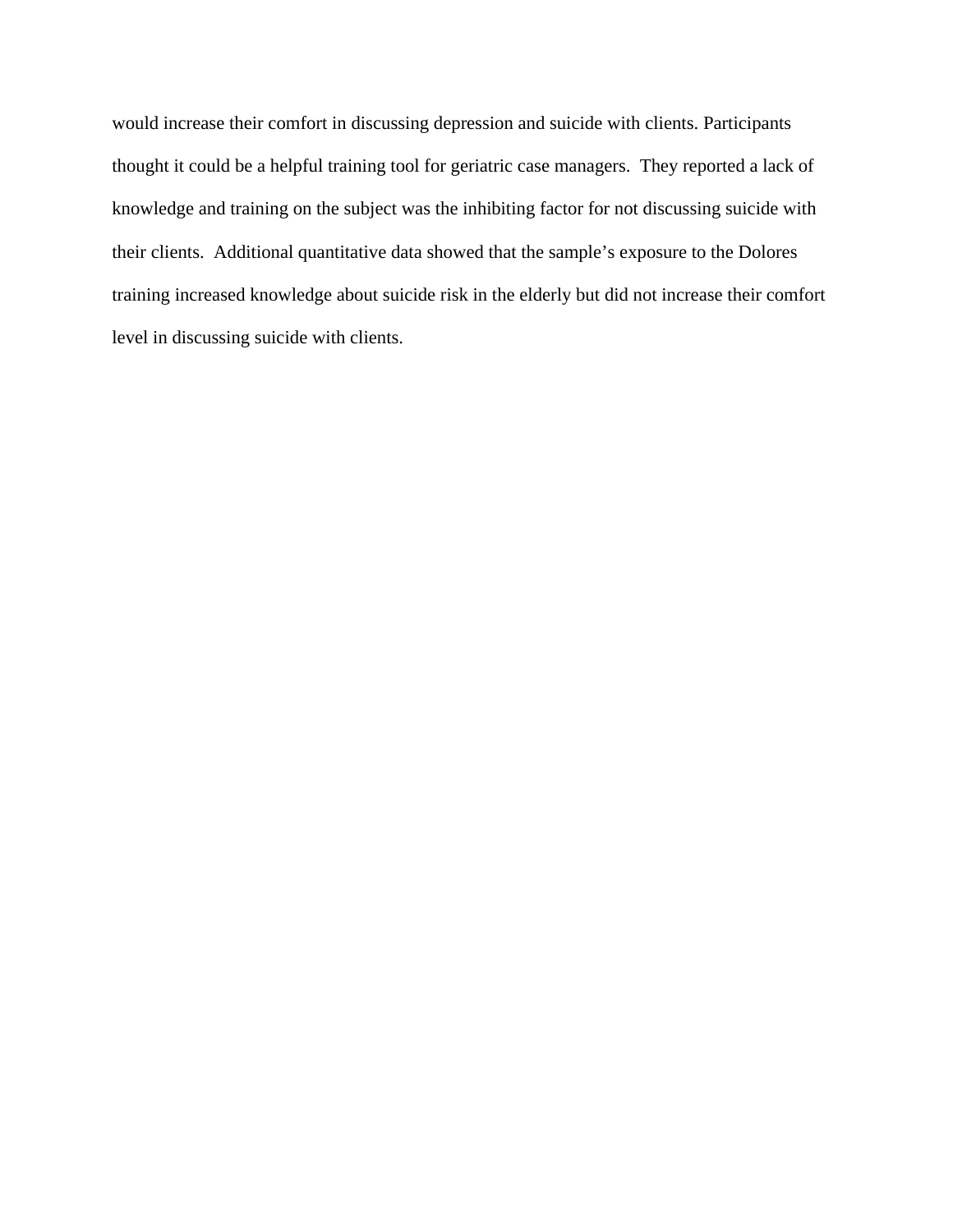would increase their comfort in discussing depression and suicide with clients. Participants thought it could be a helpful training tool for geriatric case managers. They reported a lack of knowledge and training on the subject was the inhibiting factor for not discussing suicide with their clients. Additional quantitative data showed that the sample's exposure to the Dolores training increased knowledge about suicide risk in the elderly but did not increase their comfort level in discussing suicide with clients.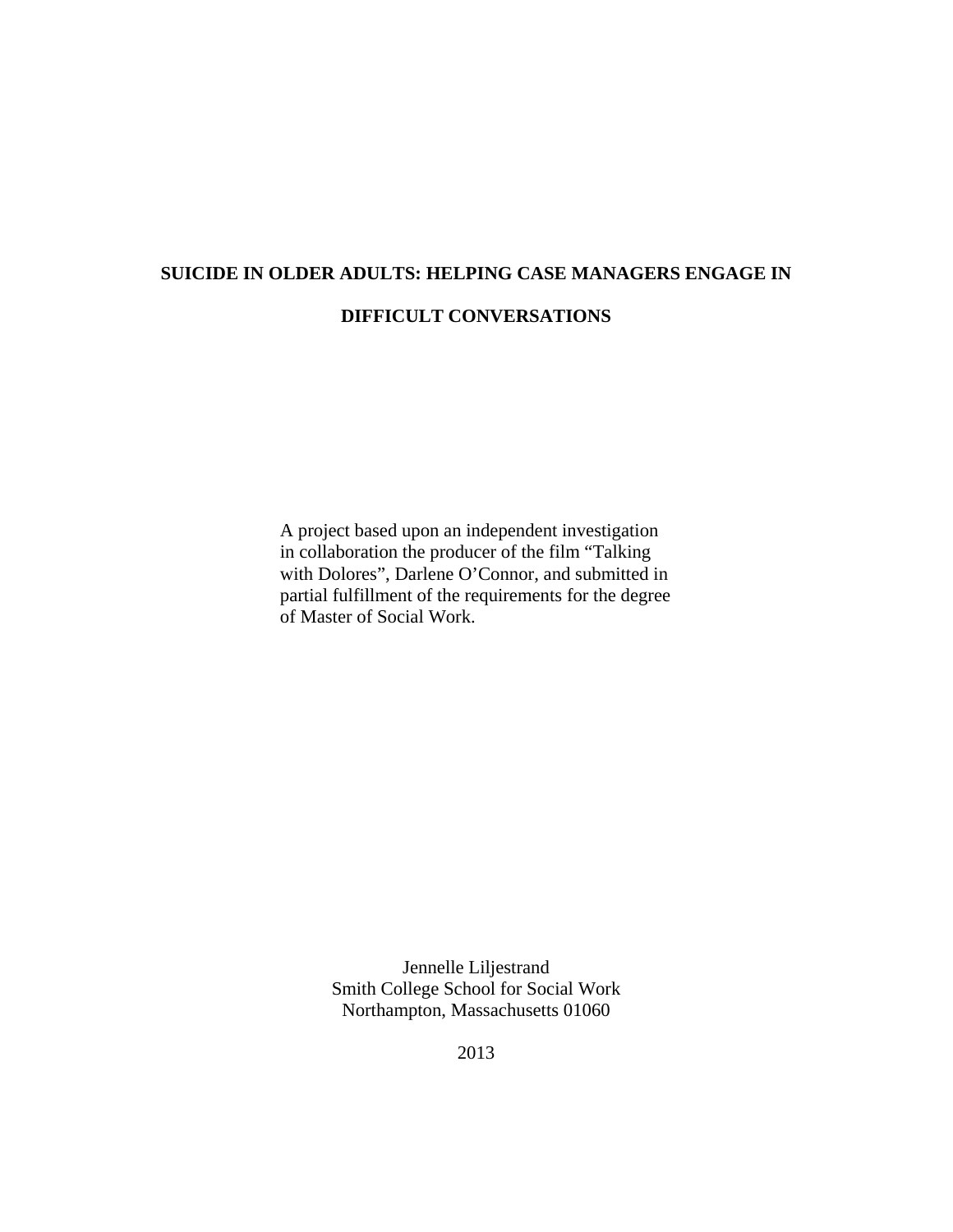# SUICIDE IN OLDER ADULTS: HELPING CASE MANAGERS ENGAGE IN DIFFICULT CONVERSATIONS

A project based upon an independent investigation in collaboration the producer of the film "Talking with Dolores", Darlene O'Connor, and submitted in partial fulfillment of the requirements for the degree of Master of Social Work.

Jennelle Liljestrand
Smith College School for Social Work
Northampton, Massachusetts 01060

2013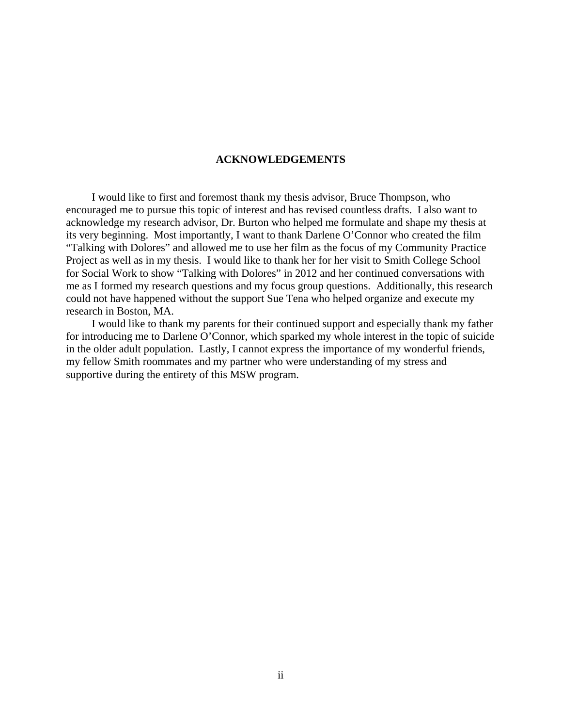# ACKNOWLEDGEMENTS

I would like to first and foremost thank my thesis advisor, Bruce Thompson, who encouraged me to pursue this topic of interest and has revised countless drafts. I also want to acknowledge my research advisor, Dr. Burton who helped me formulate and shape my thesis at its very beginning. Most importantly, I want to thank Darlene O'Connor who created the film "Talking with Dolores" and allowed me to use her film as the focus of my Community Practice Project as well as in my thesis. I would like to thank her for her visit to Smith College School for Social Work to show "Talking with Dolores" in 2012 and her continued conversations with me as I formed my research questions and my focus group questions. Additionally, this research could not have happened without the support Sue Tena who helped organize and execute my research in Boston, MA.

I would like to thank my parents for their continued support and especially thank my father for introducing me to Darlene O'Connor, which sparked my whole interest in the topic of suicide in the older adult population. Lastly, I cannot express the importance of my wonderful friends, my fellow Smith roommates and my partner who were understanding of my stress and supportive during the entirety of this MSW program.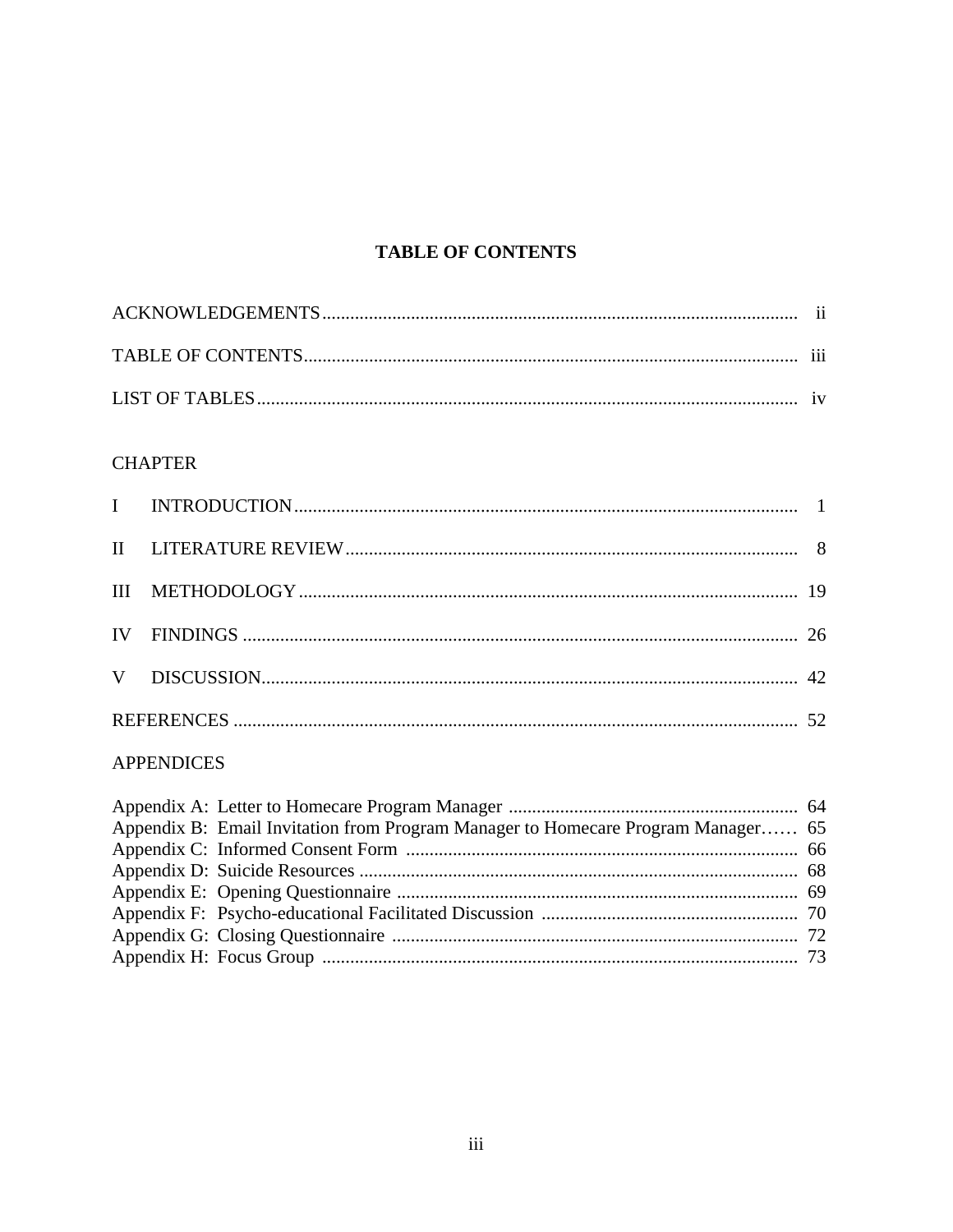# TABLE OF CONTENTS

| | |
|---|---|
| ACKNOWLEDGEMENTS | ii |
| TABLE OF CONTENTS | iii |
| LIST OF TABLES | iv |

CHAPTER

| | | |
|---|---|---|
| I | INTRODUCTION | 1 |
| II | LITERATURE REVIEW | 8 |
| III | METHODOLOGY | 19 |
| IV | FINDINGS | 26 |
| V | DISCUSSION | 42 |
| | REFERENCES | 52 |

APPENDICES

| | |
|---|---|
| Appendix A: Letter to Homecare Program Manager | 64 |
| Appendix B: Email Invitation from Program Manager to Homecare Program Manager | 65 |
| Appendix C: Informed Consent Form | 66 |
| Appendix D: Suicide Resources | 68 |
| Appendix E: Opening Questionnaire | 69 |
| Appendix F: Psycho-educational Facilitated Discussion | 70 |
| Appendix G: Closing Questionnaire | 72 |
| Appendix H: Focus Group | 73 |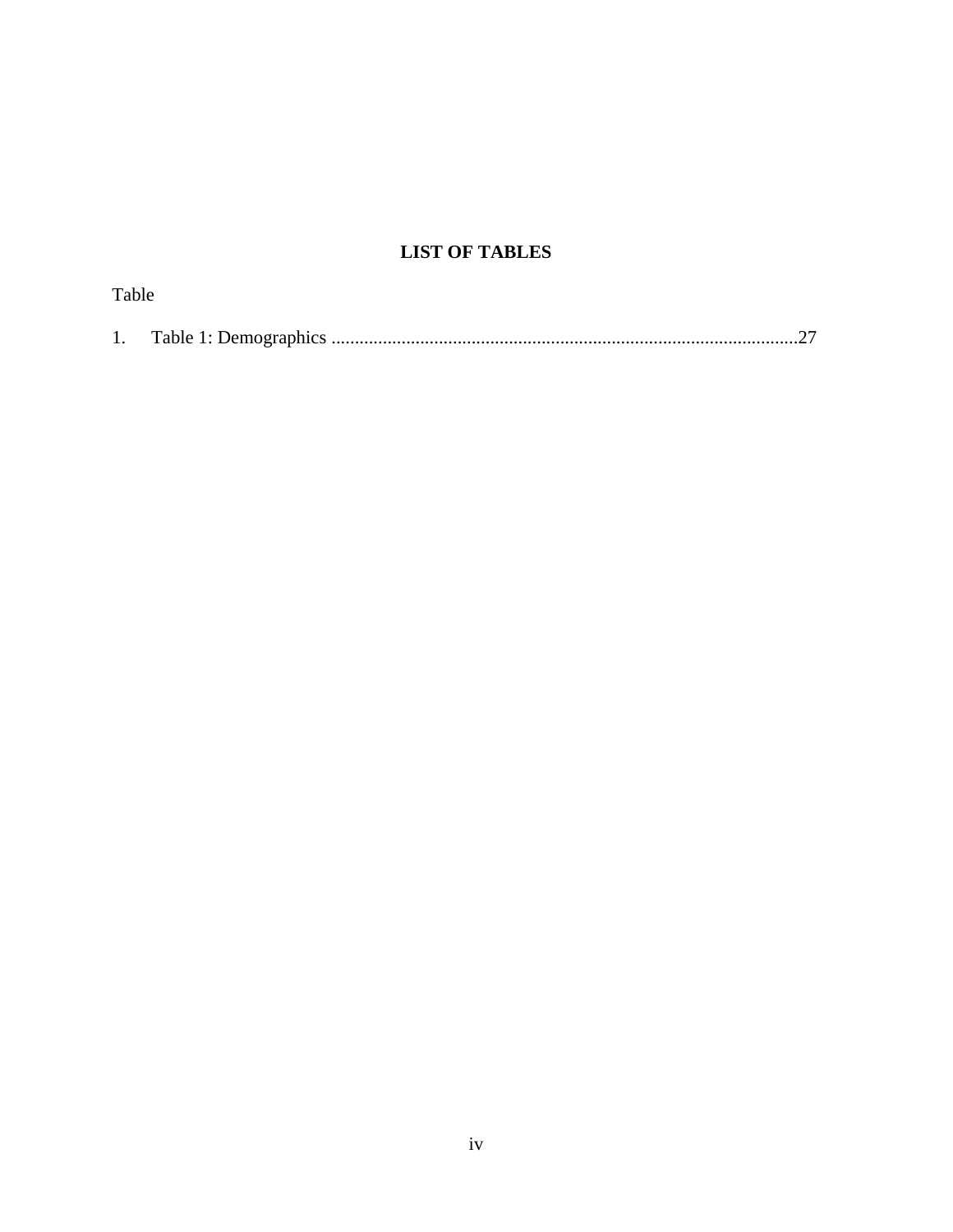# LIST OF TABLES

Table

1. Table 1: Demographics ....................................................................................................27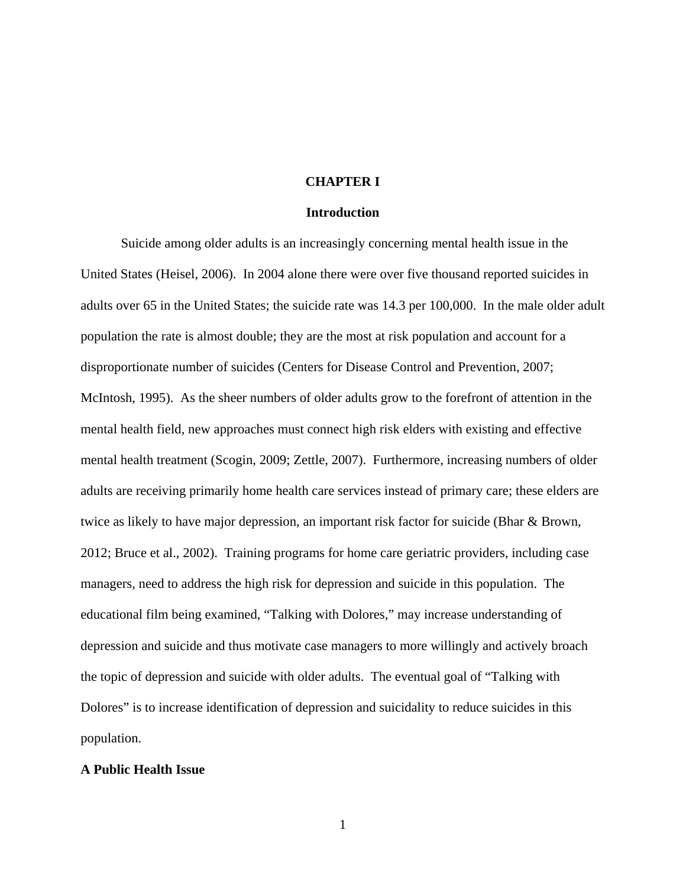# CHAPTER I

## Introduction

Suicide among older adults is an increasingly concerning mental health issue in the United States (Heisel, 2006). In 2004 alone there were over five thousand reported suicides in adults over 65 in the United States; the suicide rate was 14.3 per 100,000. In the male older adult population the rate is almost double; they are the most at risk population and account for a disproportionate number of suicides (Centers for Disease Control and Prevention, 2007; McIntosh, 1995). As the sheer numbers of older adults grow to the forefront of attention in the mental health field, new approaches must connect high risk elders with existing and effective mental health treatment (Scogin, 2009; Zettle, 2007). Furthermore, increasing numbers of older adults are receiving primarily home health care services instead of primary care; these elders are twice as likely to have major depression, an important risk factor for suicide (Bhar & Brown, 2012; Bruce et al., 2002). Training programs for home care geriatric providers, including case managers, need to address the high risk for depression and suicide in this population. The educational film being examined, "Talking with Dolores," may increase understanding of depression and suicide and thus motivate case managers to more willingly and actively broach the topic of depression and suicide with older adults. The eventual goal of "Talking with Dolores" is to increase identification of depression and suicidality to reduce suicides in this population.

### A Public Health Issue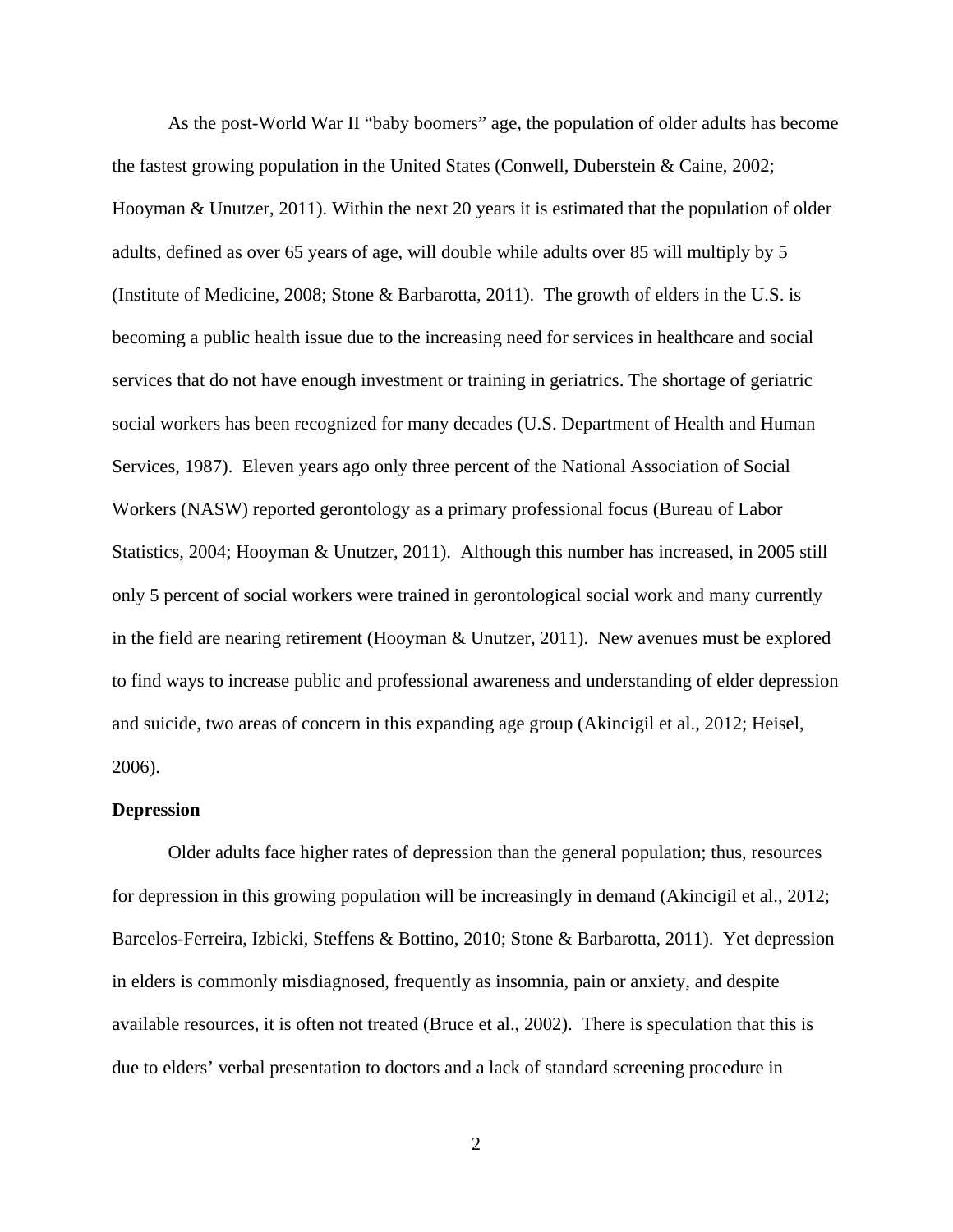As the post-World War II "baby boomers" age, the population of older adults has become the fastest growing population in the United States (Conwell, Duberstein & Caine, 2002; Hooyman & Unutzer, 2011). Within the next 20 years it is estimated that the population of older adults, defined as over 65 years of age, will double while adults over 85 will multiply by 5 (Institute of Medicine, 2008; Stone & Barbarotta, 2011). The growth of elders in the U.S. is becoming a public health issue due to the increasing need for services in healthcare and social services that do not have enough investment or training in geriatrics. The shortage of geriatric social workers has been recognized for many decades (U.S. Department of Health and Human Services, 1987). Eleven years ago only three percent of the National Association of Social Workers (NASW) reported gerontology as a primary professional focus (Bureau of Labor Statistics, 2004; Hooyman & Unutzer, 2011). Although this number has increased, in 2005 still only 5 percent of social workers were trained in gerontological social work and many currently in the field are nearing retirement (Hooyman & Unutzer, 2011). New avenues must be explored to find ways to increase public and professional awareness and understanding of elder depression and suicide, two areas of concern in this expanding age group (Akincigil et al., 2012; Heisel, 2006).

**Depression**

Older adults face higher rates of depression than the general population; thus, resources for depression in this growing population will be increasingly in demand (Akincigil et al., 2012; Barcelos-Ferreira, Izbicki, Steffens & Bottino, 2010; Stone & Barbarotta, 2011). Yet depression in elders is commonly misdiagnosed, frequently as insomnia, pain or anxiety, and despite available resources, it is often not treated (Bruce et al., 2002). There is speculation that this is due to elders' verbal presentation to doctors and a lack of standard screening procedure in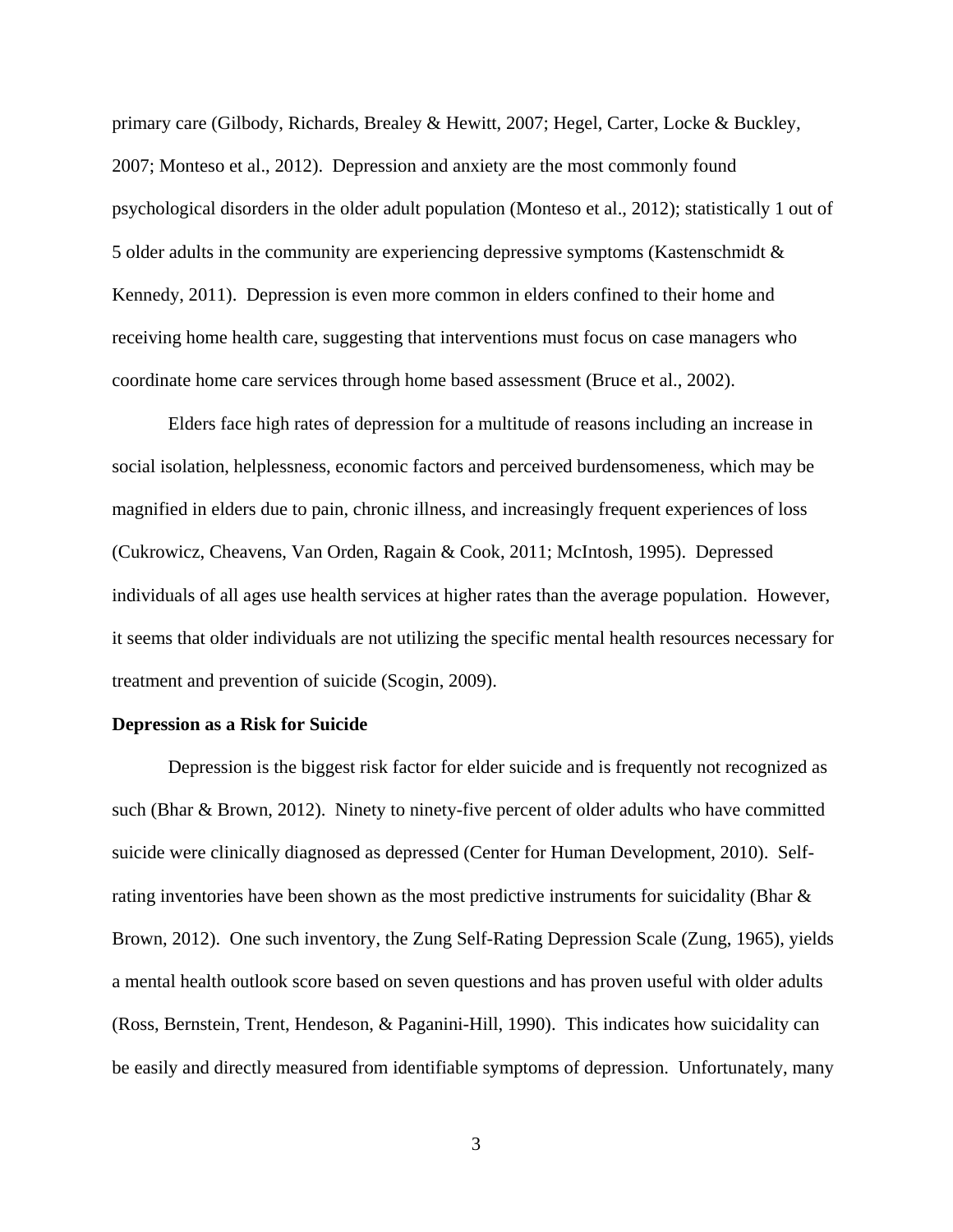primary care (Gilbody, Richards, Brealey & Hewitt, 2007; Hegel, Carter, Locke & Buckley, 2007; Monteso et al., 2012). Depression and anxiety are the most commonly found psychological disorders in the older adult population (Monteso et al., 2012); statistically 1 out of 5 older adults in the community are experiencing depressive symptoms (Kastenschmidt & Kennedy, 2011). Depression is even more common in elders confined to their home and receiving home health care, suggesting that interventions must focus on case managers who coordinate home care services through home based assessment (Bruce et al., 2002).

Elders face high rates of depression for a multitude of reasons including an increase in social isolation, helplessness, economic factors and perceived burdensomeness, which may be magnified in elders due to pain, chronic illness, and increasingly frequent experiences of loss (Cukrowicz, Cheavens, Van Orden, Ragain & Cook, 2011; McIntosh, 1995). Depressed individuals of all ages use health services at higher rates than the average population. However, it seems that older individuals are not utilizing the specific mental health resources necessary for treatment and prevention of suicide (Scogin, 2009).

**Depression as a Risk for Suicide**

Depression is the biggest risk factor for elder suicide and is frequently not recognized as such (Bhar & Brown, 2012). Ninety to ninety-five percent of older adults who have committed suicide were clinically diagnosed as depressed (Center for Human Development, 2010). Self-rating inventories have been shown as the most predictive instruments for suicidality (Bhar & Brown, 2012). One such inventory, the Zung Self-Rating Depression Scale (Zung, 1965), yields a mental health outlook score based on seven questions and has proven useful with older adults (Ross, Bernstein, Trent, Hendeson, & Paganini-Hill, 1990). This indicates how suicidality can be easily and directly measured from identifiable symptoms of depression. Unfortunately, many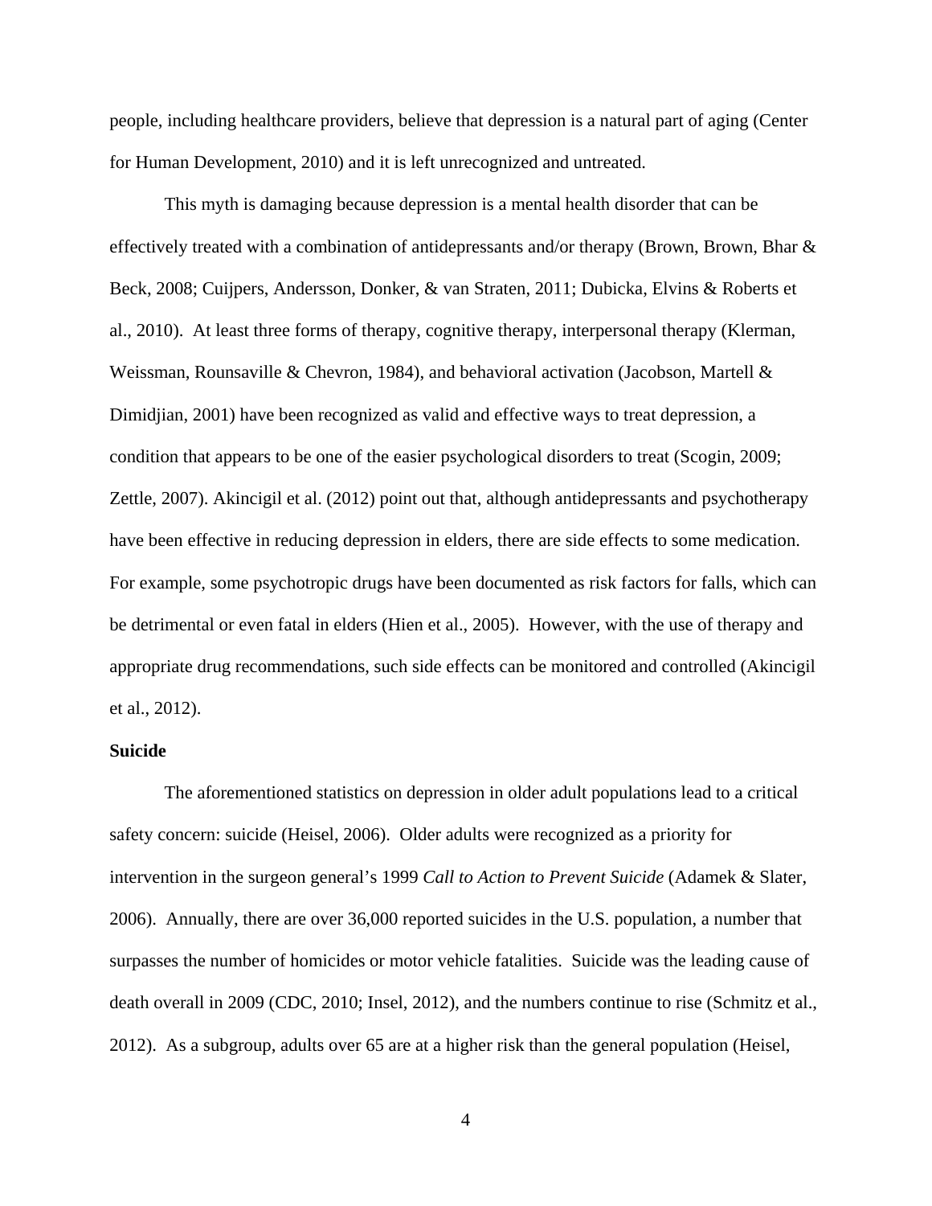people, including healthcare providers, believe that depression is a natural part of aging (Center for Human Development, 2010) and it is left unrecognized and untreated.

This myth is damaging because depression is a mental health disorder that can be effectively treated with a combination of antidepressants and/or therapy (Brown, Brown, Bhar & Beck, 2008; Cuijpers, Andersson, Donker, & van Straten, 2011; Dubicka, Elvins & Roberts et al., 2010). At least three forms of therapy, cognitive therapy, interpersonal therapy (Klerman, Weissman, Rounsaville & Chevron, 1984), and behavioral activation (Jacobson, Martell & Dimidjian, 2001) have been recognized as valid and effective ways to treat depression, a condition that appears to be one of the easier psychological disorders to treat (Scogin, 2009; Zettle, 2007). Akincigil et al. (2012) point out that, although antidepressants and psychotherapy have been effective in reducing depression in elders, there are side effects to some medication. For example, some psychotropic drugs have been documented as risk factors for falls, which can be detrimental or even fatal in elders (Hien et al., 2005). However, with the use of therapy and appropriate drug recommendations, such side effects can be monitored and controlled (Akincigil et al., 2012).

**Suicide**

The aforementioned statistics on depression in older adult populations lead to a critical safety concern: suicide (Heisel, 2006). Older adults were recognized as a priority for intervention in the surgeon general's 1999 *Call to Action to Prevent Suicide* (Adamek & Slater, 2006). Annually, there are over 36,000 reported suicides in the U.S. population, a number that surpasses the number of homicides or motor vehicle fatalities. Suicide was the leading cause of death overall in 2009 (CDC, 2010; Insel, 2012), and the numbers continue to rise (Schmitz et al., 2012). As a subgroup, adults over 65 are at a higher risk than the general population (Heisel,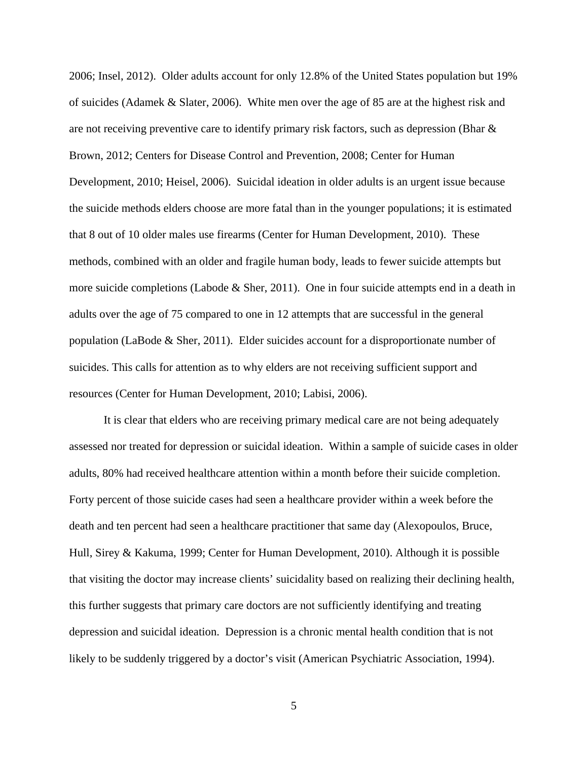2006; Insel, 2012). Older adults account for only 12.8% of the United States population but 19% of suicides (Adamek & Slater, 2006). White men over the age of 85 are at the highest risk and are not receiving preventive care to identify primary risk factors, such as depression (Bhar & Brown, 2012; Centers for Disease Control and Prevention, 2008; Center for Human Development, 2010; Heisel, 2006). Suicidal ideation in older adults is an urgent issue because the suicide methods elders choose are more fatal than in the younger populations; it is estimated that 8 out of 10 older males use firearms (Center for Human Development, 2010). These methods, combined with an older and fragile human body, leads to fewer suicide attempts but more suicide completions (Labode & Sher, 2011). One in four suicide attempts end in a death in adults over the age of 75 compared to one in 12 attempts that are successful in the general population (LaBode & Sher, 2011). Elder suicides account for a disproportionate number of suicides. This calls for attention as to why elders are not receiving sufficient support and resources (Center for Human Development, 2010; Labisi, 2006).

It is clear that elders who are receiving primary medical care are not being adequately assessed nor treated for depression or suicidal ideation. Within a sample of suicide cases in older adults, 80% had received healthcare attention within a month before their suicide completion. Forty percent of those suicide cases had seen a healthcare provider within a week before the death and ten percent had seen a healthcare practitioner that same day (Alexopoulos, Bruce, Hull, Sirey & Kakuma, 1999; Center for Human Development, 2010). Although it is possible that visiting the doctor may increase clients' suicidality based on realizing their declining health, this further suggests that primary care doctors are not sufficiently identifying and treating depression and suicidal ideation. Depression is a chronic mental health condition that is not likely to be suddenly triggered by a doctor's visit (American Psychiatric Association, 1994).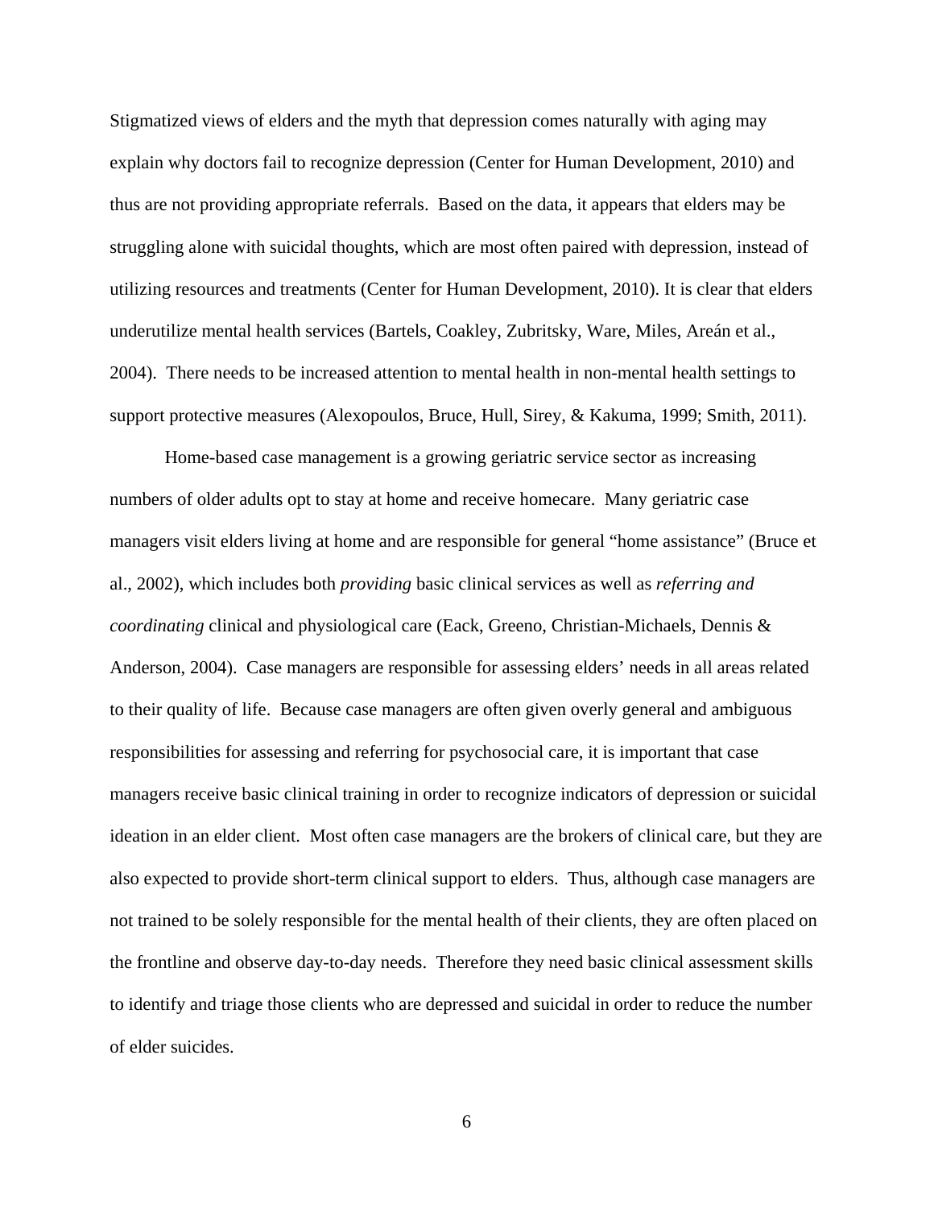Stigmatized views of elders and the myth that depression comes naturally with aging may explain why doctors fail to recognize depression (Center for Human Development, 2010) and thus are not providing appropriate referrals. Based on the data, it appears that elders may be struggling alone with suicidal thoughts, which are most often paired with depression, instead of utilizing resources and treatments (Center for Human Development, 2010). It is clear that elders underutilize mental health services (Bartels, Coakley, Zubritsky, Ware, Miles, Areán et al., 2004). There needs to be increased attention to mental health in non-mental health settings to support protective measures (Alexopoulos, Bruce, Hull, Sirey, & Kakuma, 1999; Smith, 2011).

Home-based case management is a growing geriatric service sector as increasing numbers of older adults opt to stay at home and receive homecare. Many geriatric case managers visit elders living at home and are responsible for general "home assistance" (Bruce et al., 2002), which includes both *providing* basic clinical services as well as *referring and coordinating* clinical and physiological care (Eack, Greeno, Christian-Michaels, Dennis & Anderson, 2004). Case managers are responsible for assessing elders' needs in all areas related to their quality of life. Because case managers are often given overly general and ambiguous responsibilities for assessing and referring for psychosocial care, it is important that case managers receive basic clinical training in order to recognize indicators of depression or suicidal ideation in an elder client. Most often case managers are the brokers of clinical care, but they are also expected to provide short-term clinical support to elders. Thus, although case managers are not trained to be solely responsible for the mental health of their clients, they are often placed on the frontline and observe day-to-day needs. Therefore they need basic clinical assessment skills to identify and triage those clients who are depressed and suicidal in order to reduce the number of elder suicides.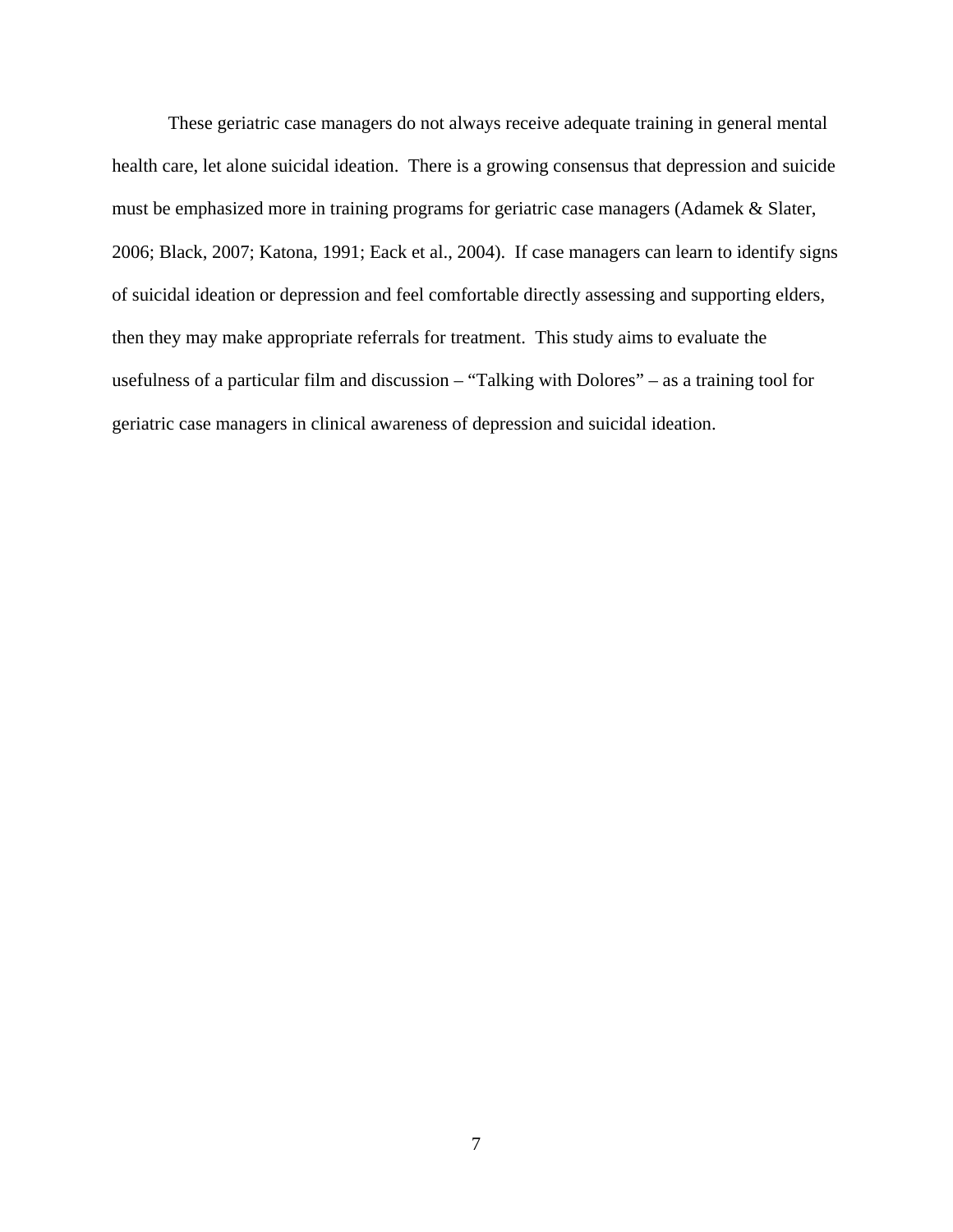These geriatric case managers do not always receive adequate training in general mental health care, let alone suicidal ideation. There is a growing consensus that depression and suicide must be emphasized more in training programs for geriatric case managers (Adamek & Slater, 2006; Black, 2007; Katona, 1991; Eack et al., 2004). If case managers can learn to identify signs of suicidal ideation or depression and feel comfortable directly assessing and supporting elders, then they may make appropriate referrals for treatment. This study aims to evaluate the usefulness of a particular film and discussion – "Talking with Dolores" – as a training tool for geriatric case managers in clinical awareness of depression and suicidal ideation.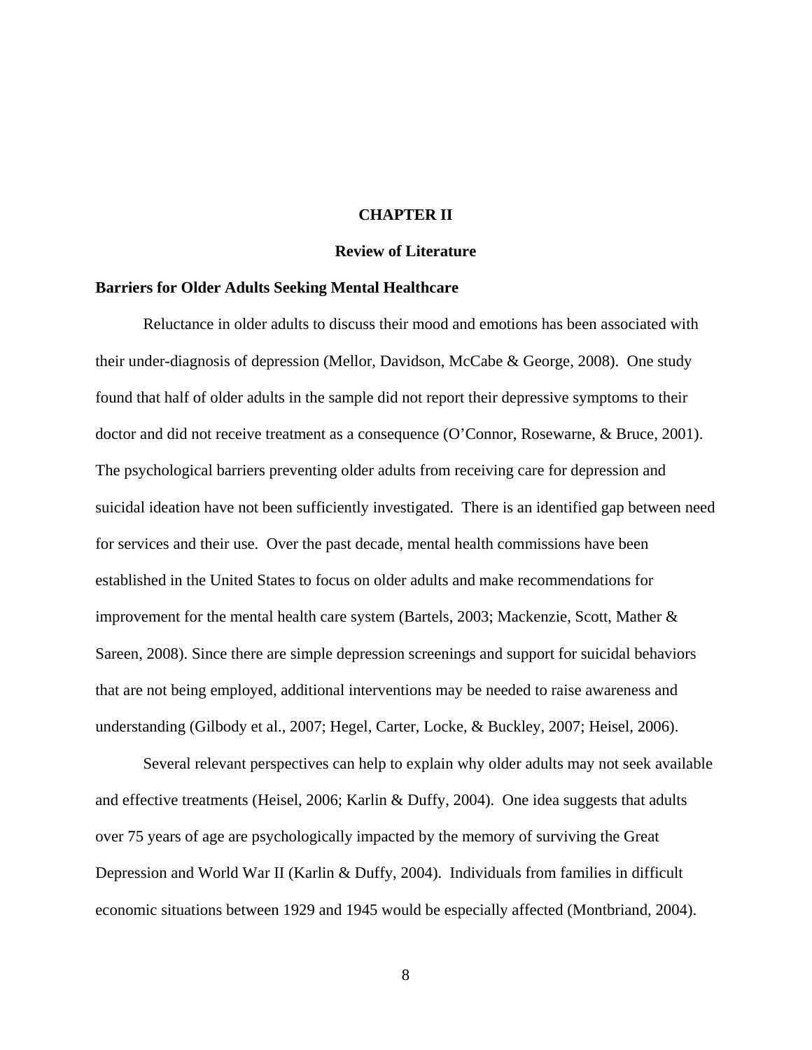# CHAPTER II

## Review of Literature

### Barriers for Older Adults Seeking Mental Healthcare

Reluctance in older adults to discuss their mood and emotions has been associated with their under-diagnosis of depression (Mellor, Davidson, McCabe & George, 2008). One study found that half of older adults in the sample did not report their depressive symptoms to their doctor and did not receive treatment as a consequence (O'Connor, Rosewarne, & Bruce, 2001). The psychological barriers preventing older adults from receiving care for depression and suicidal ideation have not been sufficiently investigated. There is an identified gap between need for services and their use. Over the past decade, mental health commissions have been established in the United States to focus on older adults and make recommendations for improvement for the mental health care system (Bartels, 2003; Mackenzie, Scott, Mather & Sareen, 2008). Since there are simple depression screenings and support for suicidal behaviors that are not being employed, additional interventions may be needed to raise awareness and understanding (Gilbody et al., 2007; Hegel, Carter, Locke, & Buckley, 2007; Heisel, 2006).

Several relevant perspectives can help to explain why older adults may not seek available and effective treatments (Heisel, 2006; Karlin & Duffy, 2004). One idea suggests that adults over 75 years of age are psychologically impacted by the memory of surviving the Great Depression and World War II (Karlin & Duffy, 2004). Individuals from families in difficult economic situations between 1929 and 1945 would be especially affected (Montbriand, 2004).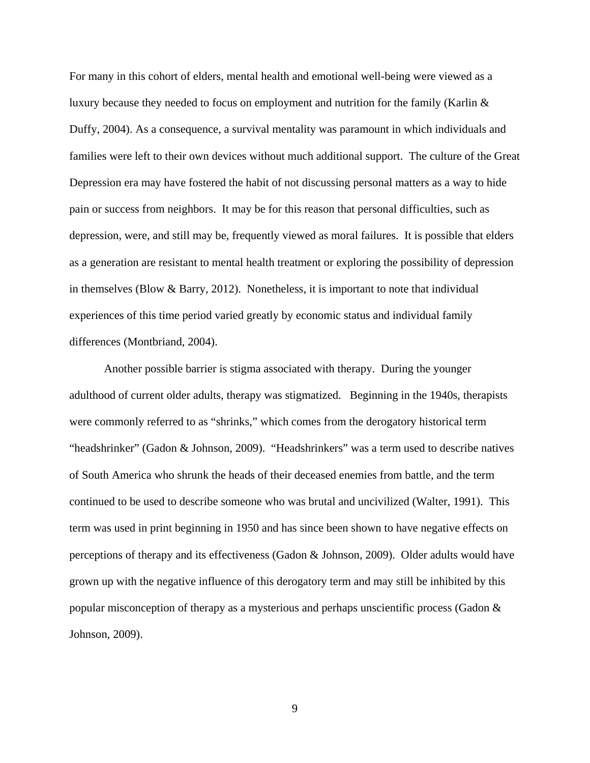For many in this cohort of elders, mental health and emotional well-being were viewed as a luxury because they needed to focus on employment and nutrition for the family (Karlin & Duffy, 2004). As a consequence, a survival mentality was paramount in which individuals and families were left to their own devices without much additional support. The culture of the Great Depression era may have fostered the habit of not discussing personal matters as a way to hide pain or success from neighbors. It may be for this reason that personal difficulties, such as depression, were, and still may be, frequently viewed as moral failures. It is possible that elders as a generation are resistant to mental health treatment or exploring the possibility of depression in themselves (Blow & Barry, 2012). Nonetheless, it is important to note that individual experiences of this time period varied greatly by economic status and individual family differences (Montbriand, 2004).

Another possible barrier is stigma associated with therapy. During the younger adulthood of current older adults, therapy was stigmatized. Beginning in the 1940s, therapists were commonly referred to as "shrinks," which comes from the derogatory historical term "headshrinker" (Gadon & Johnson, 2009). "Headshrinkers" was a term used to describe natives of South America who shrunk the heads of their deceased enemies from battle, and the term continued to be used to describe someone who was brutal and uncivilized (Walter, 1991). This term was used in print beginning in 1950 and has since been shown to have negative effects on perceptions of therapy and its effectiveness (Gadon & Johnson, 2009). Older adults would have grown up with the negative influence of this derogatory term and may still be inhibited by this popular misconception of therapy as a mysterious and perhaps unscientific process (Gadon & Johnson, 2009).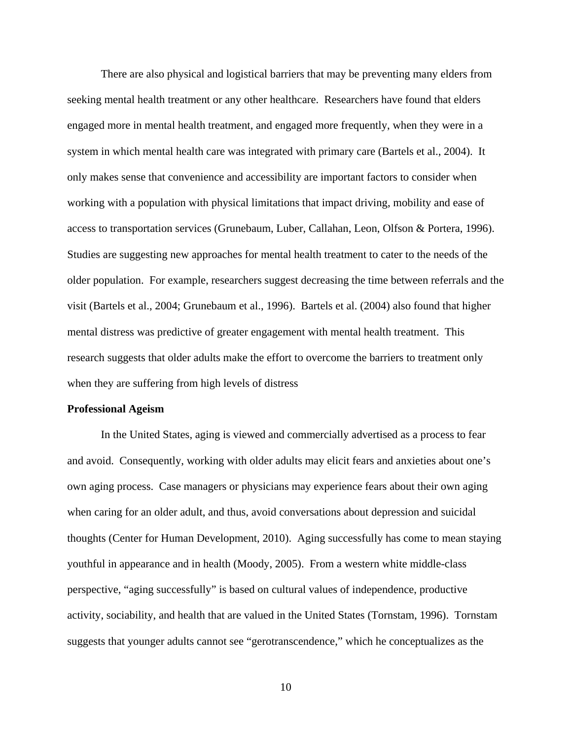There are also physical and logistical barriers that may be preventing many elders from seeking mental health treatment or any other healthcare. Researchers have found that elders engaged more in mental health treatment, and engaged more frequently, when they were in a system in which mental health care was integrated with primary care (Bartels et al., 2004). It only makes sense that convenience and accessibility are important factors to consider when working with a population with physical limitations that impact driving, mobility and ease of access to transportation services (Grunebaum, Luber, Callahan, Leon, Olfson & Portera, 1996). Studies are suggesting new approaches for mental health treatment to cater to the needs of the older population. For example, researchers suggest decreasing the time between referrals and the visit (Bartels et al., 2004; Grunebaum et al., 1996). Bartels et al. (2004) also found that higher mental distress was predictive of greater engagement with mental health treatment. This research suggests that older adults make the effort to overcome the barriers to treatment only when they are suffering from high levels of distress

**Professional Ageism**

In the United States, aging is viewed and commercially advertised as a process to fear and avoid. Consequently, working with older adults may elicit fears and anxieties about one's own aging process. Case managers or physicians may experience fears about their own aging when caring for an older adult, and thus, avoid conversations about depression and suicidal thoughts (Center for Human Development, 2010). Aging successfully has come to mean staying youthful in appearance and in health (Moody, 2005). From a western white middle-class perspective, "aging successfully" is based on cultural values of independence, productive activity, sociability, and health that are valued in the United States (Tornstam, 1996). Tornstam suggests that younger adults cannot see "gerotranscendence," which he conceptualizes as the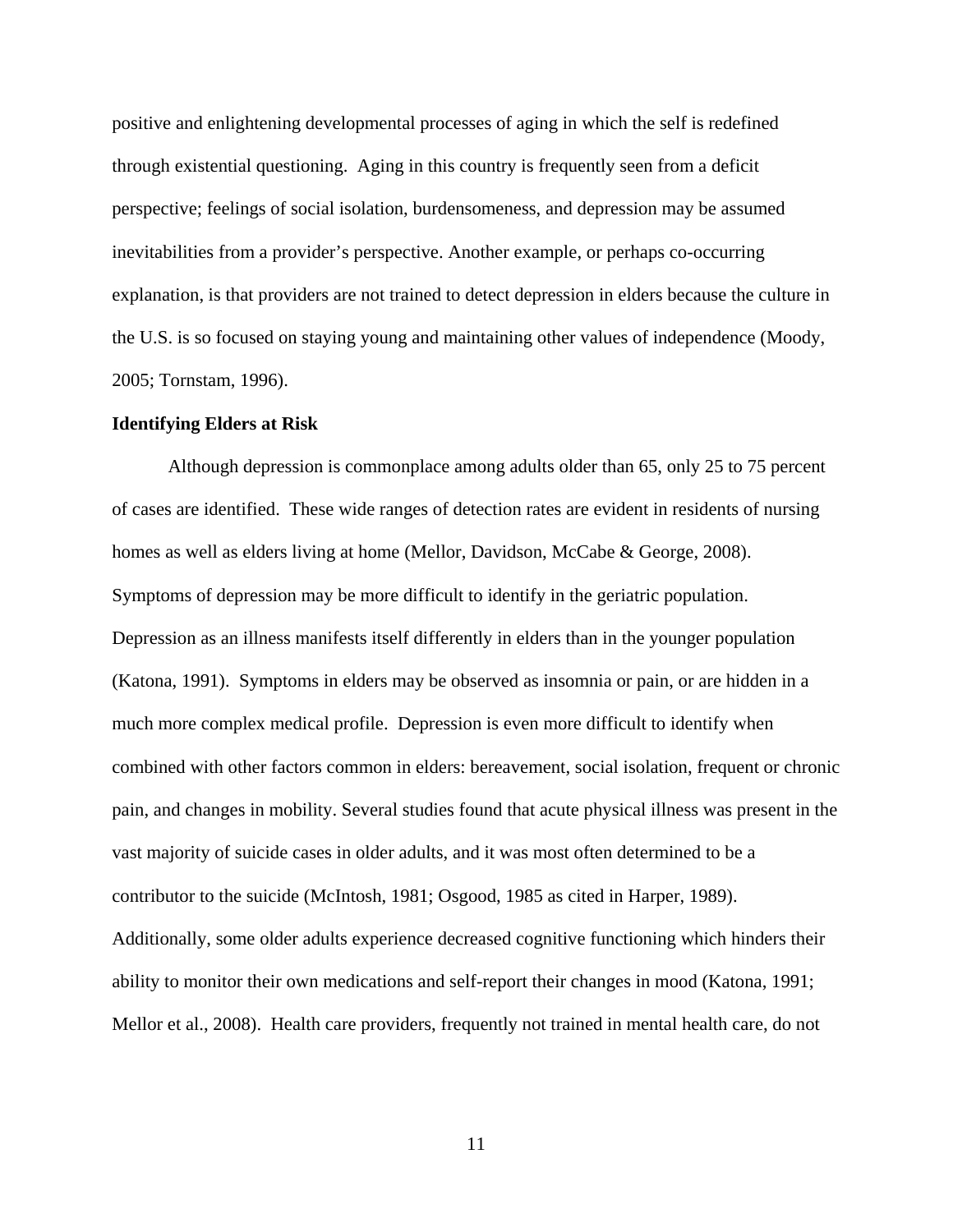positive and enlightening developmental processes of aging in which the self is redefined through existential questioning. Aging in this country is frequently seen from a deficit perspective; feelings of social isolation, burdensomeness, and depression may be assumed inevitabilities from a provider's perspective. Another example, or perhaps co-occurring explanation, is that providers are not trained to detect depression in elders because the culture in the U.S. is so focused on staying young and maintaining other values of independence (Moody, 2005; Tornstam, 1996).

**Identifying Elders at Risk**

Although depression is commonplace among adults older than 65, only 25 to 75 percent of cases are identified. These wide ranges of detection rates are evident in residents of nursing homes as well as elders living at home (Mellor, Davidson, McCabe & George, 2008). Symptoms of depression may be more difficult to identify in the geriatric population. Depression as an illness manifests itself differently in elders than in the younger population (Katona, 1991). Symptoms in elders may be observed as insomnia or pain, or are hidden in a much more complex medical profile. Depression is even more difficult to identify when combined with other factors common in elders: bereavement, social isolation, frequent or chronic pain, and changes in mobility. Several studies found that acute physical illness was present in the vast majority of suicide cases in older adults, and it was most often determined to be a contributor to the suicide (McIntosh, 1981; Osgood, 1985 as cited in Harper, 1989). Additionally, some older adults experience decreased cognitive functioning which hinders their ability to monitor their own medications and self-report their changes in mood (Katona, 1991; Mellor et al., 2008). Health care providers, frequently not trained in mental health care, do not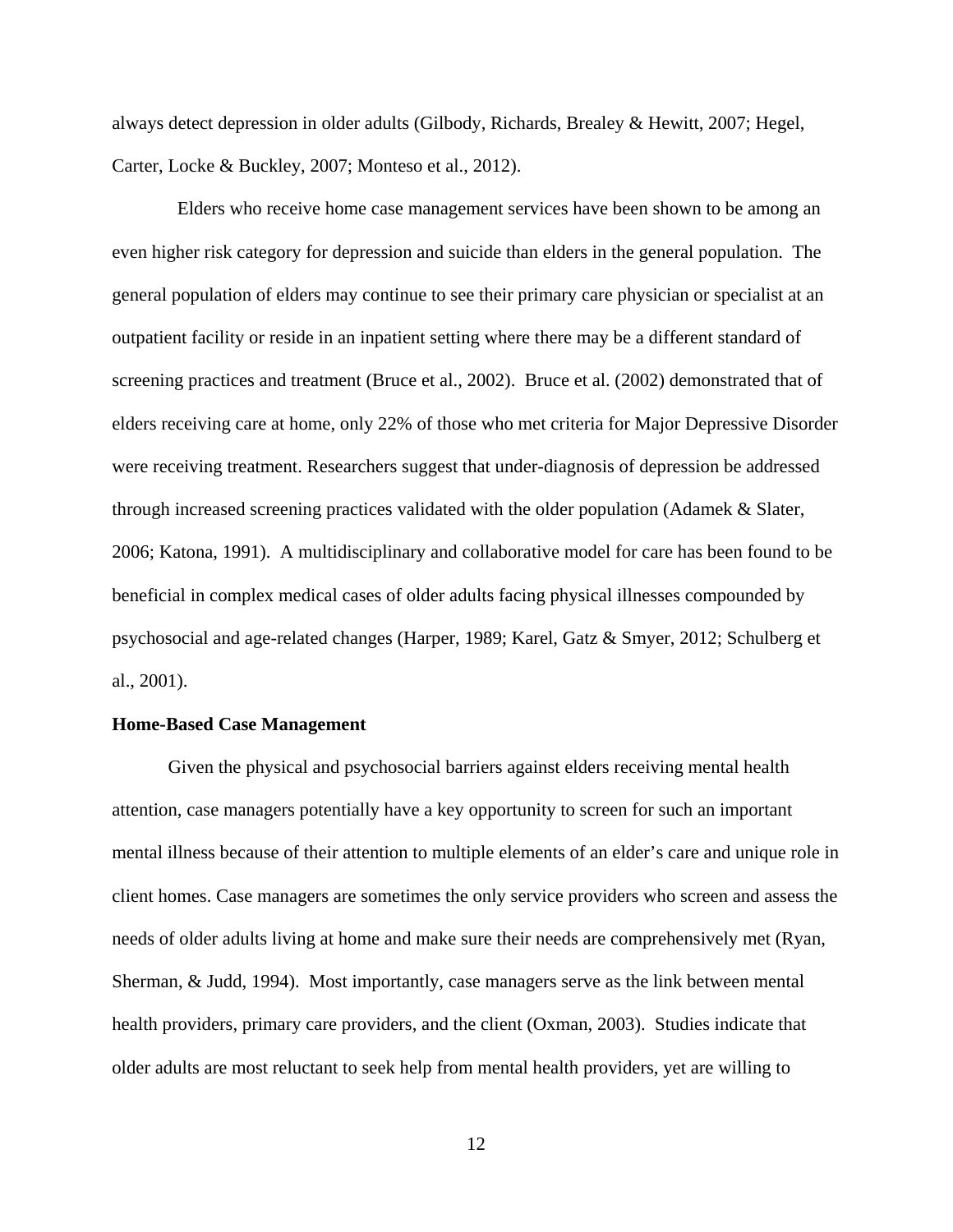always detect depression in older adults (Gilbody, Richards, Brealey & Hewitt, 2007; Hegel, Carter, Locke & Buckley, 2007; Monteso et al., 2012).

Elders who receive home case management services have been shown to be among an even higher risk category for depression and suicide than elders in the general population. The general population of elders may continue to see their primary care physician or specialist at an outpatient facility or reside in an inpatient setting where there may be a different standard of screening practices and treatment (Bruce et al., 2002). Bruce et al. (2002) demonstrated that of elders receiving care at home, only 22% of those who met criteria for Major Depressive Disorder were receiving treatment. Researchers suggest that under-diagnosis of depression be addressed through increased screening practices validated with the older population (Adamek & Slater, 2006; Katona, 1991). A multidisciplinary and collaborative model for care has been found to be beneficial in complex medical cases of older adults facing physical illnesses compounded by psychosocial and age-related changes (Harper, 1989; Karel, Gatz & Smyer, 2012; Schulberg et al., 2001).

**Home-Based Case Management**

Given the physical and psychosocial barriers against elders receiving mental health attention, case managers potentially have a key opportunity to screen for such an important mental illness because of their attention to multiple elements of an elder's care and unique role in client homes. Case managers are sometimes the only service providers who screen and assess the needs of older adults living at home and make sure their needs are comprehensively met (Ryan, Sherman, & Judd, 1994). Most importantly, case managers serve as the link between mental health providers, primary care providers, and the client (Oxman, 2003). Studies indicate that older adults are most reluctant to seek help from mental health providers, yet are willing to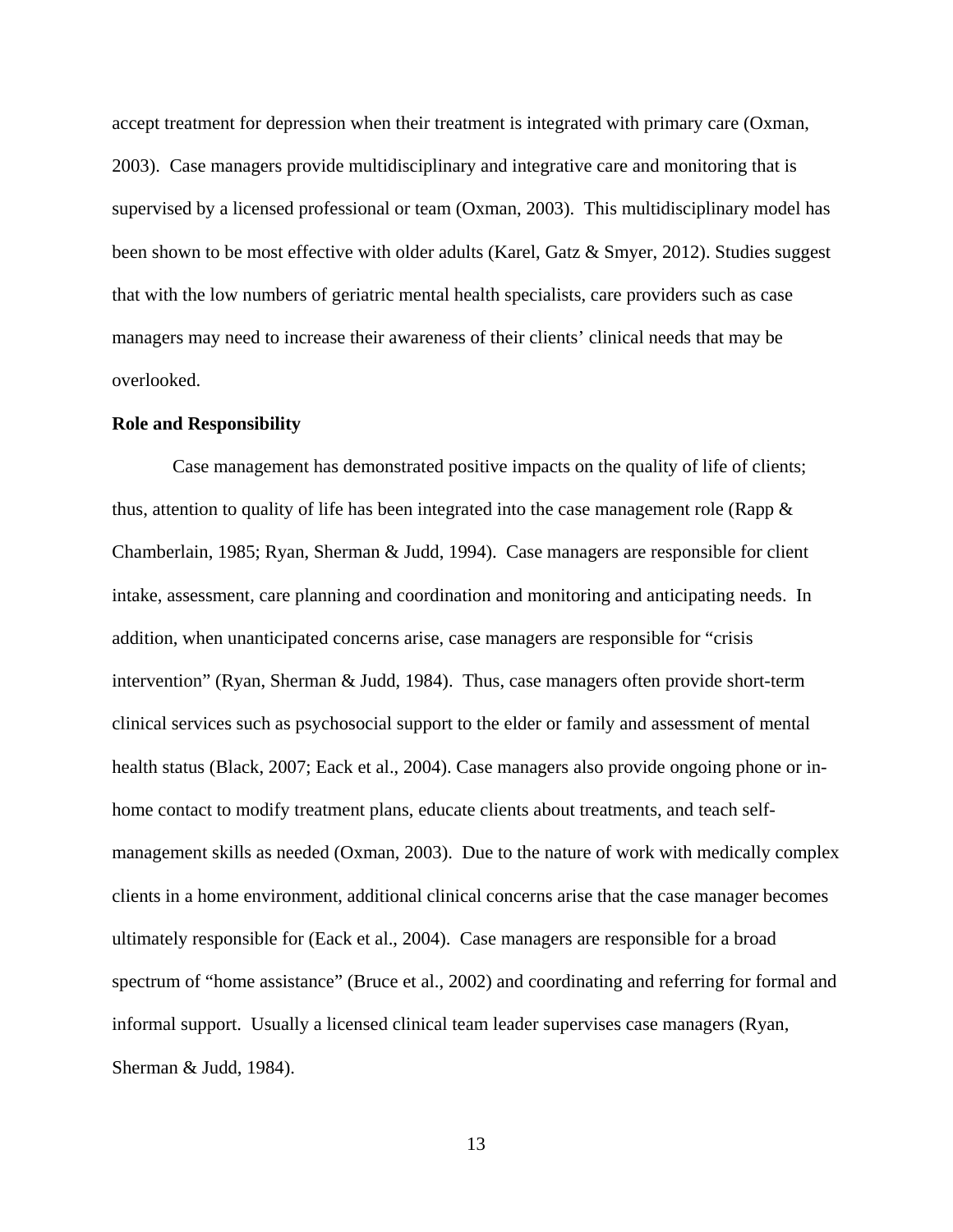accept treatment for depression when their treatment is integrated with primary care (Oxman, 2003). Case managers provide multidisciplinary and integrative care and monitoring that is supervised by a licensed professional or team (Oxman, 2003). This multidisciplinary model has been shown to be most effective with older adults (Karel, Gatz & Smyer, 2012). Studies suggest that with the low numbers of geriatric mental health specialists, care providers such as case managers may need to increase their awareness of their clients' clinical needs that may be overlooked.

**Role and Responsibility**

Case management has demonstrated positive impacts on the quality of life of clients; thus, attention to quality of life has been integrated into the case management role (Rapp & Chamberlain, 1985; Ryan, Sherman & Judd, 1994). Case managers are responsible for client intake, assessment, care planning and coordination and monitoring and anticipating needs. In addition, when unanticipated concerns arise, case managers are responsible for "crisis intervention" (Ryan, Sherman & Judd, 1984). Thus, case managers often provide short-term clinical services such as psychosocial support to the elder or family and assessment of mental health status (Black, 2007; Eack et al., 2004). Case managers also provide ongoing phone or in-home contact to modify treatment plans, educate clients about treatments, and teach self-management skills as needed (Oxman, 2003). Due to the nature of work with medically complex clients in a home environment, additional clinical concerns arise that the case manager becomes ultimately responsible for (Eack et al., 2004). Case managers are responsible for a broad spectrum of "home assistance" (Bruce et al., 2002) and coordinating and referring for formal and informal support. Usually a licensed clinical team leader supervises case managers (Ryan, Sherman & Judd, 1984).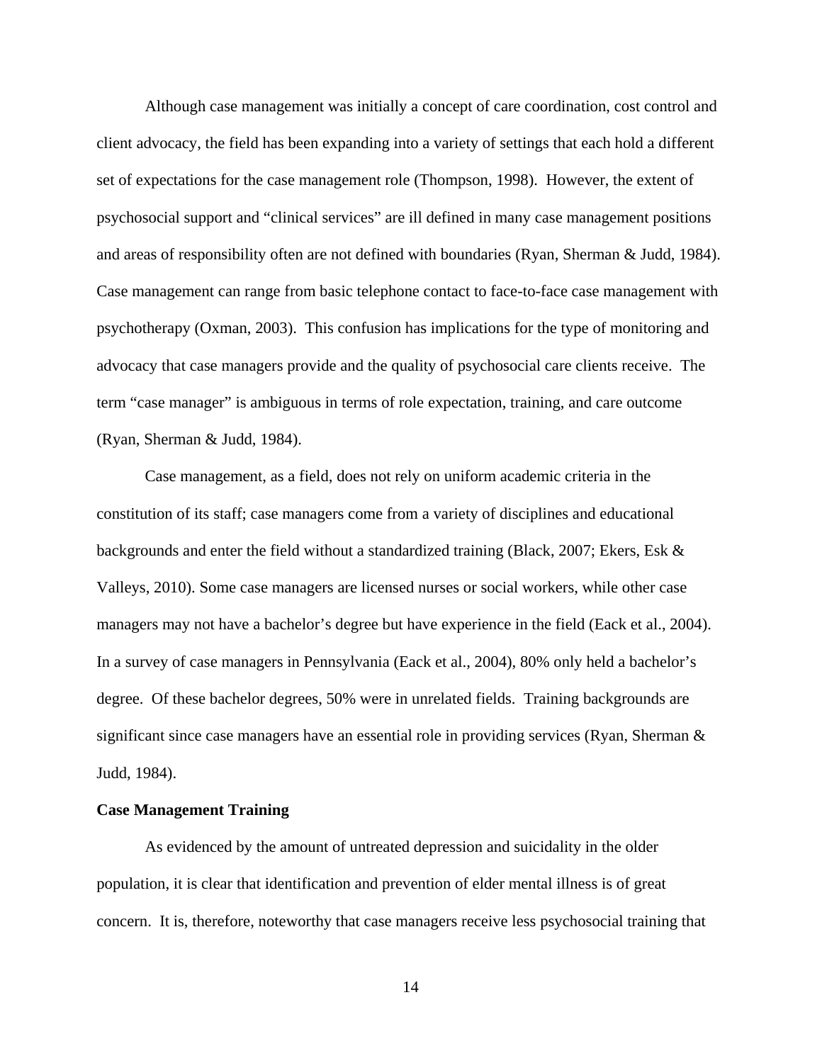Although case management was initially a concept of care coordination, cost control and client advocacy, the field has been expanding into a variety of settings that each hold a different set of expectations for the case management role (Thompson, 1998). However, the extent of psychosocial support and "clinical services" are ill defined in many case management positions and areas of responsibility often are not defined with boundaries (Ryan, Sherman & Judd, 1984). Case management can range from basic telephone contact to face-to-face case management with psychotherapy (Oxman, 2003). This confusion has implications for the type of monitoring and advocacy that case managers provide and the quality of psychosocial care clients receive. The term "case manager" is ambiguous in terms of role expectation, training, and care outcome (Ryan, Sherman & Judd, 1984).

Case management, as a field, does not rely on uniform academic criteria in the constitution of its staff; case managers come from a variety of disciplines and educational backgrounds and enter the field without a standardized training (Black, 2007; Ekers, Esk & Valleys, 2010). Some case managers are licensed nurses or social workers, while other case managers may not have a bachelor's degree but have experience in the field (Eack et al., 2004). In a survey of case managers in Pennsylvania (Eack et al., 2004), 80% only held a bachelor's degree. Of these bachelor degrees, 50% were in unrelated fields. Training backgrounds are significant since case managers have an essential role in providing services (Ryan, Sherman & Judd, 1984).

**Case Management Training**

As evidenced by the amount of untreated depression and suicidality in the older population, it is clear that identification and prevention of elder mental illness is of great concern. It is, therefore, noteworthy that case managers receive less psychosocial training that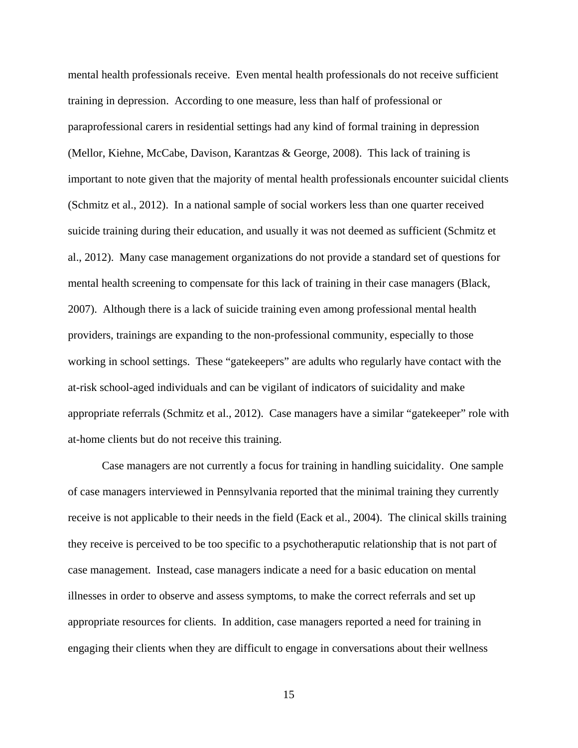mental health professionals receive. Even mental health professionals do not receive sufficient training in depression. According to one measure, less than half of professional or paraprofessional carers in residential settings had any kind of formal training in depression (Mellor, Kiehne, McCabe, Davison, Karantzas & George, 2008). This lack of training is important to note given that the majority of mental health professionals encounter suicidal clients (Schmitz et al., 2012). In a national sample of social workers less than one quarter received suicide training during their education, and usually it was not deemed as sufficient (Schmitz et al., 2012). Many case management organizations do not provide a standard set of questions for mental health screening to compensate for this lack of training in their case managers (Black, 2007). Although there is a lack of suicide training even among professional mental health providers, trainings are expanding to the non-professional community, especially to those working in school settings. These "gatekeepers" are adults who regularly have contact with the at-risk school-aged individuals and can be vigilant of indicators of suicidality and make appropriate referrals (Schmitz et al., 2012). Case managers have a similar "gatekeeper" role with at-home clients but do not receive this training.

Case managers are not currently a focus for training in handling suicidality. One sample of case managers interviewed in Pennsylvania reported that the minimal training they currently receive is not applicable to their needs in the field (Eack et al., 2004). The clinical skills training they receive is perceived to be too specific to a psychotheraputic relationship that is not part of case management. Instead, case managers indicate a need for a basic education on mental illnesses in order to observe and assess symptoms, to make the correct referrals and set up appropriate resources for clients. In addition, case managers reported a need for training in engaging their clients when they are difficult to engage in conversations about their wellness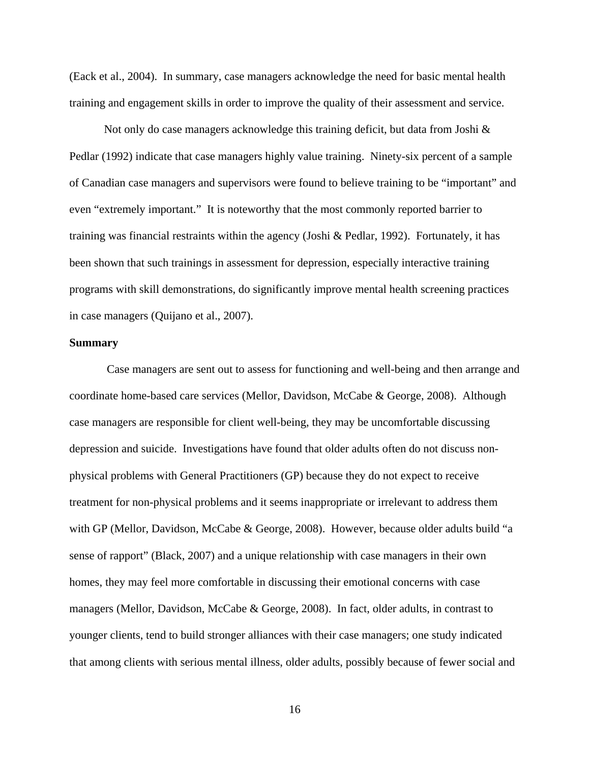(Eack et al., 2004). In summary, case managers acknowledge the need for basic mental health training and engagement skills in order to improve the quality of their assessment and service.

Not only do case managers acknowledge this training deficit, but data from Joshi & Pedlar (1992) indicate that case managers highly value training. Ninety-six percent of a sample of Canadian case managers and supervisors were found to believe training to be "important" and even "extremely important." It is noteworthy that the most commonly reported barrier to training was financial restraints within the agency (Joshi & Pedlar, 1992). Fortunately, it has been shown that such trainings in assessment for depression, especially interactive training programs with skill demonstrations, do significantly improve mental health screening practices in case managers (Quijano et al., 2007).

**Summary**

Case managers are sent out to assess for functioning and well-being and then arrange and coordinate home-based care services (Mellor, Davidson, McCabe & George, 2008). Although case managers are responsible for client well-being, they may be uncomfortable discussing depression and suicide. Investigations have found that older adults often do not discuss non-physical problems with General Practitioners (GP) because they do not expect to receive treatment for non-physical problems and it seems inappropriate or irrelevant to address them with GP (Mellor, Davidson, McCabe & George, 2008). However, because older adults build "a sense of rapport" (Black, 2007) and a unique relationship with case managers in their own homes, they may feel more comfortable in discussing their emotional concerns with case managers (Mellor, Davidson, McCabe & George, 2008). In fact, older adults, in contrast to younger clients, tend to build stronger alliances with their case managers; one study indicated that among clients with serious mental illness, older adults, possibly because of fewer social and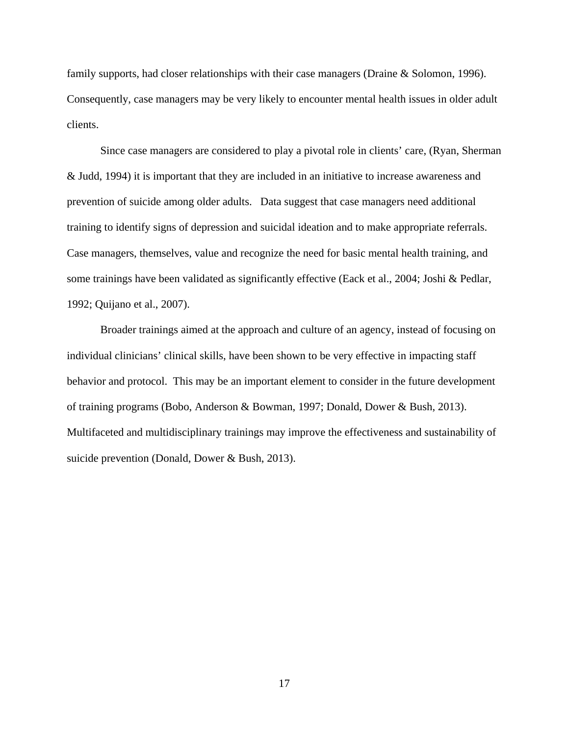family supports, had closer relationships with their case managers (Draine & Solomon, 1996). Consequently, case managers may be very likely to encounter mental health issues in older adult clients.

Since case managers are considered to play a pivotal role in clients' care, (Ryan, Sherman & Judd, 1994) it is important that they are included in an initiative to increase awareness and prevention of suicide among older adults. Data suggest that case managers need additional training to identify signs of depression and suicidal ideation and to make appropriate referrals. Case managers, themselves, value and recognize the need for basic mental health training, and some trainings have been validated as significantly effective (Eack et al., 2004; Joshi & Pedlar, 1992; Quijano et al., 2007).

Broader trainings aimed at the approach and culture of an agency, instead of focusing on individual clinicians' clinical skills, have been shown to be very effective in impacting staff behavior and protocol. This may be an important element to consider in the future development of training programs (Bobo, Anderson & Bowman, 1997; Donald, Dower & Bush, 2013). Multifaceted and multidisciplinary trainings may improve the effectiveness and sustainability of suicide prevention (Donald, Dower & Bush, 2013).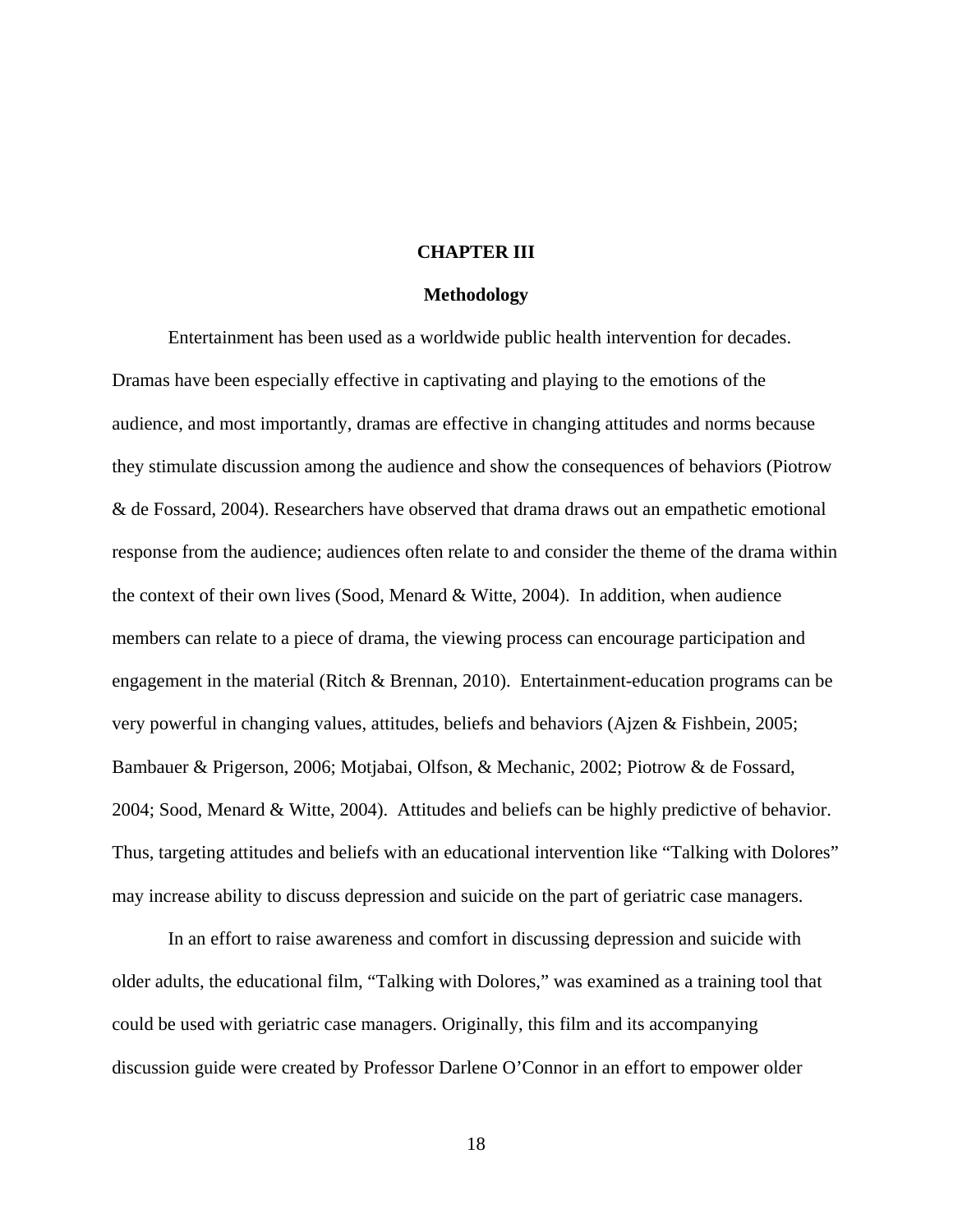# CHAPTER III

## Methodology

Entertainment has been used as a worldwide public health intervention for decades. Dramas have been especially effective in captivating and playing to the emotions of the audience, and most importantly, dramas are effective in changing attitudes and norms because they stimulate discussion among the audience and show the consequences of behaviors (Piotrow & de Fossard, 2004). Researchers have observed that drama draws out an empathetic emotional response from the audience; audiences often relate to and consider the theme of the drama within the context of their own lives (Sood, Menard & Witte, 2004). In addition, when audience members can relate to a piece of drama, the viewing process can encourage participation and engagement in the material (Ritch & Brennan, 2010). Entertainment-education programs can be very powerful in changing values, attitudes, beliefs and behaviors (Ajzen & Fishbein, 2005; Bambauer & Prigerson, 2006; Motjabai, Olfson, & Mechanic, 2002; Piotrow & de Fossard, 2004; Sood, Menard & Witte, 2004). Attitudes and beliefs can be highly predictive of behavior. Thus, targeting attitudes and beliefs with an educational intervention like "Talking with Dolores" may increase ability to discuss depression and suicide on the part of geriatric case managers.

In an effort to raise awareness and comfort in discussing depression and suicide with older adults, the educational film, "Talking with Dolores," was examined as a training tool that could be used with geriatric case managers. Originally, this film and its accompanying discussion guide were created by Professor Darlene O'Connor in an effort to empower older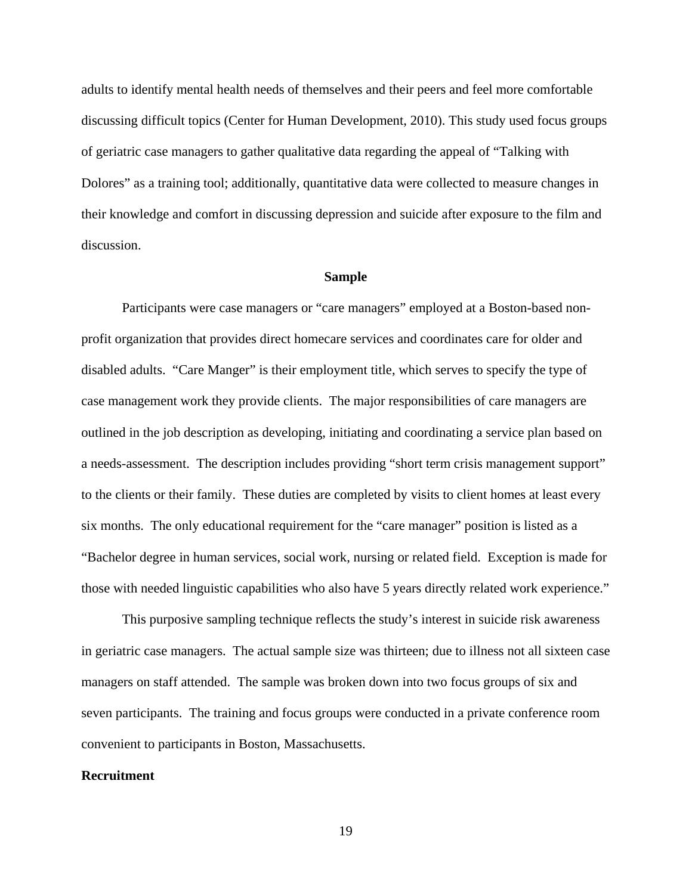adults to identify mental health needs of themselves and their peers and feel more comfortable discussing difficult topics (Center for Human Development, 2010). This study used focus groups of geriatric case managers to gather qualitative data regarding the appeal of "Talking with Dolores" as a training tool; additionally, quantitative data were collected to measure changes in their knowledge and comfort in discussing depression and suicide after exposure to the film and discussion.

## Sample

Participants were case managers or "care managers" employed at a Boston-based non-profit organization that provides direct homecare services and coordinates care for older and disabled adults. "Care Manger" is their employment title, which serves to specify the type of case management work they provide clients. The major responsibilities of care managers are outlined in the job description as developing, initiating and coordinating a service plan based on a needs-assessment. The description includes providing "short term crisis management support" to the clients or their family. These duties are completed by visits to client homes at least every six months. The only educational requirement for the "care manager" position is listed as a "Bachelor degree in human services, social work, nursing or related field. Exception is made for those with needed linguistic capabilities who also have 5 years directly related work experience."

This purposive sampling technique reflects the study's interest in suicide risk awareness in geriatric case managers. The actual sample size was thirteen; due to illness not all sixteen case managers on staff attended. The sample was broken down into two focus groups of six and seven participants. The training and focus groups were conducted in a private conference room convenient to participants in Boston, Massachusetts.

### Recruitment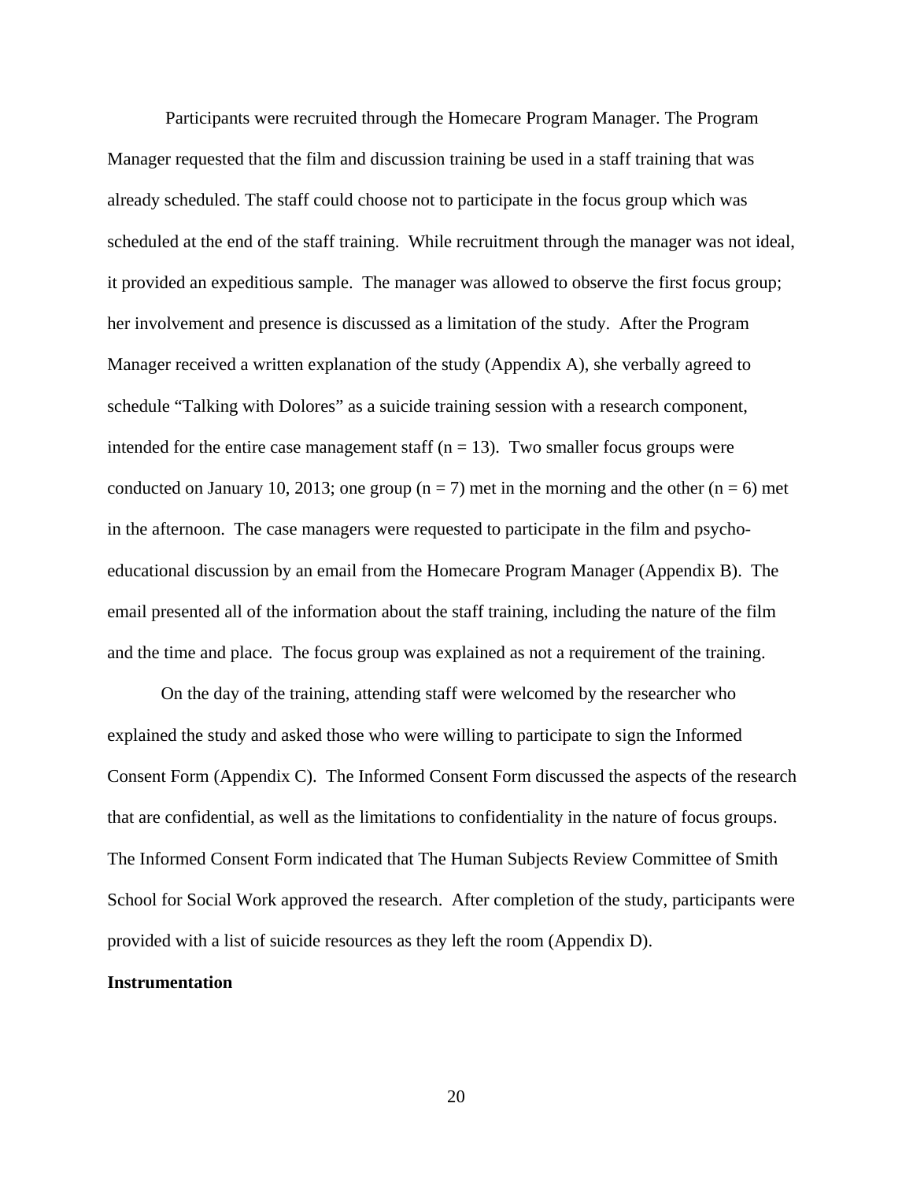Participants were recruited through the Homecare Program Manager. The Program Manager requested that the film and discussion training be used in a staff training that was already scheduled. The staff could choose not to participate in the focus group which was scheduled at the end of the staff training. While recruitment through the manager was not ideal, it provided an expeditious sample. The manager was allowed to observe the first focus group; her involvement and presence is discussed as a limitation of the study. After the Program Manager received a written explanation of the study (Appendix A), she verbally agreed to schedule "Talking with Dolores" as a suicide training session with a research component, intended for the entire case management staff ($n = 13$). Two smaller focus groups were conducted on January 10, 2013; one group ($n = 7$) met in the morning and the other ($n = 6$) met in the afternoon. The case managers were requested to participate in the film and psycho-educational discussion by an email from the Homecare Program Manager (Appendix B). The email presented all of the information about the staff training, including the nature of the film and the time and place. The focus group was explained as not a requirement of the training.

On the day of the training, attending staff were welcomed by the researcher who explained the study and asked those who were willing to participate to sign the Informed Consent Form (Appendix C). The Informed Consent Form discussed the aspects of the research that are confidential, as well as the limitations to confidentiality in the nature of focus groups. The Informed Consent Form indicated that The Human Subjects Review Committee of Smith School for Social Work approved the research. After completion of the study, participants were provided with a list of suicide resources as they left the room (Appendix D).

**Instrumentation**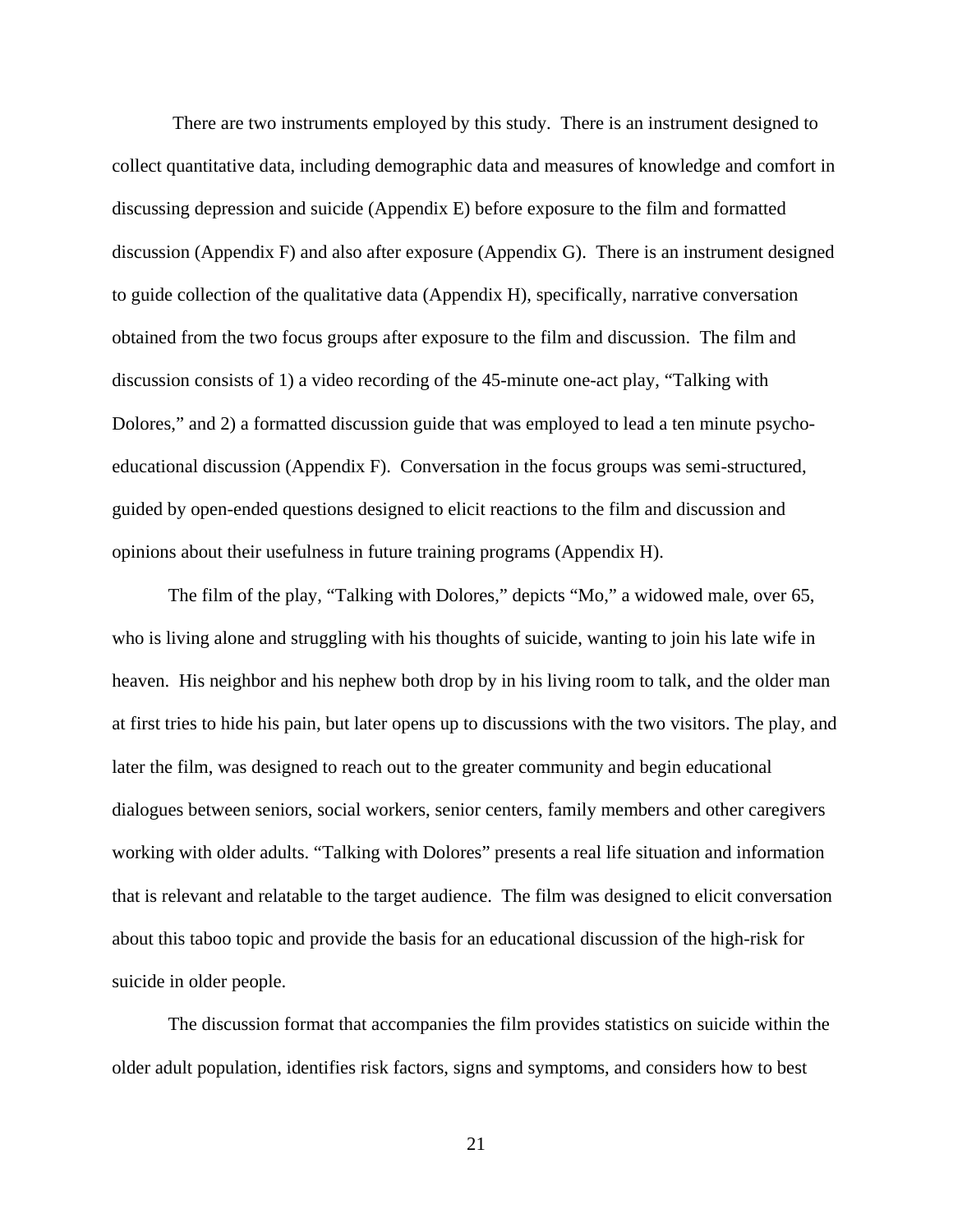There are two instruments employed by this study. There is an instrument designed to collect quantitative data, including demographic data and measures of knowledge and comfort in discussing depression and suicide (Appendix E) before exposure to the film and formatted discussion (Appendix F) and also after exposure (Appendix G). There is an instrument designed to guide collection of the qualitative data (Appendix H), specifically, narrative conversation obtained from the two focus groups after exposure to the film and discussion. The film and discussion consists of 1) a video recording of the 45-minute one-act play, "Talking with Dolores," and 2) a formatted discussion guide that was employed to lead a ten minute psycho-educational discussion (Appendix F). Conversation in the focus groups was semi-structured, guided by open-ended questions designed to elicit reactions to the film and discussion and opinions about their usefulness in future training programs (Appendix H).

The film of the play, "Talking with Dolores," depicts "Mo," a widowed male, over 65, who is living alone and struggling with his thoughts of suicide, wanting to join his late wife in heaven. His neighbor and his nephew both drop by in his living room to talk, and the older man at first tries to hide his pain, but later opens up to discussions with the two visitors. The play, and later the film, was designed to reach out to the greater community and begin educational dialogues between seniors, social workers, senior centers, family members and other caregivers working with older adults. "Talking with Dolores" presents a real life situation and information that is relevant and relatable to the target audience. The film was designed to elicit conversation about this taboo topic and provide the basis for an educational discussion of the high-risk for suicide in older people.

The discussion format that accompanies the film provides statistics on suicide within the older adult population, identifies risk factors, signs and symptoms, and considers how to best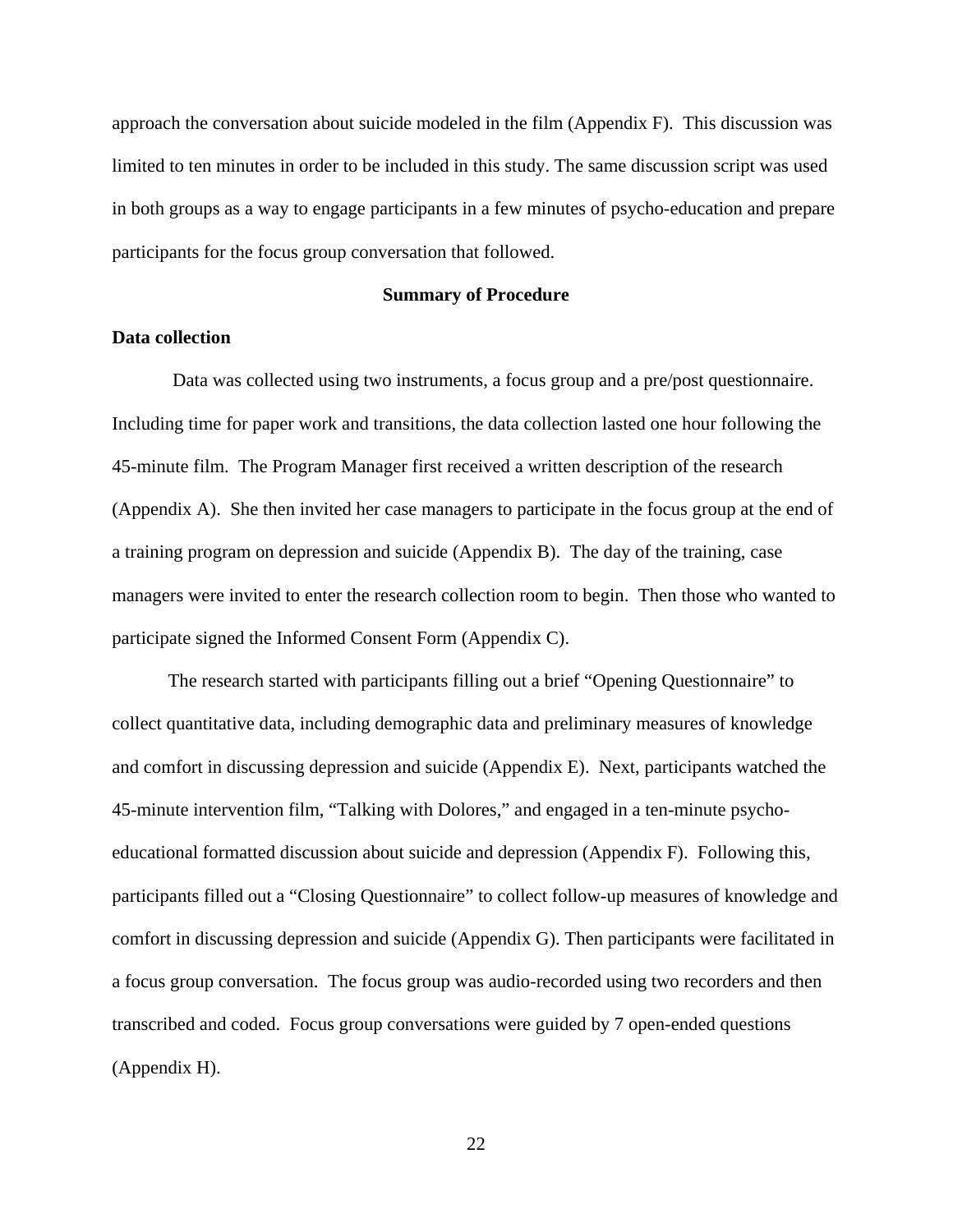approach the conversation about suicide modeled in the film (Appendix F). This discussion was limited to ten minutes in order to be included in this study. The same discussion script was used in both groups as a way to engage participants in a few minutes of psycho-education and prepare participants for the focus group conversation that followed.

## Summary of Procedure

### Data collection

Data was collected using two instruments, a focus group and a pre/post questionnaire. Including time for paper work and transitions, the data collection lasted one hour following the 45-minute film. The Program Manager first received a written description of the research (Appendix A). She then invited her case managers to participate in the focus group at the end of a training program on depression and suicide (Appendix B). The day of the training, case managers were invited to enter the research collection room to begin. Then those who wanted to participate signed the Informed Consent Form (Appendix C).

The research started with participants filling out a brief “Opening Questionnaire” to collect quantitative data, including demographic data and preliminary measures of knowledge and comfort in discussing depression and suicide (Appendix E). Next, participants watched the 45-minute intervention film, “Talking with Dolores,” and engaged in a ten-minute psycho-educational formatted discussion about suicide and depression (Appendix F). Following this, participants filled out a “Closing Questionnaire” to collect follow-up measures of knowledge and comfort in discussing depression and suicide (Appendix G). Then participants were facilitated in a focus group conversation. The focus group was audio-recorded using two recorders and then transcribed and coded. Focus group conversations were guided by 7 open-ended questions (Appendix H).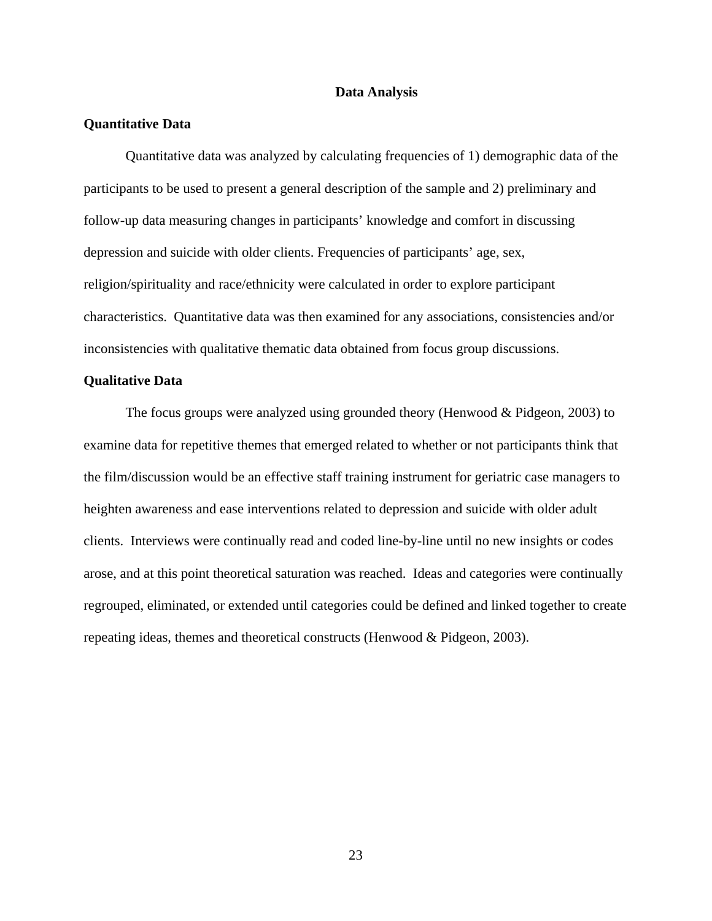# Data Analysis

## Quantitative Data

Quantitative data was analyzed by calculating frequencies of 1) demographic data of the participants to be used to present a general description of the sample and 2) preliminary and follow-up data measuring changes in participants' knowledge and comfort in discussing depression and suicide with older clients. Frequencies of participants' age, sex, religion/spirituality and race/ethnicity were calculated in order to explore participant characteristics. Quantitative data was then examined for any associations, consistencies and/or inconsistencies with qualitative thematic data obtained from focus group discussions.

## Qualitative Data

The focus groups were analyzed using grounded theory (Henwood & Pidgeon, 2003) to examine data for repetitive themes that emerged related to whether or not participants think that the film/discussion would be an effective staff training instrument for geriatric case managers to heighten awareness and ease interventions related to depression and suicide with older adult clients. Interviews were continually read and coded line-by-line until no new insights or codes arose, and at this point theoretical saturation was reached. Ideas and categories were continually regrouped, eliminated, or extended until categories could be defined and linked together to create repeating ideas, themes and theoretical constructs (Henwood & Pidgeon, 2003).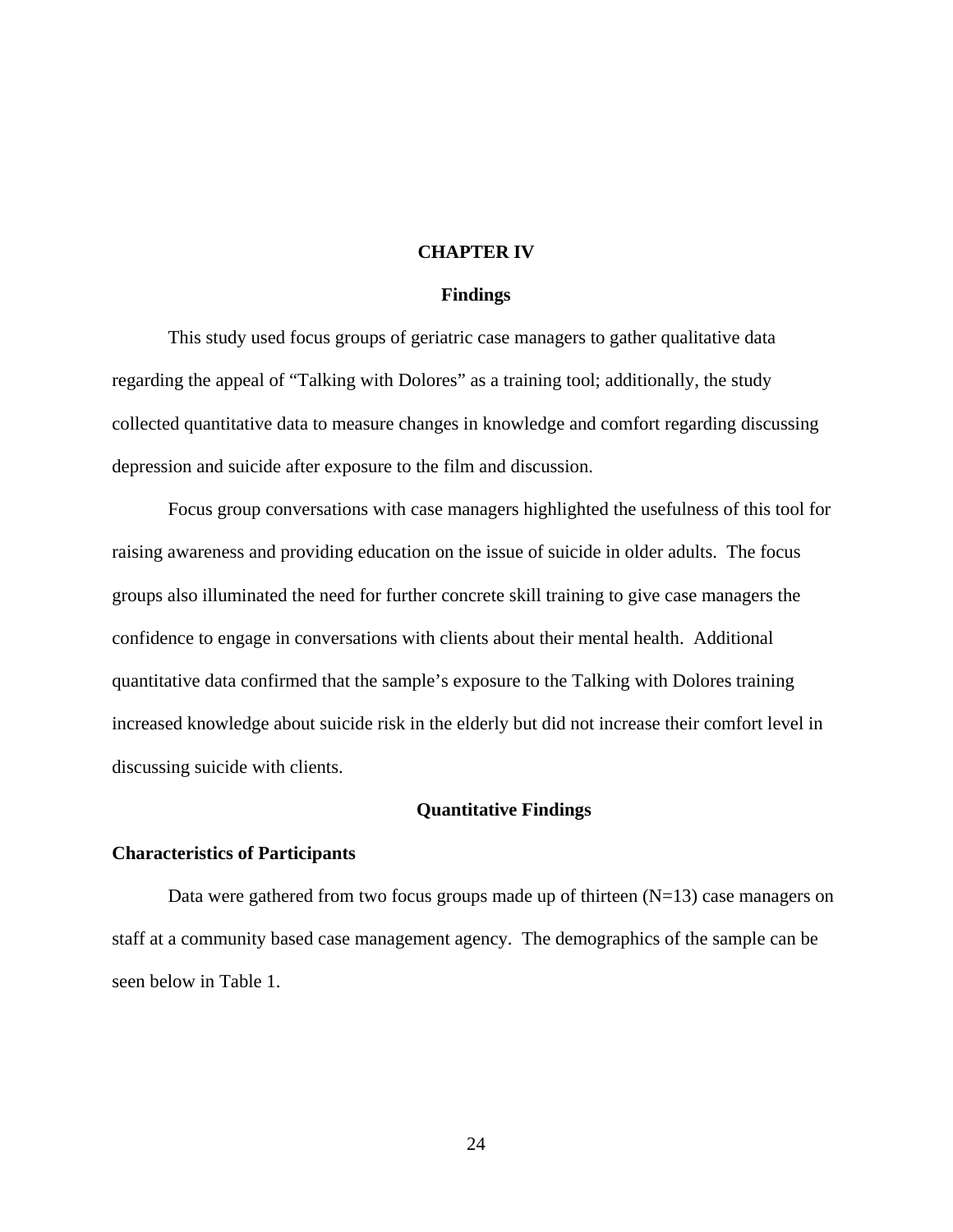# CHAPTER IV

## Findings

This study used focus groups of geriatric case managers to gather qualitative data regarding the appeal of "Talking with Dolores" as a training tool; additionally, the study collected quantitative data to measure changes in knowledge and comfort regarding discussing depression and suicide after exposure to the film and discussion.

Focus group conversations with case managers highlighted the usefulness of this tool for raising awareness and providing education on the issue of suicide in older adults. The focus groups also illuminated the need for further concrete skill training to give case managers the confidence to engage in conversations with clients about their mental health. Additional quantitative data confirmed that the sample's exposure to the Talking with Dolores training increased knowledge about suicide risk in the elderly but did not increase their comfort level in discussing suicide with clients.

## Quantitative Findings

### Characteristics of Participants

Data were gathered from two focus groups made up of thirteen (N=13) case managers on staff at a community based case management agency. The demographics of the sample can be seen below in Table 1.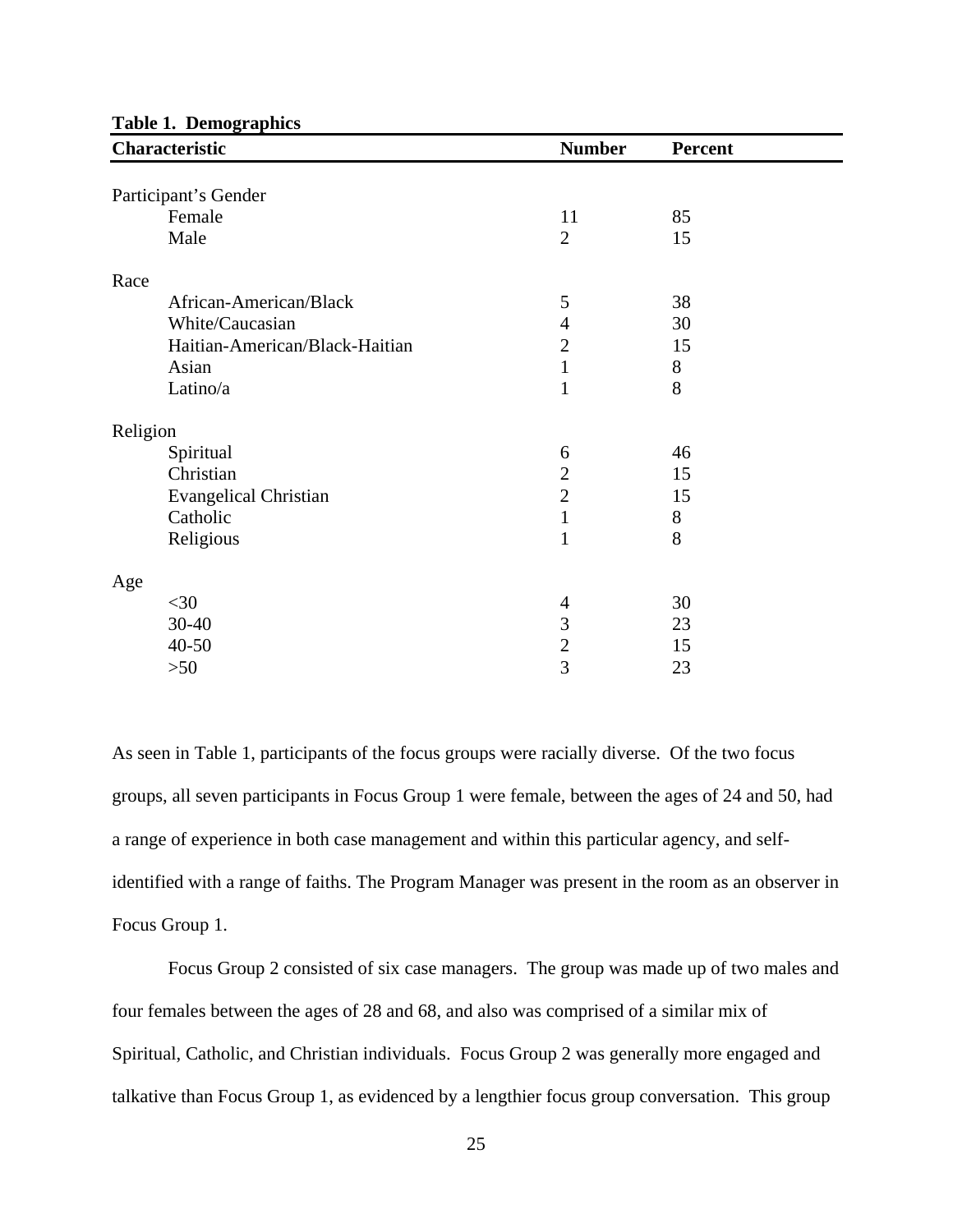**Table 1. Demographics**

| Characteristic | Number | Percent |
|---|---|---|
| Participant's Gender | | |
| Female | 11 | 85 |
| Male | 2 | 15 |
| Race | | |
| African-American/Black | 5 | 38 |
| White/Caucasian | 4 | 30 |
| Haitian-American/Black-Haitian | 2 | 15 |
| Asian | 1 | 8 |
| Latino/a | 1 | 8 |
| Religion | | |
| Spiritual | 6 | 46 |
| Christian | 2 | 15 |
| Evangelical Christian | 2 | 15 |
| Catholic | 1 | 8 |
| Religious | 1 | 8 |
| Age | | |
| <30 | 4 | 30 |
| 30-40 | 3 | 23 |
| 40-50 | 2 | 15 |
| >50 | 3 | 23 |

As seen in Table 1, participants of the focus groups were racially diverse. Of the two focus groups, all seven participants in Focus Group 1 were female, between the ages of 24 and 50, had a range of experience in both case management and within this particular agency, and self-identified with a range of faiths. The Program Manager was present in the room as an observer in Focus Group 1.

Focus Group 2 consisted of six case managers. The group was made up of two males and four females between the ages of 28 and 68, and also was comprised of a similar mix of Spiritual, Catholic, and Christian individuals. Focus Group 2 was generally more engaged and talkative than Focus Group 1, as evidenced by a lengthier focus group conversation. This group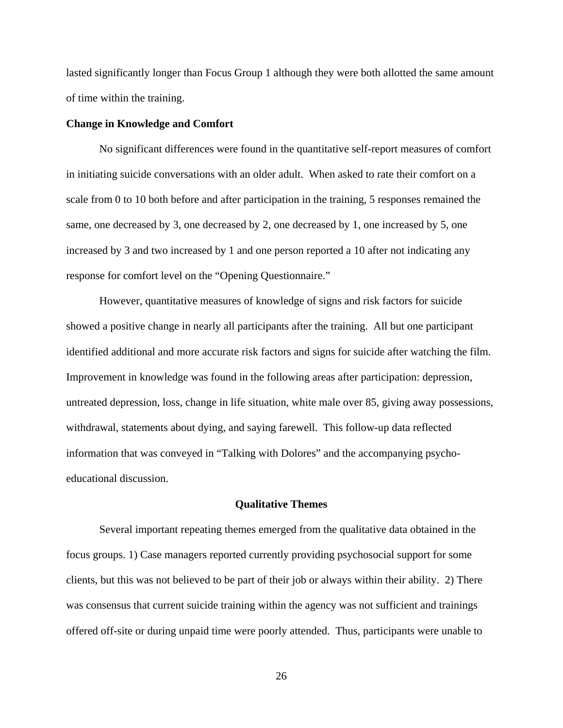lasted significantly longer than Focus Group 1 although they were both allotted the same amount of time within the training.

**Change in Knowledge and Comfort**

No significant differences were found in the quantitative self-report measures of comfort in initiating suicide conversations with an older adult. When asked to rate their comfort on a scale from 0 to 10 both before and after participation in the training, 5 responses remained the same, one decreased by 3, one decreased by 2, one decreased by 1, one increased by 5, one increased by 3 and two increased by 1 and one person reported a 10 after not indicating any response for comfort level on the "Opening Questionnaire."

However, quantitative measures of knowledge of signs and risk factors for suicide showed a positive change in nearly all participants after the training. All but one participant identified additional and more accurate risk factors and signs for suicide after watching the film. Improvement in knowledge was found in the following areas after participation: depression, untreated depression, loss, change in life situation, white male over 85, giving away possessions, withdrawal, statements about dying, and saying farewell. This follow-up data reflected information that was conveyed in "Talking with Dolores" and the accompanying psycho-educational discussion.

## Qualitative Themes

Several important repeating themes emerged from the qualitative data obtained in the focus groups. 1) Case managers reported currently providing psychosocial support for some clients, but this was not believed to be part of their job or always within their ability. 2) There was consensus that current suicide training within the agency was not sufficient and trainings offered off-site or during unpaid time were poorly attended. Thus, participants were unable to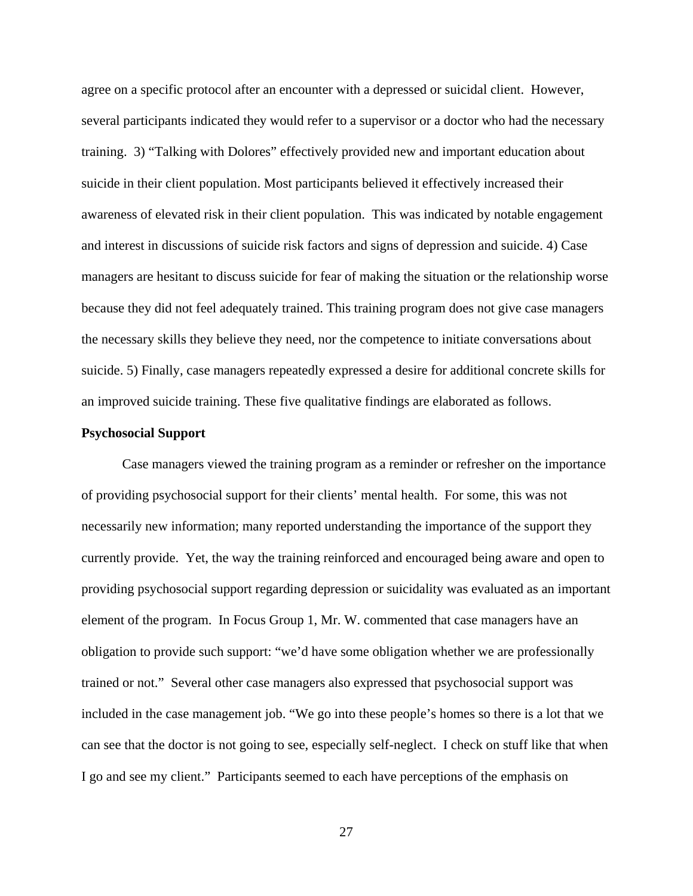agree on a specific protocol after an encounter with a depressed or suicidal client. However, several participants indicated they would refer to a supervisor or a doctor who had the necessary training. 3) "Talking with Dolores" effectively provided new and important education about suicide in their client population. Most participants believed it effectively increased their awareness of elevated risk in their client population. This was indicated by notable engagement and interest in discussions of suicide risk factors and signs of depression and suicide. 4) Case managers are hesitant to discuss suicide for fear of making the situation or the relationship worse because they did not feel adequately trained. This training program does not give case managers the necessary skills they believe they need, nor the competence to initiate conversations about suicide. 5) Finally, case managers repeatedly expressed a desire for additional concrete skills for an improved suicide training. These five qualitative findings are elaborated as follows.

**Psychosocial Support**

Case managers viewed the training program as a reminder or refresher on the importance of providing psychosocial support for their clients' mental health. For some, this was not necessarily new information; many reported understanding the importance of the support they currently provide. Yet, the way the training reinforced and encouraged being aware and open to providing psychosocial support regarding depression or suicidality was evaluated as an important element of the program. In Focus Group 1, Mr. W. commented that case managers have an obligation to provide such support: "we'd have some obligation whether we are professionally trained or not." Several other case managers also expressed that psychosocial support was included in the case management job. "We go into these people's homes so there is a lot that we can see that the doctor is not going to see, especially self-neglect. I check on stuff like that when I go and see my client." Participants seemed to each have perceptions of the emphasis on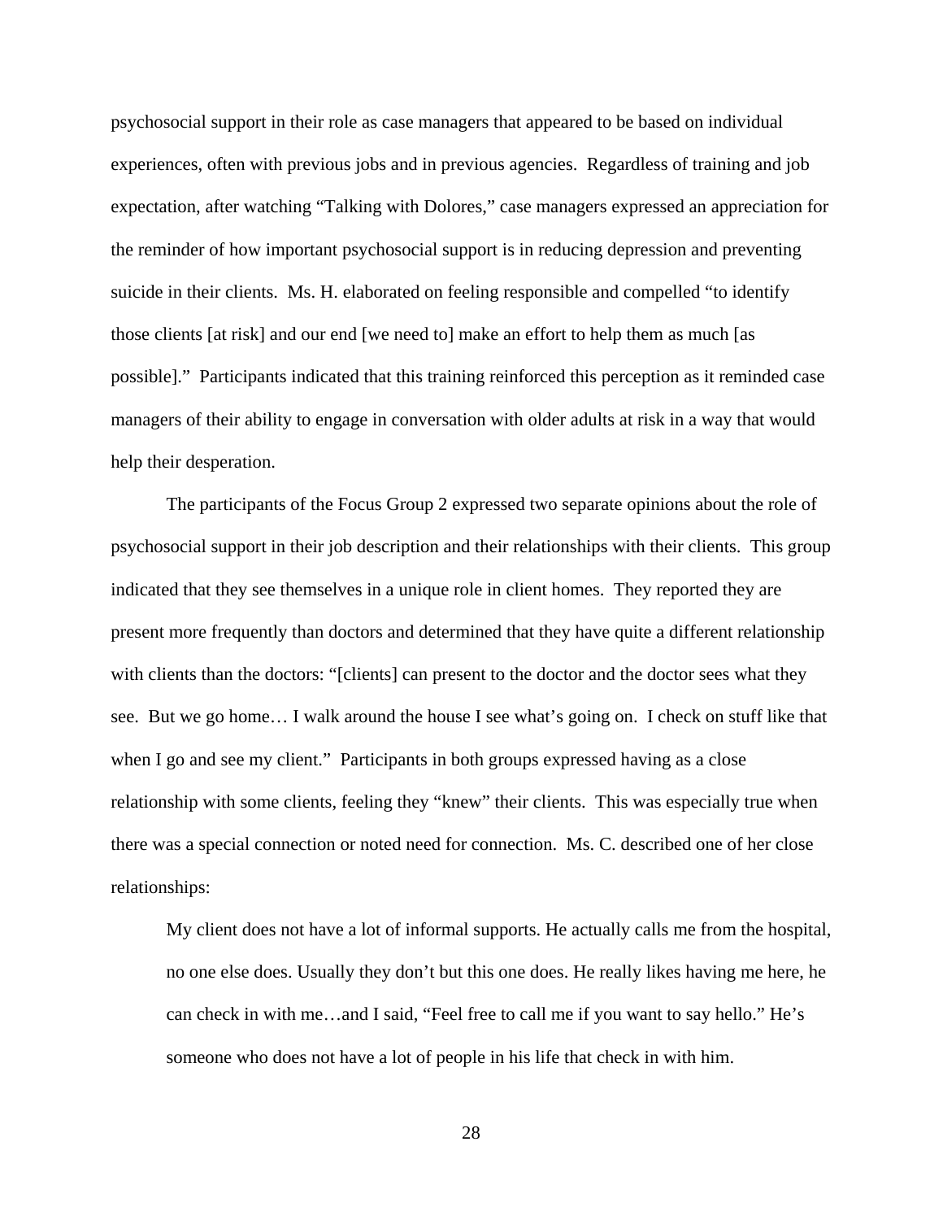psychosocial support in their role as case managers that appeared to be based on individual experiences, often with previous jobs and in previous agencies. Regardless of training and job expectation, after watching "Talking with Dolores," case managers expressed an appreciation for the reminder of how important psychosocial support is in reducing depression and preventing suicide in their clients. Ms. H. elaborated on feeling responsible and compelled "to identify those clients [at risk] and our end [we need to] make an effort to help them as much [as possible]." Participants indicated that this training reinforced this perception as it reminded case managers of their ability to engage in conversation with older adults at risk in a way that would help their desperation.

The participants of the Focus Group 2 expressed two separate opinions about the role of psychosocial support in their job description and their relationships with their clients. This group indicated that they see themselves in a unique role in client homes. They reported they are present more frequently than doctors and determined that they have quite a different relationship with clients than the doctors: "[clients] can present to the doctor and the doctor sees what they see. But we go home… I walk around the house I see what's going on. I check on stuff like that when I go and see my client." Participants in both groups expressed having as a close relationship with some clients, feeling they "knew" their clients. This was especially true when there was a special connection or noted need for connection. Ms. C. described one of her close relationships:

> My client does not have a lot of informal supports. He actually calls me from the hospital, no one else does. Usually they don't but this one does. He really likes having me here, he can check in with me…and I said, "Feel free to call me if you want to say hello." He's someone who does not have a lot of people in his life that check in with him.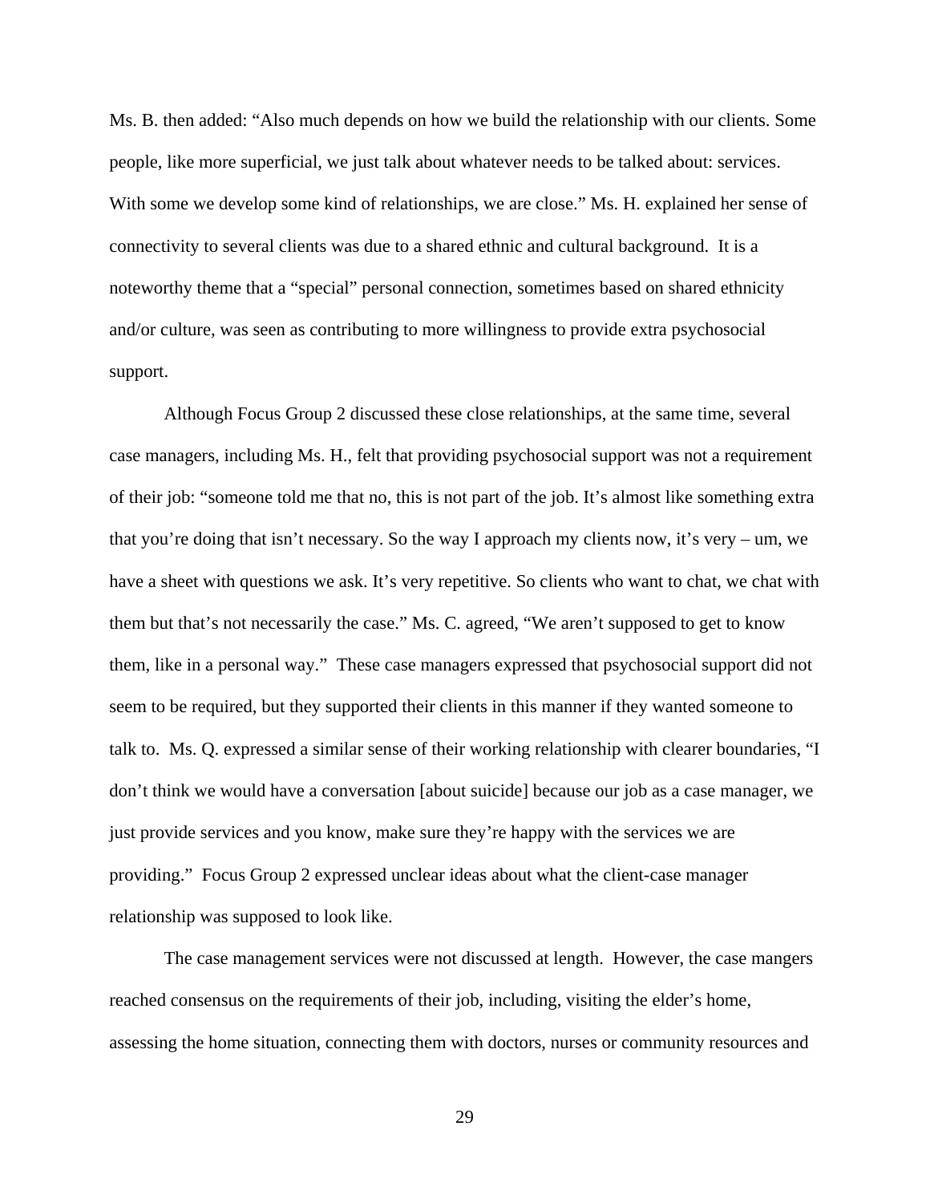Ms. B. then added: “Also much depends on how we build the relationship with our clients. Some people, like more superficial, we just talk about whatever needs to be talked about: services. With some we develop some kind of relationships, we are close.” Ms. H. explained her sense of connectivity to several clients was due to a shared ethnic and cultural background. It is a noteworthy theme that a “special” personal connection, sometimes based on shared ethnicity and/or culture, was seen as contributing to more willingness to provide extra psychosocial support.

Although Focus Group 2 discussed these close relationships, at the same time, several case managers, including Ms. H., felt that providing psychosocial support was not a requirement of their job: “someone told me that no, this is not part of the job. It’s almost like something extra that you’re doing that isn’t necessary. So the way I approach my clients now, it’s very – um, we have a sheet with questions we ask. It’s very repetitive. So clients who want to chat, we chat with them but that’s not necessarily the case.” Ms. C. agreed, “We aren’t supposed to get to know them, like in a personal way.” These case managers expressed that psychosocial support did not seem to be required, but they supported their clients in this manner if they wanted someone to talk to. Ms. Q. expressed a similar sense of their working relationship with clearer boundaries, “I don’t think we would have a conversation [about suicide] because our job as a case manager, we just provide services and you know, make sure they’re happy with the services we are providing.” Focus Group 2 expressed unclear ideas about what the client-case manager relationship was supposed to look like.

The case management services were not discussed at length. However, the case mangers reached consensus on the requirements of their job, including, visiting the elder’s home, assessing the home situation, connecting them with doctors, nurses or community resources and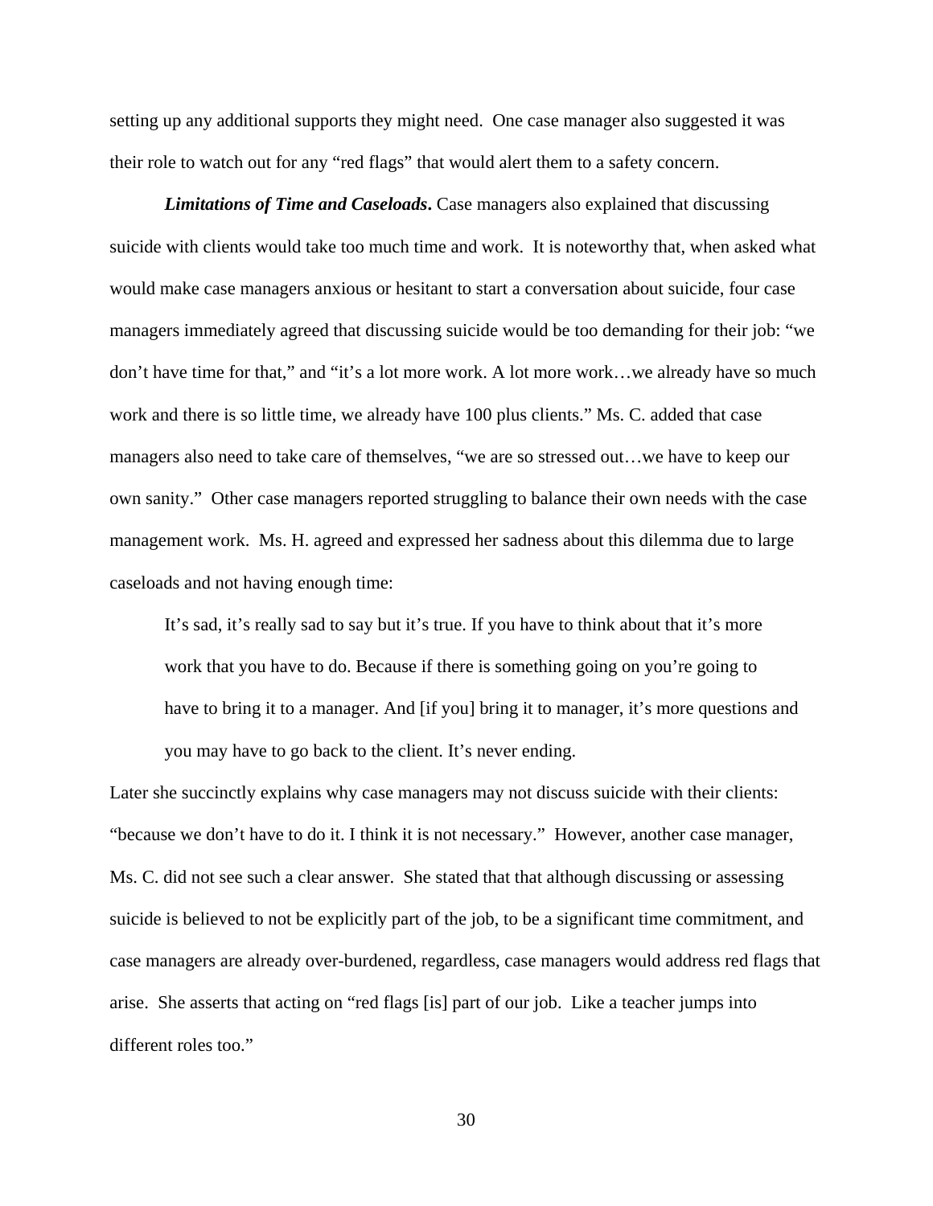setting up any additional supports they might need. One case manager also suggested it was their role to watch out for any "red flags" that would alert them to a safety concern.

***Limitations of Time and Caseloads*.** Case managers also explained that discussing suicide with clients would take too much time and work. It is noteworthy that, when asked what would make case managers anxious or hesitant to start a conversation about suicide, four case managers immediately agreed that discussing suicide would be too demanding for their job: "we don't have time for that," and "it's a lot more work. A lot more work…we already have so much work and there is so little time, we already have 100 plus clients." Ms. C. added that case managers also need to take care of themselves, "we are so stressed out…we have to keep our own sanity." Other case managers reported struggling to balance their own needs with the case management work. Ms. H. agreed and expressed her sadness about this dilemma due to large caseloads and not having enough time:

> It's sad, it's really sad to say but it's true. If you have to think about that it's more work that you have to do. Because if there is something going on you're going to have to bring it to a manager. And [if you] bring it to manager, it's more questions and you may have to go back to the client. It's never ending.

Later she succinctly explains why case managers may not discuss suicide with their clients: "because we don't have to do it. I think it is not necessary." However, another case manager, Ms. C. did not see such a clear answer. She stated that that although discussing or assessing suicide is believed to not be explicitly part of the job, to be a significant time commitment, and case managers are already over-burdened, regardless, case managers would address red flags that arise. She asserts that acting on "red flags [is] part of our job. Like a teacher jumps into different roles too."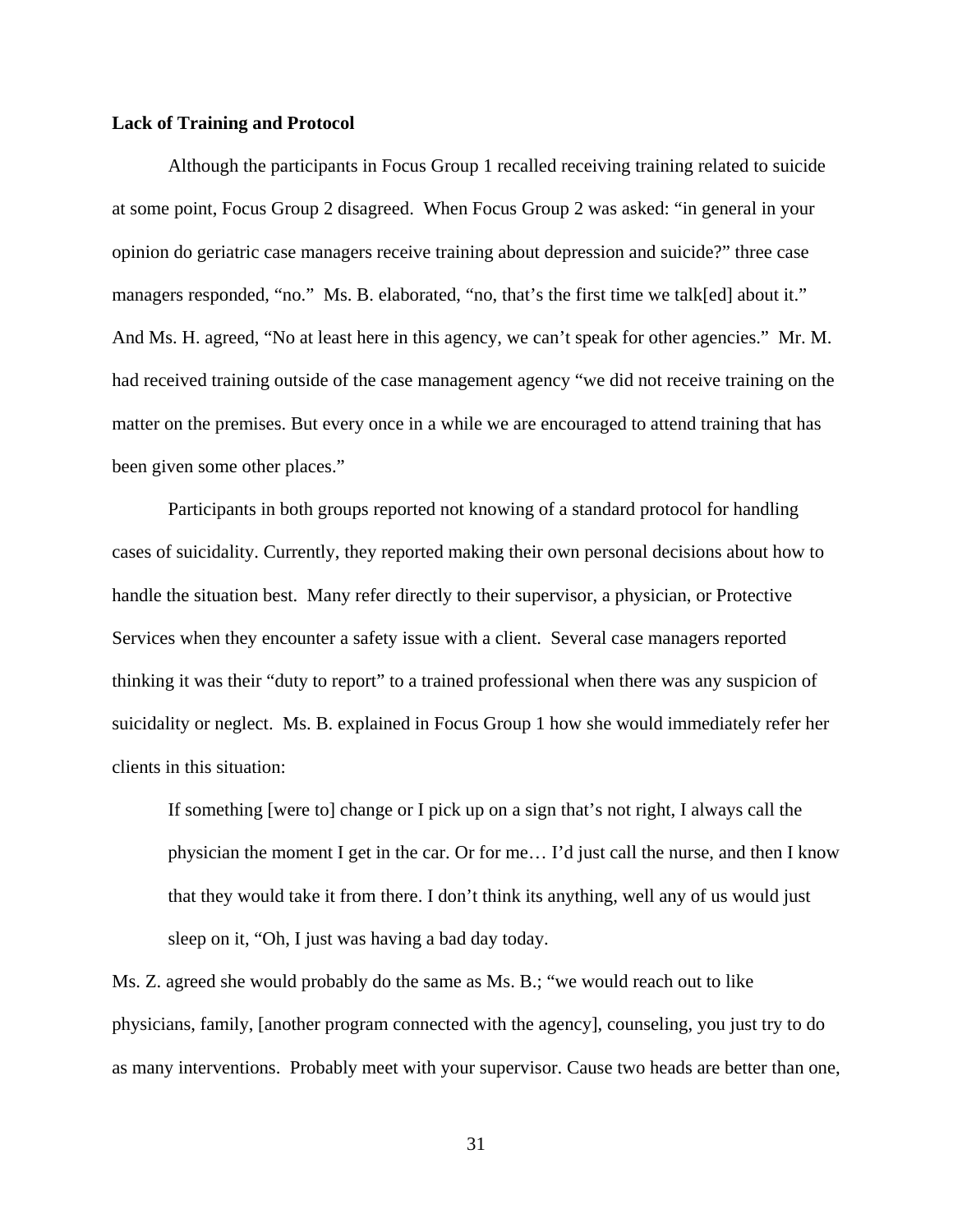**Lack of Training and Protocol**

Although the participants in Focus Group 1 recalled receiving training related to suicide at some point, Focus Group 2 disagreed. When Focus Group 2 was asked: "in general in your opinion do geriatric case managers receive training about depression and suicide?" three case managers responded, "no." Ms. B. elaborated, "no, that's the first time we talk[ed] about it." And Ms. H. agreed, "No at least here in this agency, we can't speak for other agencies." Mr. M. had received training outside of the case management agency "we did not receive training on the matter on the premises. But every once in a while we are encouraged to attend training that has been given some other places."

Participants in both groups reported not knowing of a standard protocol for handling cases of suicidality. Currently, they reported making their own personal decisions about how to handle the situation best. Many refer directly to their supervisor, a physician, or Protective Services when they encounter a safety issue with a client. Several case managers reported thinking it was their "duty to report" to a trained professional when there was any suspicion of suicidality or neglect. Ms. B. explained in Focus Group 1 how she would immediately refer her clients in this situation:

> If something [were to] change or I pick up on a sign that's not right, I always call the physician the moment I get in the car. Or for me… I'd just call the nurse, and then I know that they would take it from there. I don't think its anything, well any of us would just sleep on it, "Oh, I just was having a bad day today.

Ms. Z. agreed she would probably do the same as Ms. B.; "we would reach out to like physicians, family, [another program connected with the agency], counseling, you just try to do as many interventions. Probably meet with your supervisor. Cause two heads are better than one,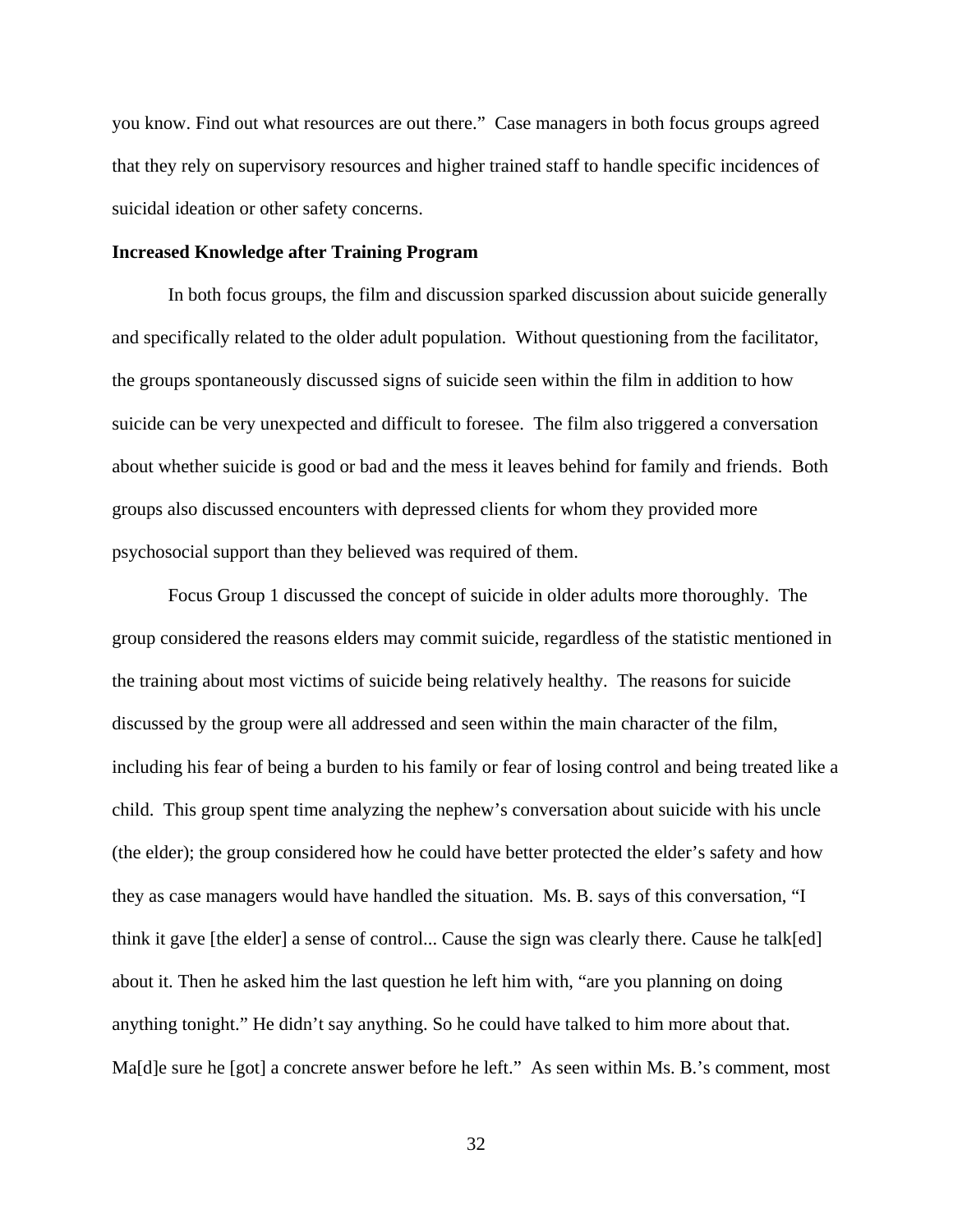you know. Find out what resources are out there." Case managers in both focus groups agreed that they rely on supervisory resources and higher trained staff to handle specific incidences of suicidal ideation or other safety concerns.

**Increased Knowledge after Training Program**

In both focus groups, the film and discussion sparked discussion about suicide generally and specifically related to the older adult population. Without questioning from the facilitator, the groups spontaneously discussed signs of suicide seen within the film in addition to how suicide can be very unexpected and difficult to foresee. The film also triggered a conversation about whether suicide is good or bad and the mess it leaves behind for family and friends. Both groups also discussed encounters with depressed clients for whom they provided more psychosocial support than they believed was required of them.

Focus Group 1 discussed the concept of suicide in older adults more thoroughly. The group considered the reasons elders may commit suicide, regardless of the statistic mentioned in the training about most victims of suicide being relatively healthy. The reasons for suicide discussed by the group were all addressed and seen within the main character of the film, including his fear of being a burden to his family or fear of losing control and being treated like a child. This group spent time analyzing the nephew's conversation about suicide with his uncle (the elder); the group considered how he could have better protected the elder's safety and how they as case managers would have handled the situation. Ms. B. says of this conversation, "I think it gave [the elder] a sense of control... Cause the sign was clearly there. Cause he talk[ed] about it. Then he asked him the last question he left him with, "are you planning on doing anything tonight." He didn't say anything. So he could have talked to him more about that. Ma[d]e sure he [got] a concrete answer before he left." As seen within Ms. B.'s comment, most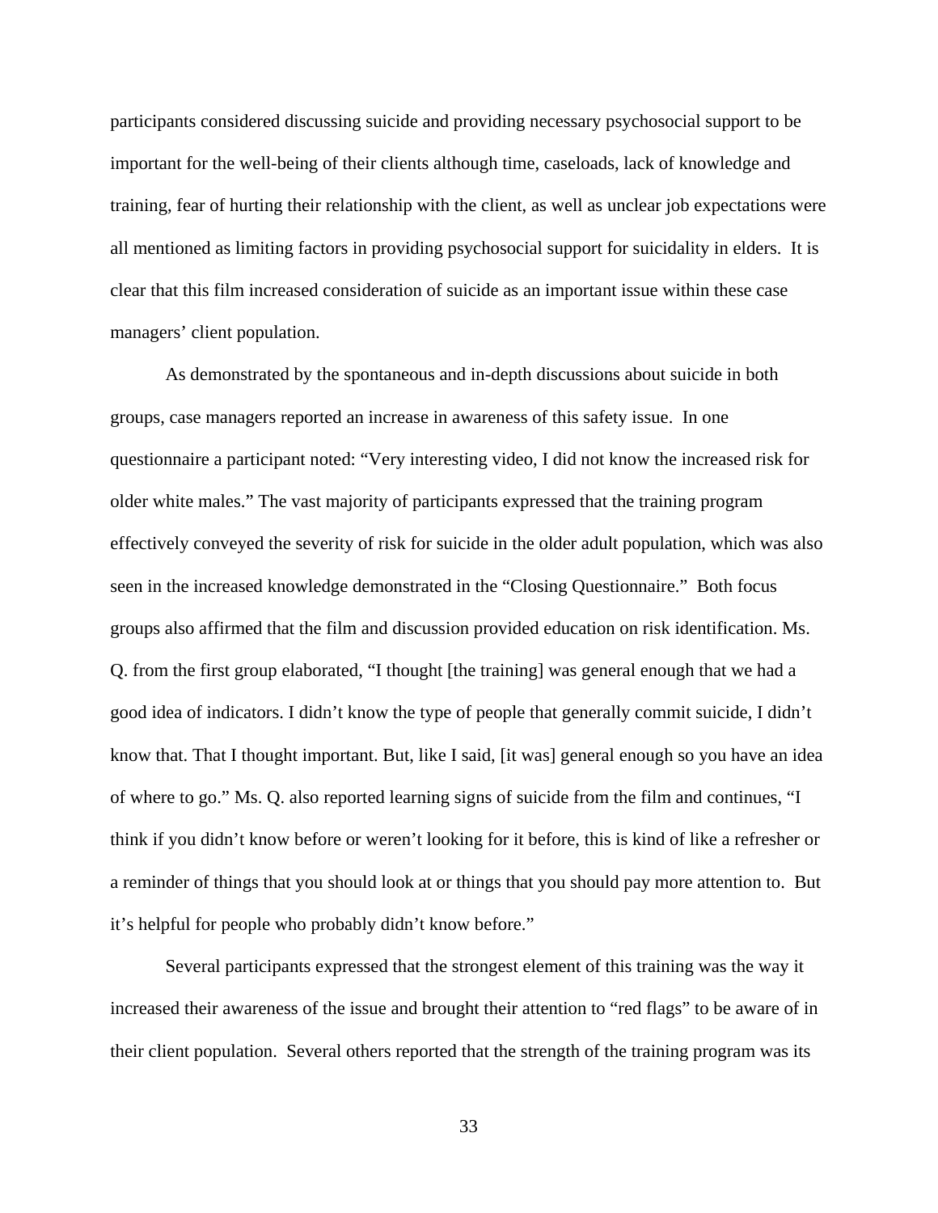participants considered discussing suicide and providing necessary psychosocial support to be important for the well-being of their clients although time, caseloads, lack of knowledge and training, fear of hurting their relationship with the client, as well as unclear job expectations were all mentioned as limiting factors in providing psychosocial support for suicidality in elders. It is clear that this film increased consideration of suicide as an important issue within these case managers' client population.

As demonstrated by the spontaneous and in-depth discussions about suicide in both groups, case managers reported an increase in awareness of this safety issue. In one questionnaire a participant noted: "Very interesting video, I did not know the increased risk for older white males." The vast majority of participants expressed that the training program effectively conveyed the severity of risk for suicide in the older adult population, which was also seen in the increased knowledge demonstrated in the "Closing Questionnaire." Both focus groups also affirmed that the film and discussion provided education on risk identification. Ms. Q. from the first group elaborated, "I thought [the training] was general enough that we had a good idea of indicators. I didn't know the type of people that generally commit suicide, I didn't know that. That I thought important. But, like I said, [it was] general enough so you have an idea of where to go." Ms. Q. also reported learning signs of suicide from the film and continues, "I think if you didn't know before or weren't looking for it before, this is kind of like a refresher or a reminder of things that you should look at or things that you should pay more attention to. But it's helpful for people who probably didn't know before."

Several participants expressed that the strongest element of this training was the way it increased their awareness of the issue and brought their attention to "red flags" to be aware of in their client population. Several others reported that the strength of the training program was its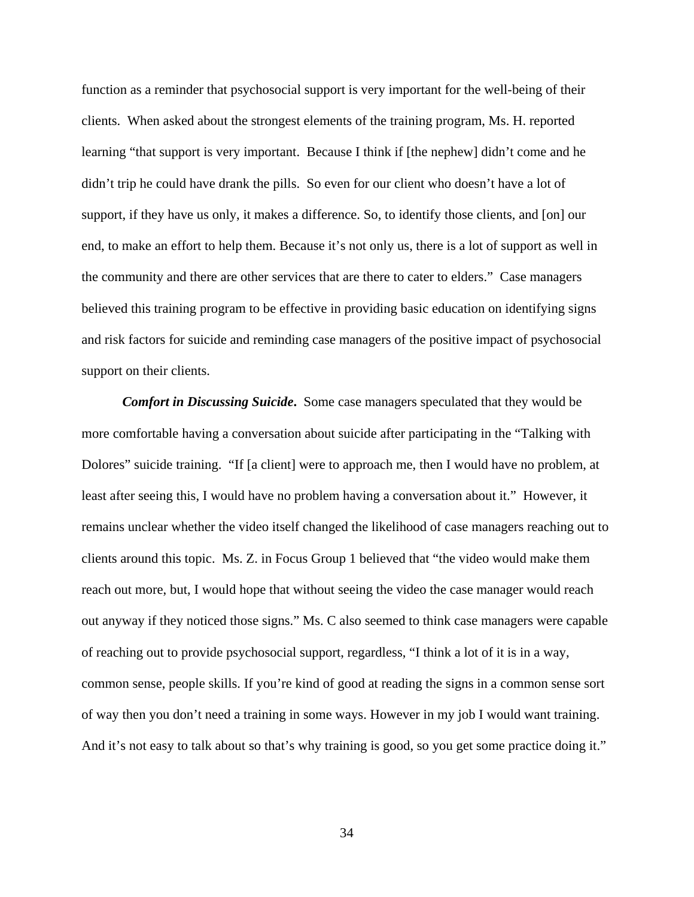function as a reminder that psychosocial support is very important for the well-being of their clients. When asked about the strongest elements of the training program, Ms. H. reported learning "that support is very important. Because I think if [the nephew] didn't come and he didn't trip he could have drank the pills. So even for our client who doesn't have a lot of support, if they have us only, it makes a difference. So, to identify those clients, and [on] our end, to make an effort to help them. Because it's not only us, there is a lot of support as well in the community and there are other services that are there to cater to elders." Case managers believed this training program to be effective in providing basic education on identifying signs and risk factors for suicide and reminding case managers of the positive impact of psychosocial support on their clients.

***Comfort in Discussing Suicide*.** Some case managers speculated that they would be more comfortable having a conversation about suicide after participating in the "Talking with Dolores" suicide training. "If [a client] were to approach me, then I would have no problem, at least after seeing this, I would have no problem having a conversation about it." However, it remains unclear whether the video itself changed the likelihood of case managers reaching out to clients around this topic. Ms. Z. in Focus Group 1 believed that "the video would make them reach out more, but, I would hope that without seeing the video the case manager would reach out anyway if they noticed those signs." Ms. C also seemed to think case managers were capable of reaching out to provide psychosocial support, regardless, "I think a lot of it is in a way, common sense, people skills. If you're kind of good at reading the signs in a common sense sort of way then you don't need a training in some ways. However in my job I would want training. And it's not easy to talk about so that's why training is good, so you get some practice doing it."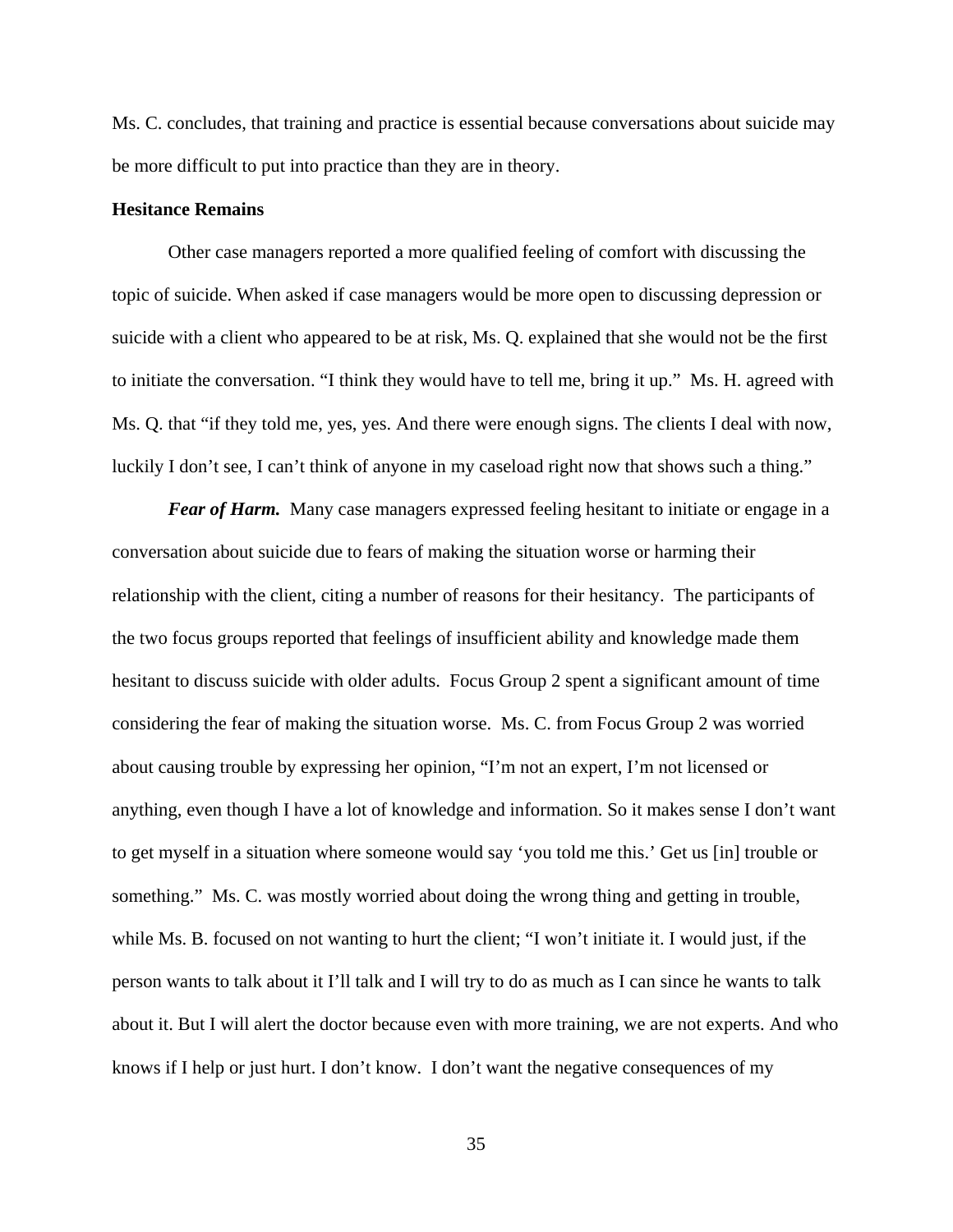Ms. C. concludes, that training and practice is essential because conversations about suicide may be more difficult to put into practice than they are in theory.

**Hesitance Remains**

Other case managers reported a more qualified feeling of comfort with discussing the topic of suicide. When asked if case managers would be more open to discussing depression or suicide with a client who appeared to be at risk, Ms. Q. explained that she would not be the first to initiate the conversation. "I think they would have to tell me, bring it up." Ms. H. agreed with Ms. Q. that "if they told me, yes, yes. And there were enough signs. The clients I deal with now, luckily I don't see, I can't think of anyone in my caseload right now that shows such a thing."

***Fear of Harm.*** Many case managers expressed feeling hesitant to initiate or engage in a conversation about suicide due to fears of making the situation worse or harming their relationship with the client, citing a number of reasons for their hesitancy. The participants of the two focus groups reported that feelings of insufficient ability and knowledge made them hesitant to discuss suicide with older adults. Focus Group 2 spent a significant amount of time considering the fear of making the situation worse. Ms. C. from Focus Group 2 was worried about causing trouble by expressing her opinion, "I'm not an expert, I'm not licensed or anything, even though I have a lot of knowledge and information. So it makes sense I don't want to get myself in a situation where someone would say 'you told me this.' Get us [in] trouble or something." Ms. C. was mostly worried about doing the wrong thing and getting in trouble, while Ms. B. focused on not wanting to hurt the client; "I won't initiate it. I would just, if the person wants to talk about it I'll talk and I will try to do as much as I can since he wants to talk about it. But I will alert the doctor because even with more training, we are not experts. And who knows if I help or just hurt. I don't know. I don't want the negative consequences of my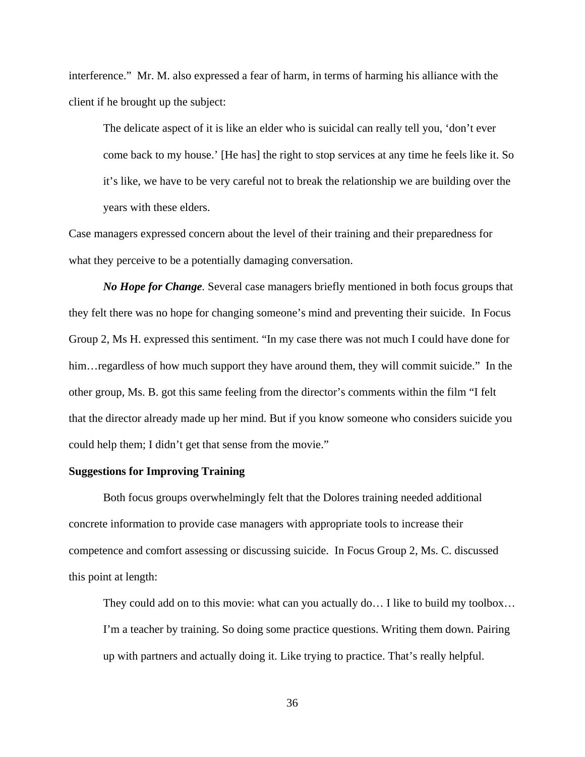interference." Mr. M. also expressed a fear of harm, in terms of harming his alliance with the client if he brought up the subject:

> The delicate aspect of it is like an elder who is suicidal can really tell you, 'don't ever come back to my house.' [He has] the right to stop services at any time he feels like it. So it's like, we have to be very careful not to break the relationship we are building over the years with these elders.

Case managers expressed concern about the level of their training and their preparedness for what they perceive to be a potentially damaging conversation.

***No Hope for Change***. Several case managers briefly mentioned in both focus groups that they felt there was no hope for changing someone's mind and preventing their suicide. In Focus Group 2, Ms H. expressed this sentiment. "In my case there was not much I could have done for him…regardless of how much support they have around them, they will commit suicide." In the other group, Ms. B. got this same feeling from the director's comments within the film "I felt that the director already made up her mind. But if you know someone who considers suicide you could help them; I didn't get that sense from the movie."

**Suggestions for Improving Training**

Both focus groups overwhelmingly felt that the Dolores training needed additional concrete information to provide case managers with appropriate tools to increase their competence and comfort assessing or discussing suicide. In Focus Group 2, Ms. C. discussed this point at length:

> They could add on to this movie: what can you actually do… I like to build my toolbox… I'm a teacher by training. So doing some practice questions. Writing them down. Pairing up with partners and actually doing it. Like trying to practice. That's really helpful.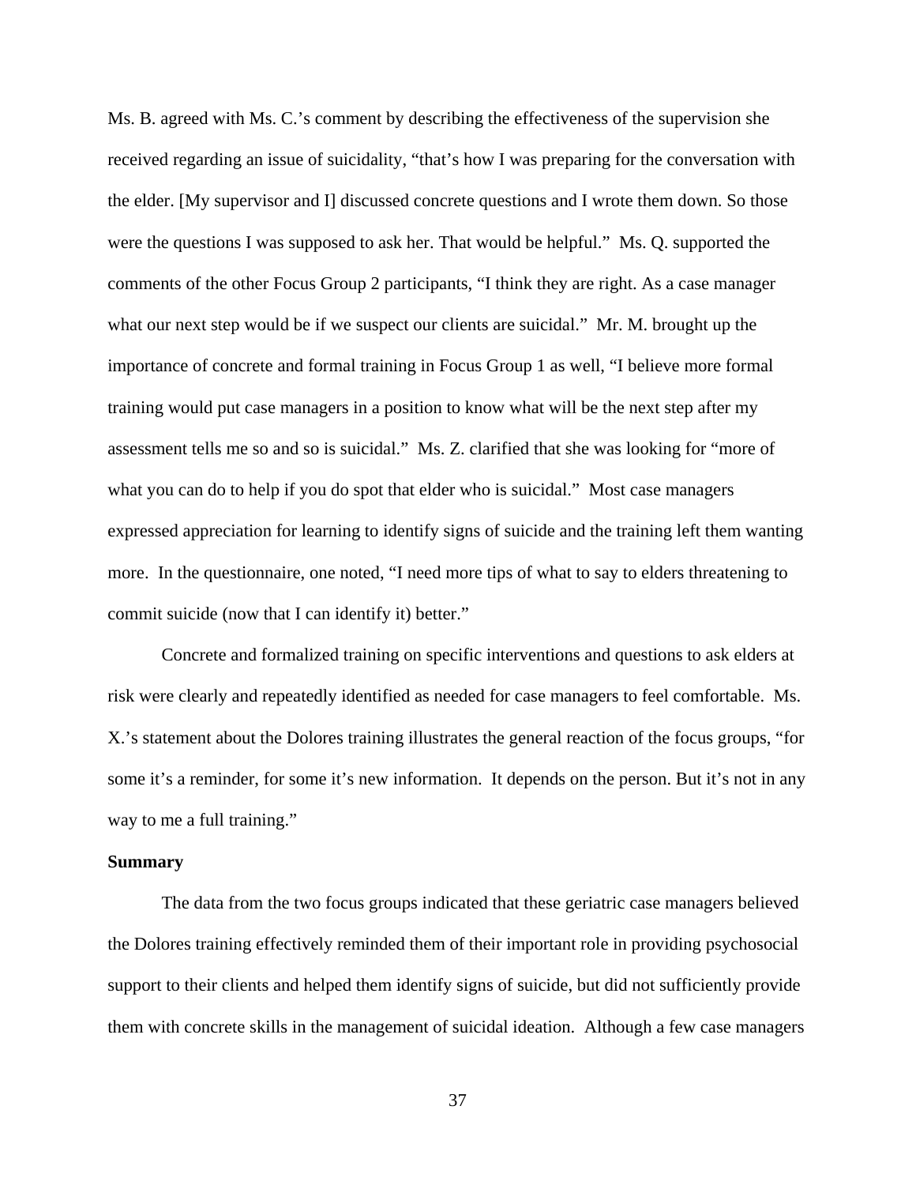Ms. B. agreed with Ms. C.'s comment by describing the effectiveness of the supervision she received regarding an issue of suicidality, "that's how I was preparing for the conversation with the elder. [My supervisor and I] discussed concrete questions and I wrote them down. So those were the questions I was supposed to ask her. That would be helpful." Ms. Q. supported the comments of the other Focus Group 2 participants, "I think they are right. As a case manager what our next step would be if we suspect our clients are suicidal." Mr. M. brought up the importance of concrete and formal training in Focus Group 1 as well, "I believe more formal training would put case managers in a position to know what will be the next step after my assessment tells me so and so is suicidal." Ms. Z. clarified that she was looking for "more of what you can do to help if you do spot that elder who is suicidal." Most case managers expressed appreciation for learning to identify signs of suicide and the training left them wanting more. In the questionnaire, one noted, "I need more tips of what to say to elders threatening to commit suicide (now that I can identify it) better."

Concrete and formalized training on specific interventions and questions to ask elders at risk were clearly and repeatedly identified as needed for case managers to feel comfortable. Ms. X.'s statement about the Dolores training illustrates the general reaction of the focus groups, "for some it's a reminder, for some it's new information. It depends on the person. But it's not in any way to me a full training."

**Summary**

The data from the two focus groups indicated that these geriatric case managers believed the Dolores training effectively reminded them of their important role in providing psychosocial support to their clients and helped them identify signs of suicide, but did not sufficiently provide them with concrete skills in the management of suicidal ideation. Although a few case managers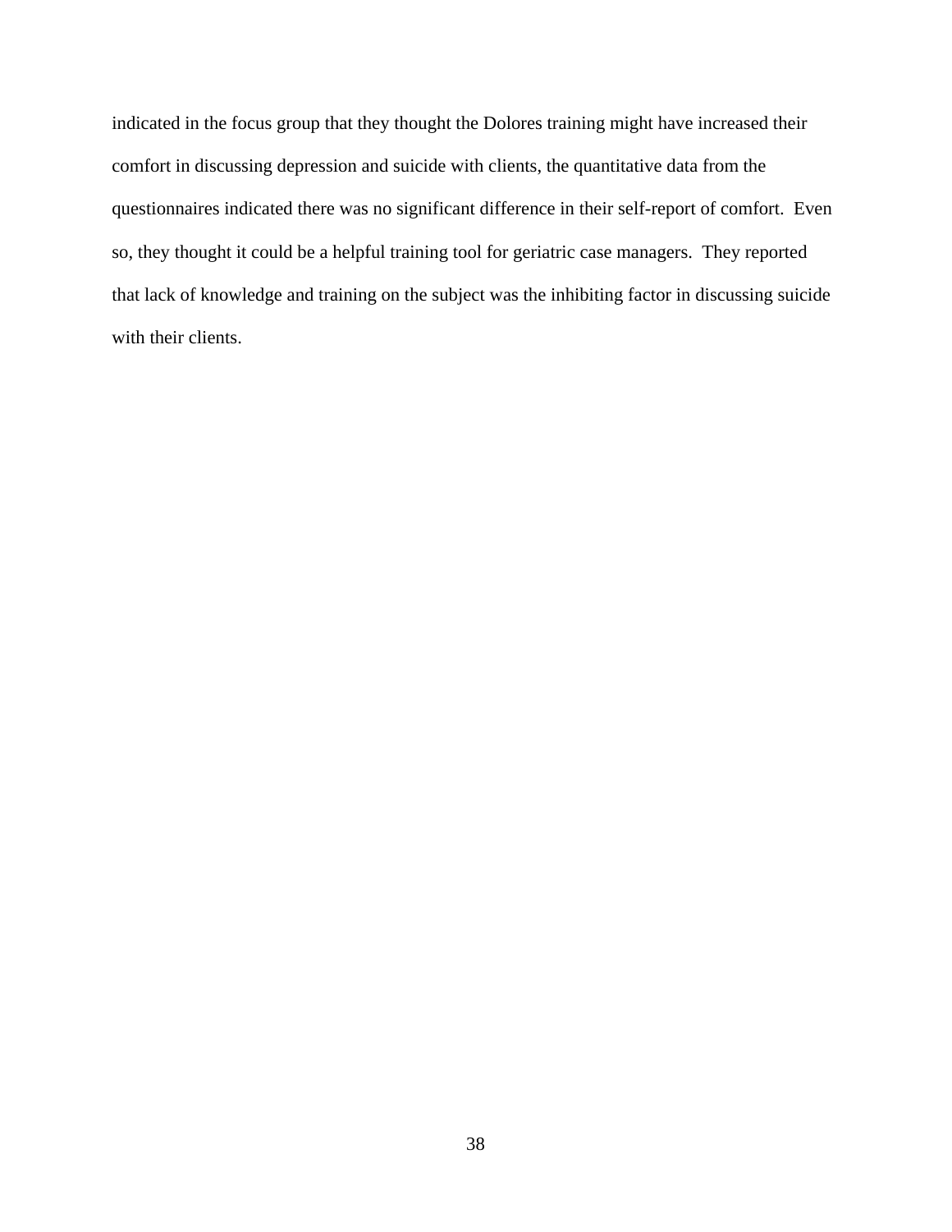indicated in the focus group that they thought the Dolores training might have increased their comfort in discussing depression and suicide with clients, the quantitative data from the questionnaires indicated there was no significant difference in their self-report of comfort. Even so, they thought it could be a helpful training tool for geriatric case managers. They reported that lack of knowledge and training on the subject was the inhibiting factor in discussing suicide with their clients.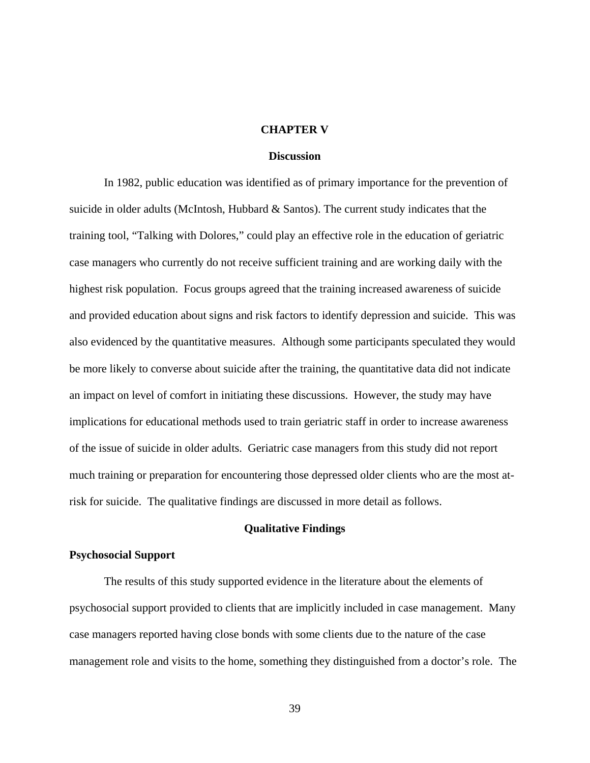# CHAPTER V

## Discussion

In 1982, public education was identified as of primary importance for the prevention of suicide in older adults (McIntosh, Hubbard & Santos). The current study indicates that the training tool, "Talking with Dolores," could play an effective role in the education of geriatric case managers who currently do not receive sufficient training and are working daily with the highest risk population. Focus groups agreed that the training increased awareness of suicide and provided education about signs and risk factors to identify depression and suicide. This was also evidenced by the quantitative measures. Although some participants speculated they would be more likely to converse about suicide after the training, the quantitative data did not indicate an impact on level of comfort in initiating these discussions. However, the study may have implications for educational methods used to train geriatric staff in order to increase awareness of the issue of suicide in older adults. Geriatric case managers from this study did not report much training or preparation for encountering those depressed older clients who are the most at-risk for suicide. The qualitative findings are discussed in more detail as follows.

## Qualitative Findings

### Psychosocial Support

The results of this study supported evidence in the literature about the elements of psychosocial support provided to clients that are implicitly included in case management. Many case managers reported having close bonds with some clients due to the nature of the case management role and visits to the home, something they distinguished from a doctor's role. The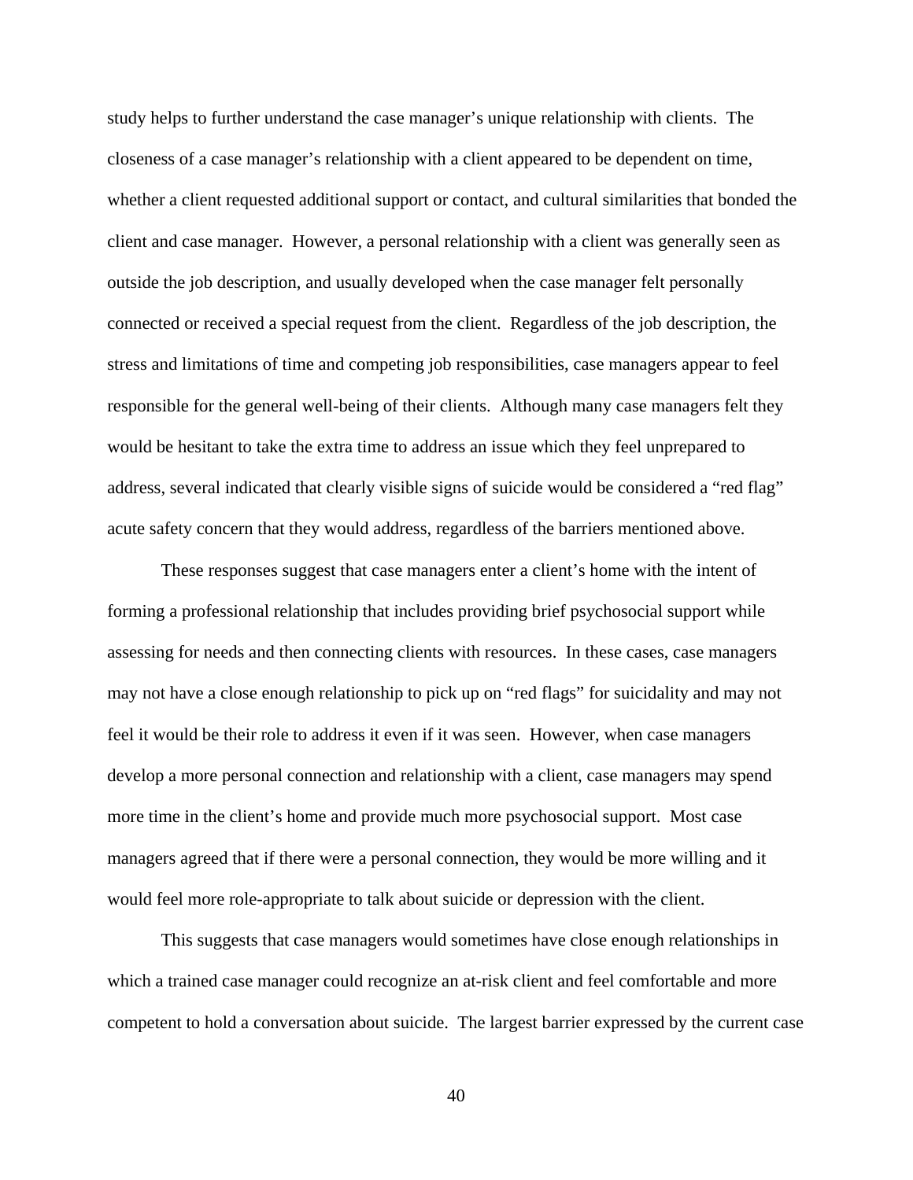study helps to further understand the case manager's unique relationship with clients. The closeness of a case manager's relationship with a client appeared to be dependent on time, whether a client requested additional support or contact, and cultural similarities that bonded the client and case manager. However, a personal relationship with a client was generally seen as outside the job description, and usually developed when the case manager felt personally connected or received a special request from the client. Regardless of the job description, the stress and limitations of time and competing job responsibilities, case managers appear to feel responsible for the general well-being of their clients. Although many case managers felt they would be hesitant to take the extra time to address an issue which they feel unprepared to address, several indicated that clearly visible signs of suicide would be considered a "red flag" acute safety concern that they would address, regardless of the barriers mentioned above.

These responses suggest that case managers enter a client's home with the intent of forming a professional relationship that includes providing brief psychosocial support while assessing for needs and then connecting clients with resources. In these cases, case managers may not have a close enough relationship to pick up on "red flags" for suicidality and may not feel it would be their role to address it even if it was seen. However, when case managers develop a more personal connection and relationship with a client, case managers may spend more time in the client's home and provide much more psychosocial support. Most case managers agreed that if there were a personal connection, they would be more willing and it would feel more role-appropriate to talk about suicide or depression with the client.

This suggests that case managers would sometimes have close enough relationships in which a trained case manager could recognize an at-risk client and feel comfortable and more competent to hold a conversation about suicide. The largest barrier expressed by the current case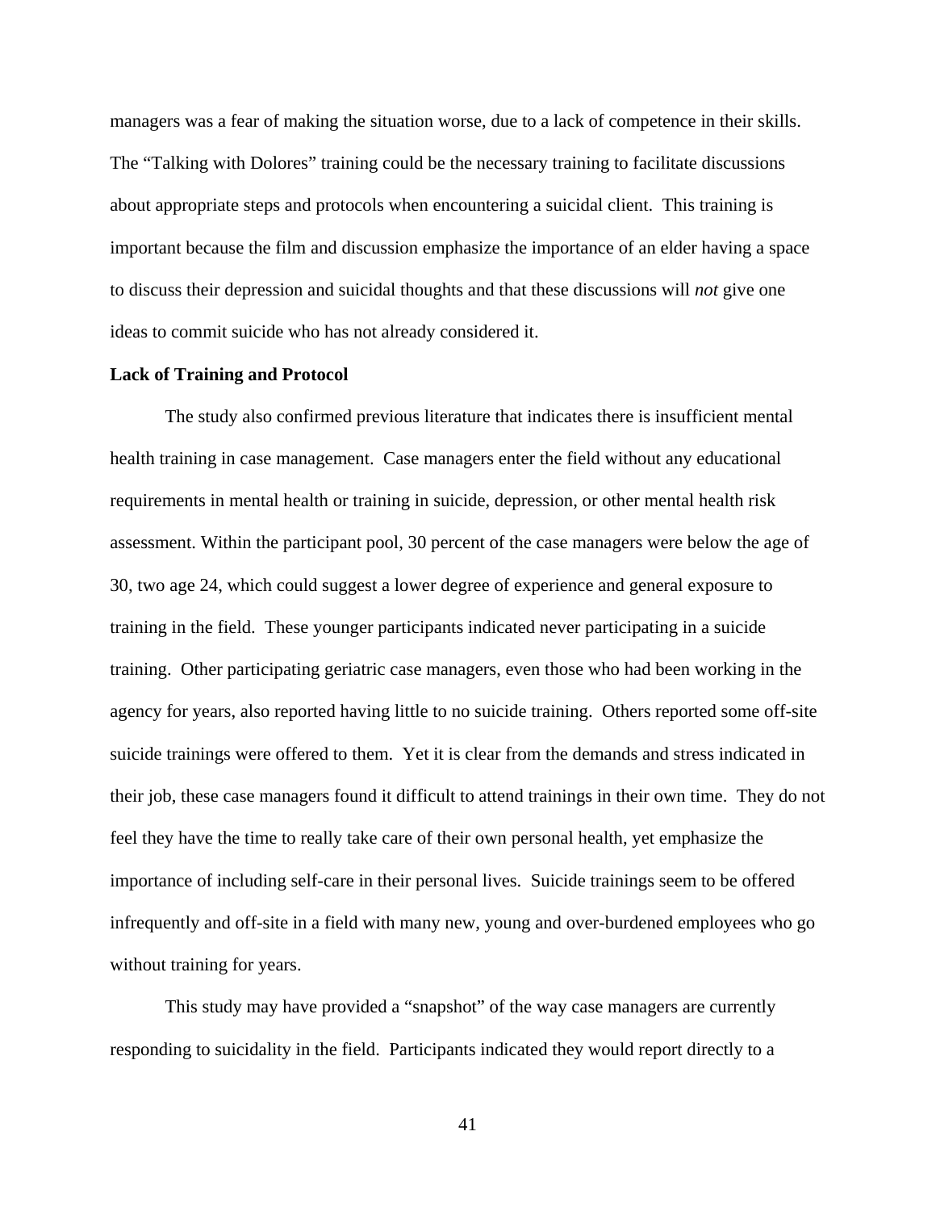managers was a fear of making the situation worse, due to a lack of competence in their skills. The "Talking with Dolores" training could be the necessary training to facilitate discussions about appropriate steps and protocols when encountering a suicidal client. This training is important because the film and discussion emphasize the importance of an elder having a space to discuss their depression and suicidal thoughts and that these discussions will *not* give one ideas to commit suicide who has not already considered it.

**Lack of Training and Protocol**

The study also confirmed previous literature that indicates there is insufficient mental health training in case management. Case managers enter the field without any educational requirements in mental health or training in suicide, depression, or other mental health risk assessment. Within the participant pool, 30 percent of the case managers were below the age of 30, two age 24, which could suggest a lower degree of experience and general exposure to training in the field. These younger participants indicated never participating in a suicide training. Other participating geriatric case managers, even those who had been working in the agency for years, also reported having little to no suicide training. Others reported some off-site suicide trainings were offered to them. Yet it is clear from the demands and stress indicated in their job, these case managers found it difficult to attend trainings in their own time. They do not feel they have the time to really take care of their own personal health, yet emphasize the importance of including self-care in their personal lives. Suicide trainings seem to be offered infrequently and off-site in a field with many new, young and over-burdened employees who go without training for years.

This study may have provided a "snapshot" of the way case managers are currently responding to suicidality in the field. Participants indicated they would report directly to a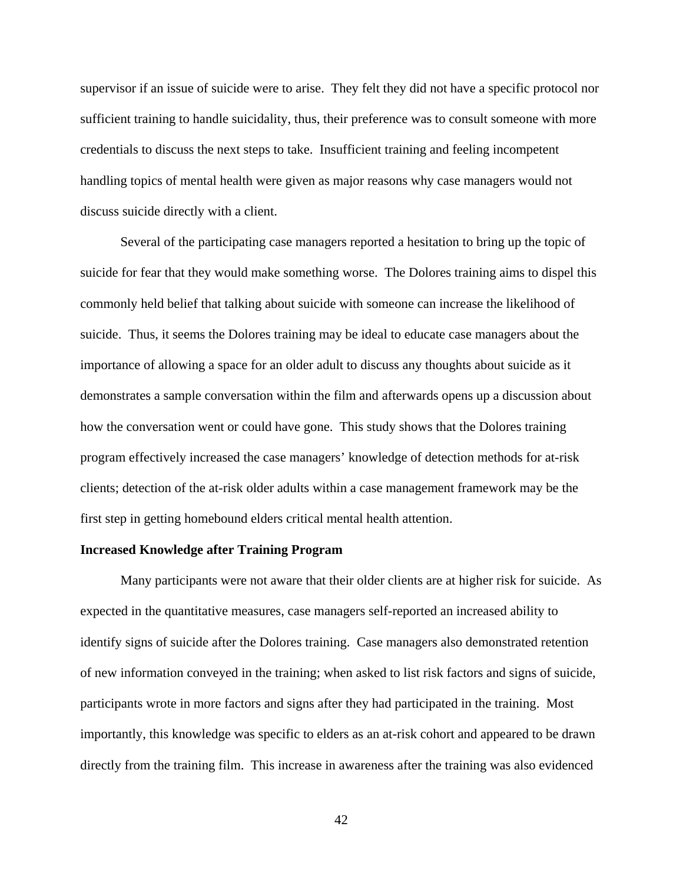supervisor if an issue of suicide were to arise. They felt they did not have a specific protocol nor sufficient training to handle suicidality, thus, their preference was to consult someone with more credentials to discuss the next steps to take. Insufficient training and feeling incompetent handling topics of mental health were given as major reasons why case managers would not discuss suicide directly with a client.

Several of the participating case managers reported a hesitation to bring up the topic of suicide for fear that they would make something worse. The Dolores training aims to dispel this commonly held belief that talking about suicide with someone can increase the likelihood of suicide. Thus, it seems the Dolores training may be ideal to educate case managers about the importance of allowing a space for an older adult to discuss any thoughts about suicide as it demonstrates a sample conversation within the film and afterwards opens up a discussion about how the conversation went or could have gone. This study shows that the Dolores training program effectively increased the case managers' knowledge of detection methods for at-risk clients; detection of the at-risk older adults within a case management framework may be the first step in getting homebound elders critical mental health attention.

**Increased Knowledge after Training Program**

Many participants were not aware that their older clients are at higher risk for suicide. As expected in the quantitative measures, case managers self-reported an increased ability to identify signs of suicide after the Dolores training. Case managers also demonstrated retention of new information conveyed in the training; when asked to list risk factors and signs of suicide, participants wrote in more factors and signs after they had participated in the training. Most importantly, this knowledge was specific to elders as an at-risk cohort and appeared to be drawn directly from the training film. This increase in awareness after the training was also evidenced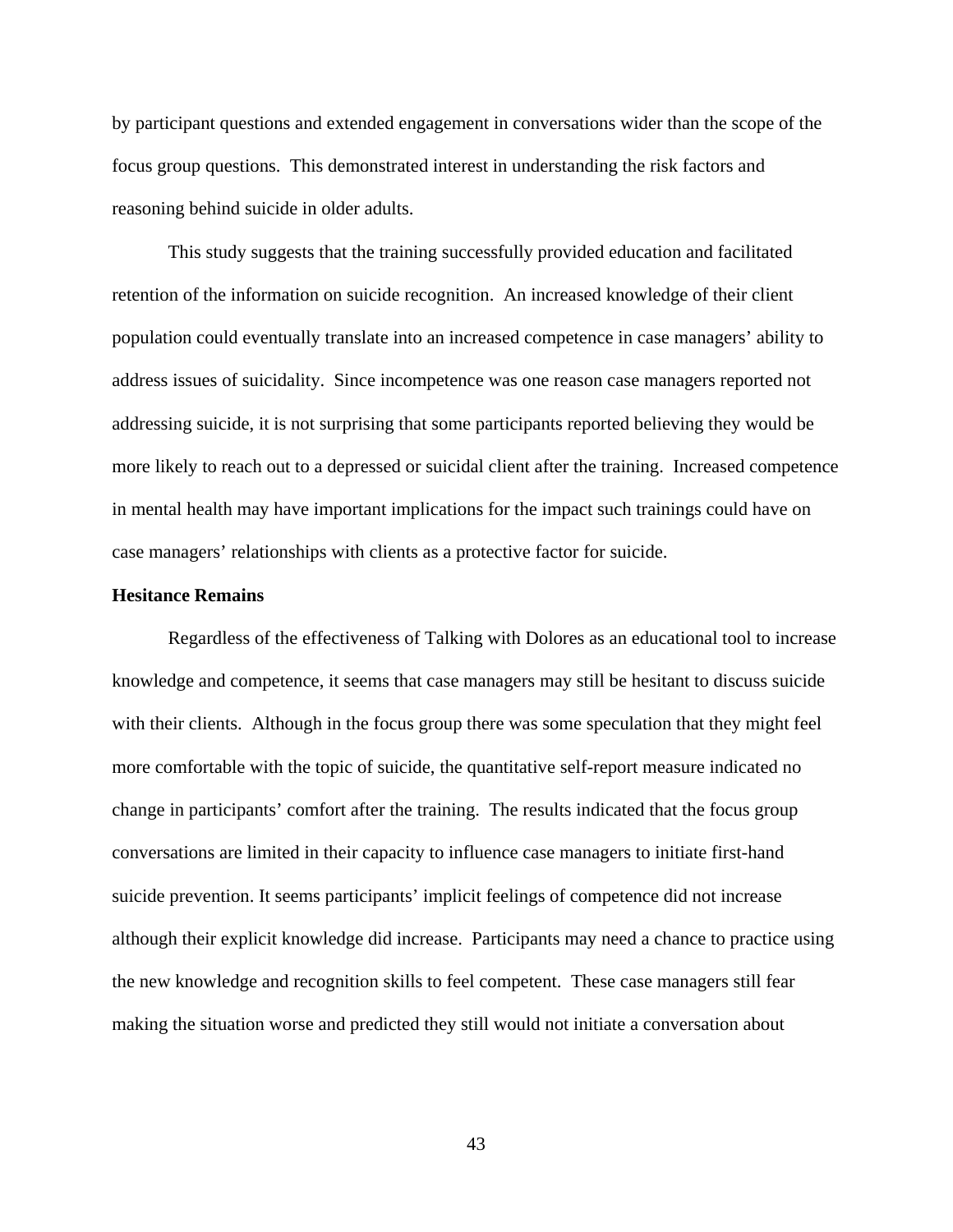by participant questions and extended engagement in conversations wider than the scope of the focus group questions. This demonstrated interest in understanding the risk factors and reasoning behind suicide in older adults.

This study suggests that the training successfully provided education and facilitated retention of the information on suicide recognition. An increased knowledge of their client population could eventually translate into an increased competence in case managers' ability to address issues of suicidality. Since incompetence was one reason case managers reported not addressing suicide, it is not surprising that some participants reported believing they would be more likely to reach out to a depressed or suicidal client after the training. Increased competence in mental health may have important implications for the impact such trainings could have on case managers' relationships with clients as a protective factor for suicide.

**Hesitance Remains**

Regardless of the effectiveness of Talking with Dolores as an educational tool to increase knowledge and competence, it seems that case managers may still be hesitant to discuss suicide with their clients. Although in the focus group there was some speculation that they might feel more comfortable with the topic of suicide, the quantitative self-report measure indicated no change in participants' comfort after the training. The results indicated that the focus group conversations are limited in their capacity to influence case managers to initiate first-hand suicide prevention. It seems participants' implicit feelings of competence did not increase although their explicit knowledge did increase. Participants may need a chance to practice using the new knowledge and recognition skills to feel competent. These case managers still fear making the situation worse and predicted they still would not initiate a conversation about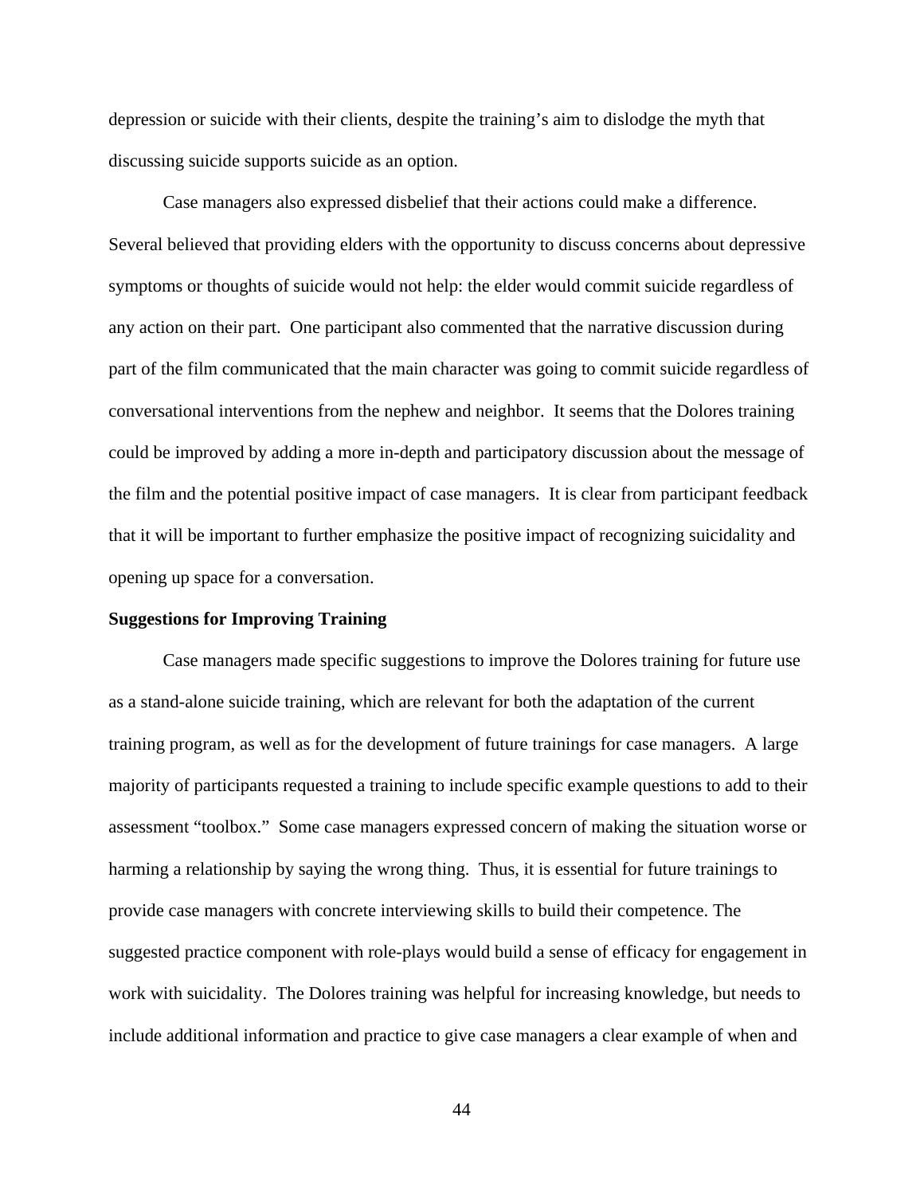depression or suicide with their clients, despite the training's aim to dislodge the myth that discussing suicide supports suicide as an option.

Case managers also expressed disbelief that their actions could make a difference. Several believed that providing elders with the opportunity to discuss concerns about depressive symptoms or thoughts of suicide would not help: the elder would commit suicide regardless of any action on their part. One participant also commented that the narrative discussion during part of the film communicated that the main character was going to commit suicide regardless of conversational interventions from the nephew and neighbor. It seems that the Dolores training could be improved by adding a more in-depth and participatory discussion about the message of the film and the potential positive impact of case managers. It is clear from participant feedback that it will be important to further emphasize the positive impact of recognizing suicidality and opening up space for a conversation.

**Suggestions for Improving Training**

Case managers made specific suggestions to improve the Dolores training for future use as a stand-alone suicide training, which are relevant for both the adaptation of the current training program, as well as for the development of future trainings for case managers. A large majority of participants requested a training to include specific example questions to add to their assessment "toolbox." Some case managers expressed concern of making the situation worse or harming a relationship by saying the wrong thing. Thus, it is essential for future trainings to provide case managers with concrete interviewing skills to build their competence. The suggested practice component with role-plays would build a sense of efficacy for engagement in work with suicidality. The Dolores training was helpful for increasing knowledge, but needs to include additional information and practice to give case managers a clear example of when and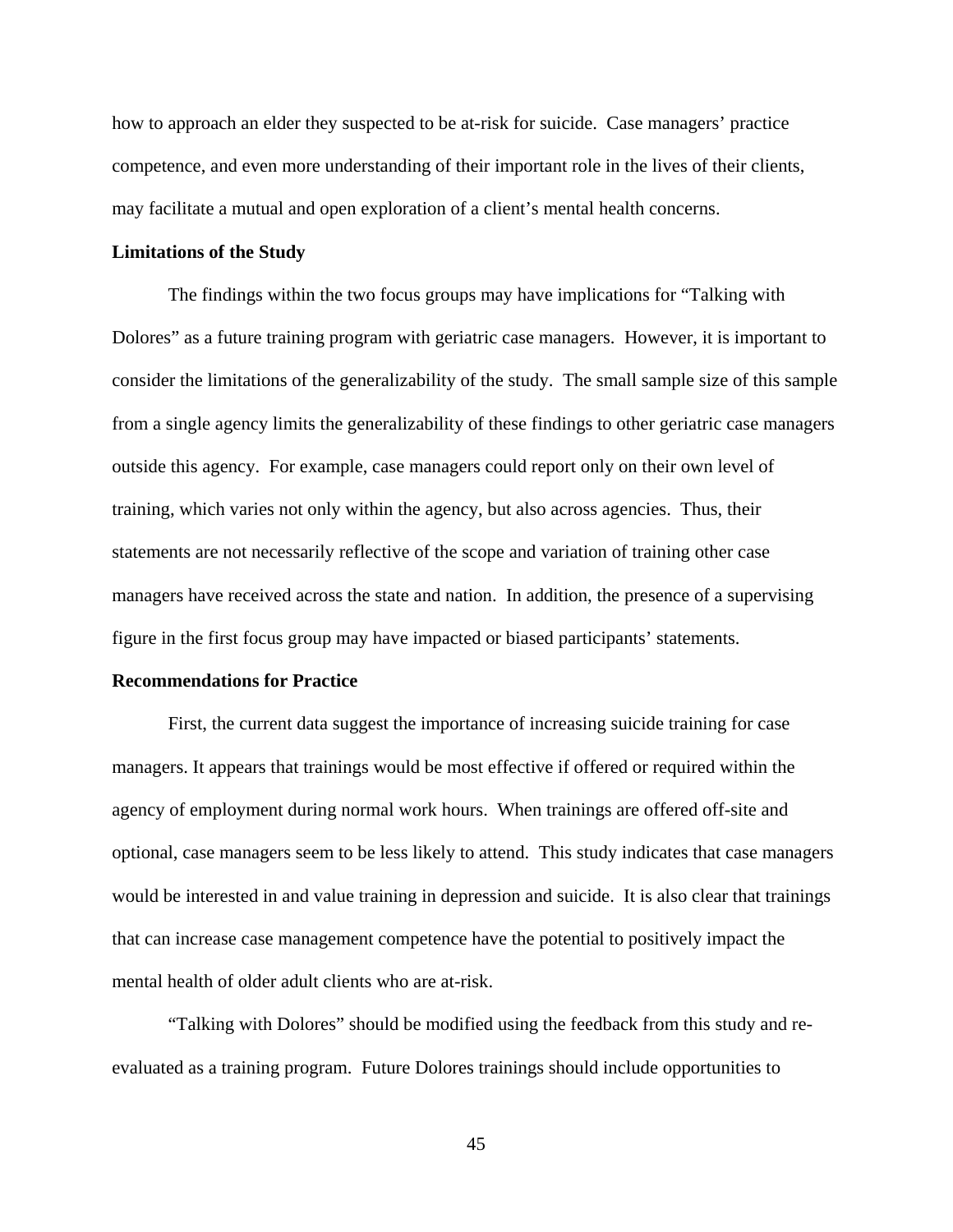how to approach an elder they suspected to be at-risk for suicide. Case managers' practice competence, and even more understanding of their important role in the lives of their clients, may facilitate a mutual and open exploration of a client's mental health concerns.

**Limitations of the Study**

The findings within the two focus groups may have implications for "Talking with Dolores" as a future training program with geriatric case managers. However, it is important to consider the limitations of the generalizability of the study. The small sample size of this sample from a single agency limits the generalizability of these findings to other geriatric case managers outside this agency. For example, case managers could report only on their own level of training, which varies not only within the agency, but also across agencies. Thus, their statements are not necessarily reflective of the scope and variation of training other case managers have received across the state and nation. In addition, the presence of a supervising figure in the first focus group may have impacted or biased participants' statements.

**Recommendations for Practice**

First, the current data suggest the importance of increasing suicide training for case managers. It appears that trainings would be most effective if offered or required within the agency of employment during normal work hours. When trainings are offered off-site and optional, case managers seem to be less likely to attend. This study indicates that case managers would be interested in and value training in depression and suicide. It is also clear that trainings that can increase case management competence have the potential to positively impact the mental health of older adult clients who are at-risk.

"Talking with Dolores" should be modified using the feedback from this study and re-evaluated as a training program. Future Dolores trainings should include opportunities to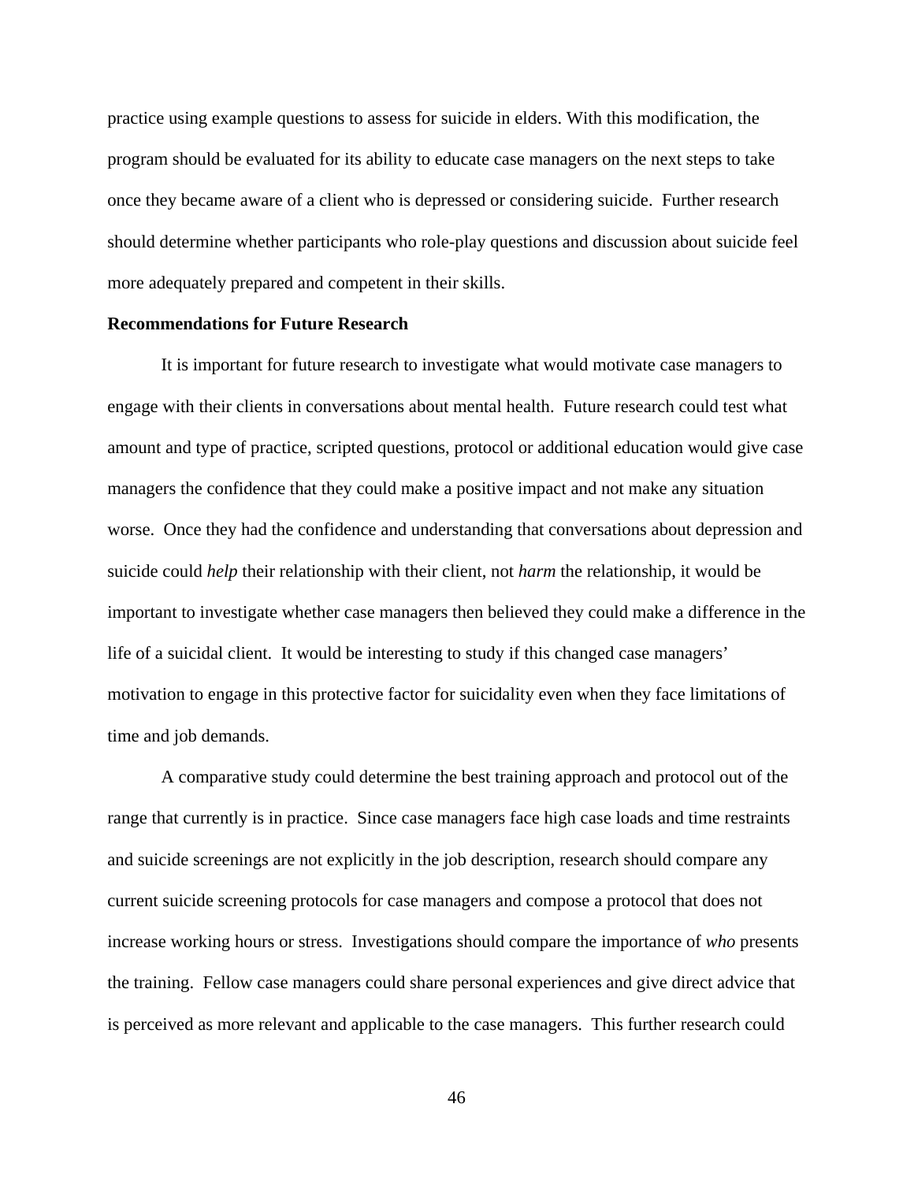practice using example questions to assess for suicide in elders. With this modification, the program should be evaluated for its ability to educate case managers on the next steps to take once they became aware of a client who is depressed or considering suicide. Further research should determine whether participants who role-play questions and discussion about suicide feel more adequately prepared and competent in their skills.

**Recommendations for Future Research**

It is important for future research to investigate what would motivate case managers to engage with their clients in conversations about mental health. Future research could test what amount and type of practice, scripted questions, protocol or additional education would give case managers the confidence that they could make a positive impact and not make any situation worse. Once they had the confidence and understanding that conversations about depression and suicide could *help* their relationship with their client, not *harm* the relationship, it would be important to investigate whether case managers then believed they could make a difference in the life of a suicidal client. It would be interesting to study if this changed case managers' motivation to engage in this protective factor for suicidality even when they face limitations of time and job demands.

A comparative study could determine the best training approach and protocol out of the range that currently is in practice. Since case managers face high case loads and time restraints and suicide screenings are not explicitly in the job description, research should compare any current suicide screening protocols for case managers and compose a protocol that does not increase working hours or stress. Investigations should compare the importance of *who* presents the training. Fellow case managers could share personal experiences and give direct advice that is perceived as more relevant and applicable to the case managers. This further research could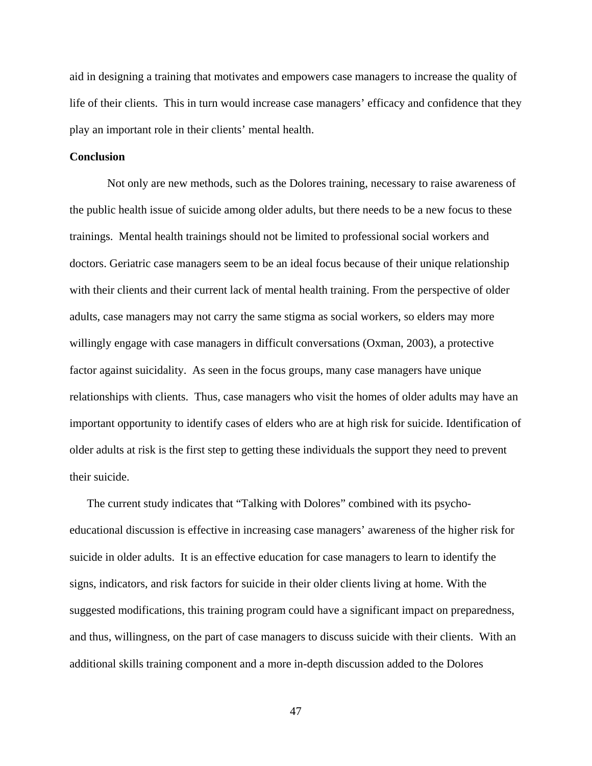aid in designing a training that motivates and empowers case managers to increase the quality of life of their clients. This in turn would increase case managers' efficacy and confidence that they play an important role in their clients' mental health.

**Conclusion**

Not only are new methods, such as the Dolores training, necessary to raise awareness of the public health issue of suicide among older adults, but there needs to be a new focus to these trainings. Mental health trainings should not be limited to professional social workers and doctors. Geriatric case managers seem to be an ideal focus because of their unique relationship with their clients and their current lack of mental health training. From the perspective of older adults, case managers may not carry the same stigma as social workers, so elders may more willingly engage with case managers in difficult conversations (Oxman, 2003), a protective factor against suicidality. As seen in the focus groups, many case managers have unique relationships with clients. Thus, case managers who visit the homes of older adults may have an important opportunity to identify cases of elders who are at high risk for suicide. Identification of older adults at risk is the first step to getting these individuals the support they need to prevent their suicide.

The current study indicates that "Talking with Dolores" combined with its psycho-educational discussion is effective in increasing case managers' awareness of the higher risk for suicide in older adults. It is an effective education for case managers to learn to identify the signs, indicators, and risk factors for suicide in their older clients living at home. With the suggested modifications, this training program could have a significant impact on preparedness, and thus, willingness, on the part of case managers to discuss suicide with their clients. With an additional skills training component and a more in-depth discussion added to the Dolores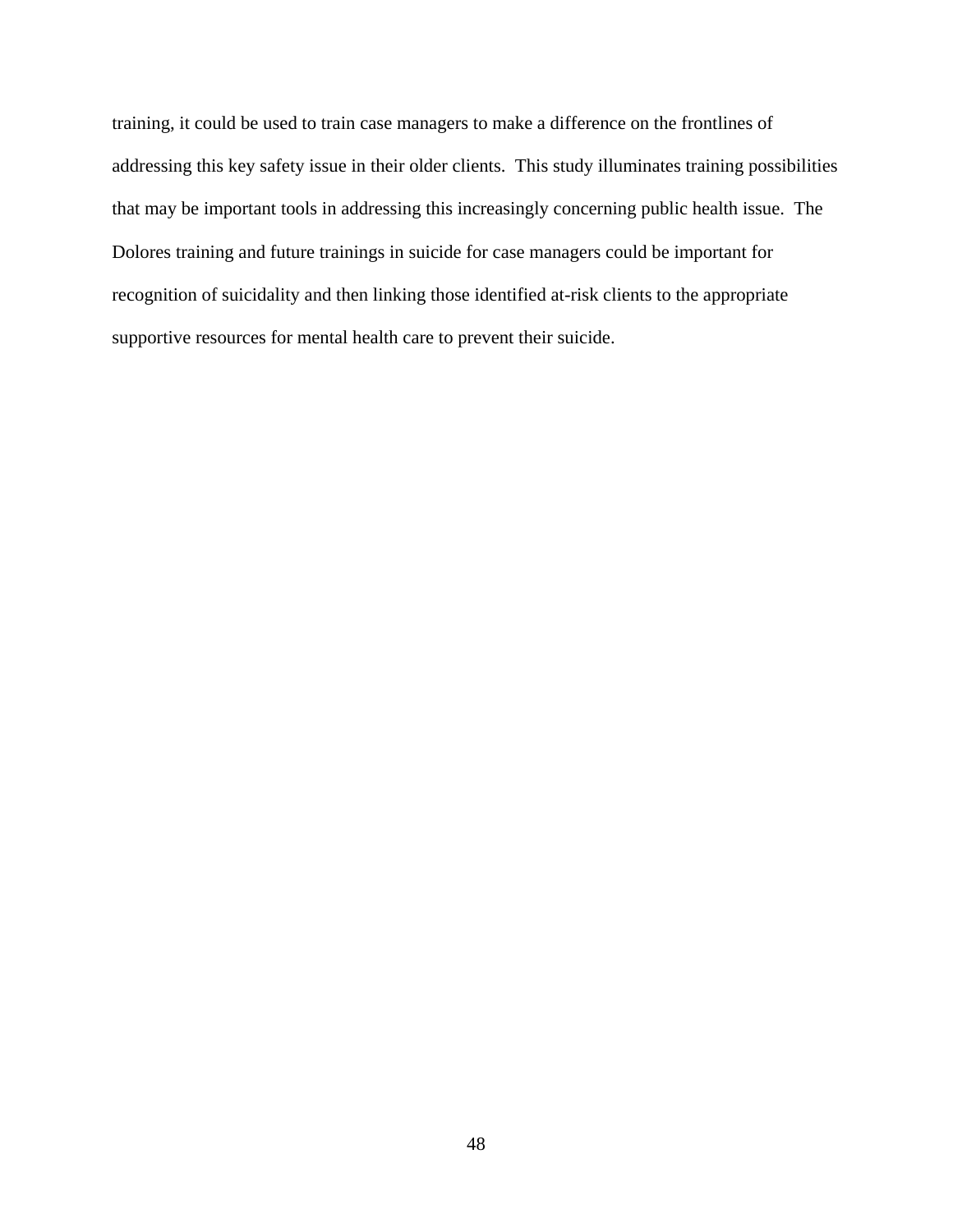training, it could be used to train case managers to make a difference on the frontlines of addressing this key safety issue in their older clients. This study illuminates training possibilities that may be important tools in addressing this increasingly concerning public health issue. The Dolores training and future trainings in suicide for case managers could be important for recognition of suicidality and then linking those identified at-risk clients to the appropriate supportive resources for mental health care to prevent their suicide.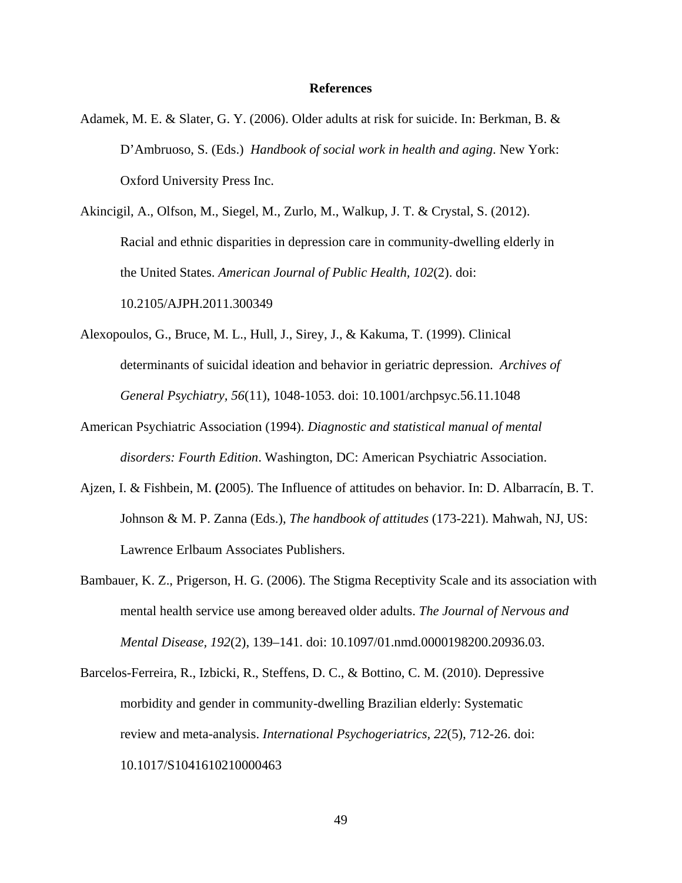# References

Adamek, M. E. & Slater, G. Y. (2006). Older adults at risk for suicide. In: Berkman, B. & D'Ambruoso, S. (Eds.) *Handbook of social work in health and aging*. New York: Oxford University Press Inc.

Akincigil, A., Olfson, M., Siegel, M., Zurlo, M., Walkup, J. T. & Crystal, S. (2012). Racial and ethnic disparities in depression care in community-dwelling elderly in the United States. *American Journal of Public Health, 102*(2). doi: 10.2105/AJPH.2011.300349

Alexopoulos, G., Bruce, M. L., Hull, J., Sirey, J., & Kakuma, T. (1999). Clinical determinants of suicidal ideation and behavior in geriatric depression. *Archives of General Psychiatry, 56*(11), 1048-1053. doi: 10.1001/archpsyc.56.11.1048

American Psychiatric Association (1994). *Diagnostic and statistical manual of mental disorders: Fourth Edition*. Washington, DC: American Psychiatric Association.

Ajzen, I. & Fishbein, M. **(**2005). The Influence of attitudes on behavior. In: D. Albarracín, B. T. Johnson & M. P. Zanna (Eds.), *The handbook of attitudes* (173-221). Mahwah, NJ, US: Lawrence Erlbaum Associates Publishers.

Bambauer, K. Z., Prigerson, H. G. (2006). The Stigma Receptivity Scale and its association with mental health service use among bereaved older adults. *The Journal of Nervous and Mental Disease, 192*(2), 139–141. doi: 10.1097/01.nmd.0000198200.20936.03.

Barcelos-Ferreira, R., Izbicki, R., Steffens, D. C., & Bottino, C. M. (2010). Depressive morbidity and gender in community-dwelling Brazilian elderly: Systematic review and meta-analysis. *International Psychogeriatrics, 22*(5), 712-26. doi: 10.1017/S1041610210000463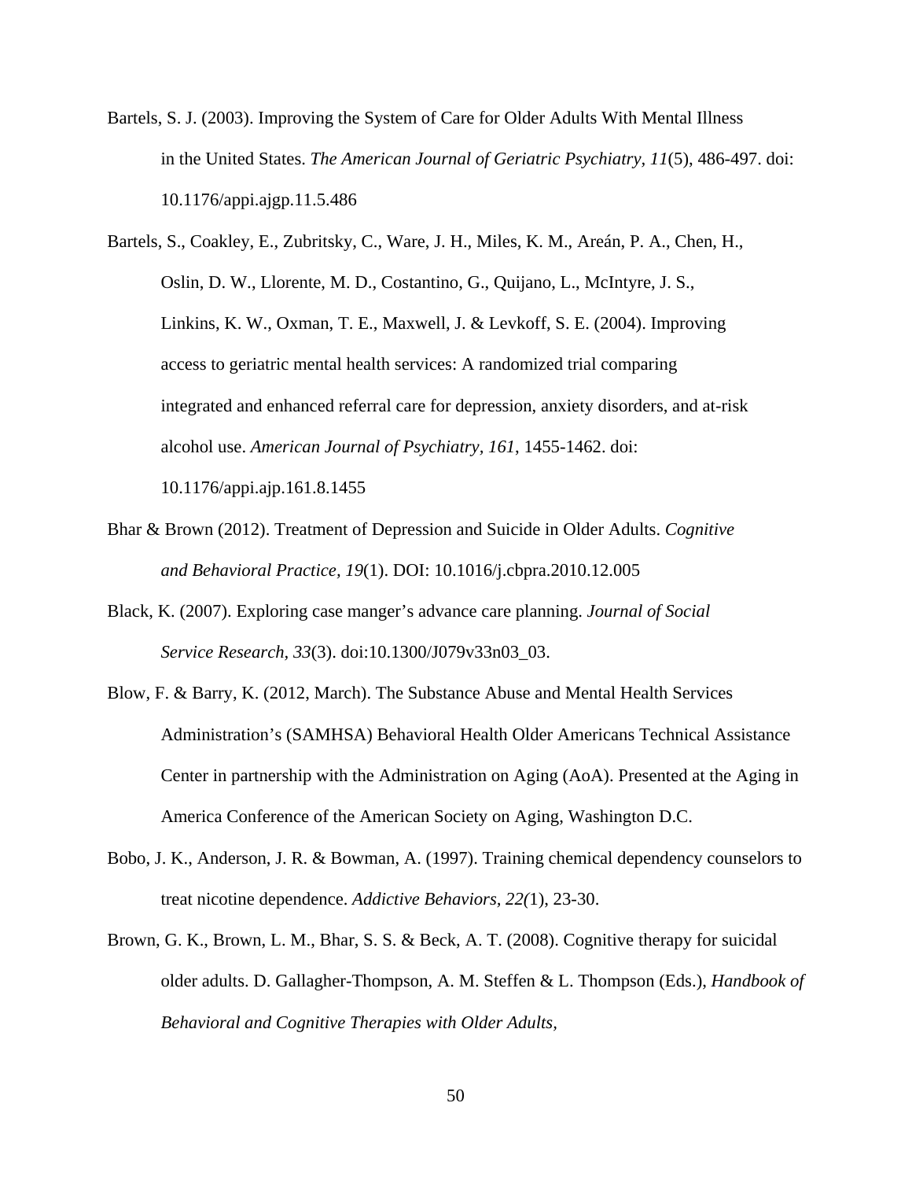Bartels, S. J. (2003). Improving the System of Care for Older Adults With Mental Illness in the United States. *The American Journal of Geriatric Psychiatry, 11*(5), 486-497. doi: 10.1176/appi.ajgp.11.5.486

Bartels, S., Coakley, E., Zubritsky, C., Ware, J. H., Miles, K. M., Areán, P. A., Chen, H., Oslin, D. W., Llorente, M. D., Costantino, G., Quijano, L., McIntyre, J. S., Linkins, K. W., Oxman, T. E., Maxwell, J. & Levkoff, S. E. (2004). Improving access to geriatric mental health services: A randomized trial comparing integrated and enhanced referral care for depression, anxiety disorders, and at-risk alcohol use. *American Journal of Psychiatry*, *161*, 1455-1462. doi: 10.1176/appi.ajp.161.8.1455

Bhar & Brown (2012). Treatment of Depression and Suicide in Older Adults. *Cognitive and Behavioral Practice, 19*(1). DOI: 10.1016/j.cbpra.2010.12.005

Black, K. (2007). Exploring case manger's advance care planning. *Journal of Social Service Research*, *33*(3). doi:10.1300/J079v33n03_03.

Blow, F. & Barry, K. (2012, March). The Substance Abuse and Mental Health Services Administration's (SAMHSA) Behavioral Health Older Americans Technical Assistance Center in partnership with the Administration on Aging (AoA). Presented at the Aging in America Conference of the American Society on Aging, Washington D.C.

Bobo, J. K., Anderson, J. R. & Bowman, A. (1997). Training chemical dependency counselors to treat nicotine dependence. *Addictive Behaviors, 22(*1), 23-30.

Brown, G. K., Brown, L. M., Bhar, S. S. & Beck, A. T. (2008). Cognitive therapy for suicidal older adults. D. Gallagher-Thompson, A. M. Steffen & L. Thompson (Eds.), *Handbook of Behavioral and Cognitive Therapies with Older Adults,*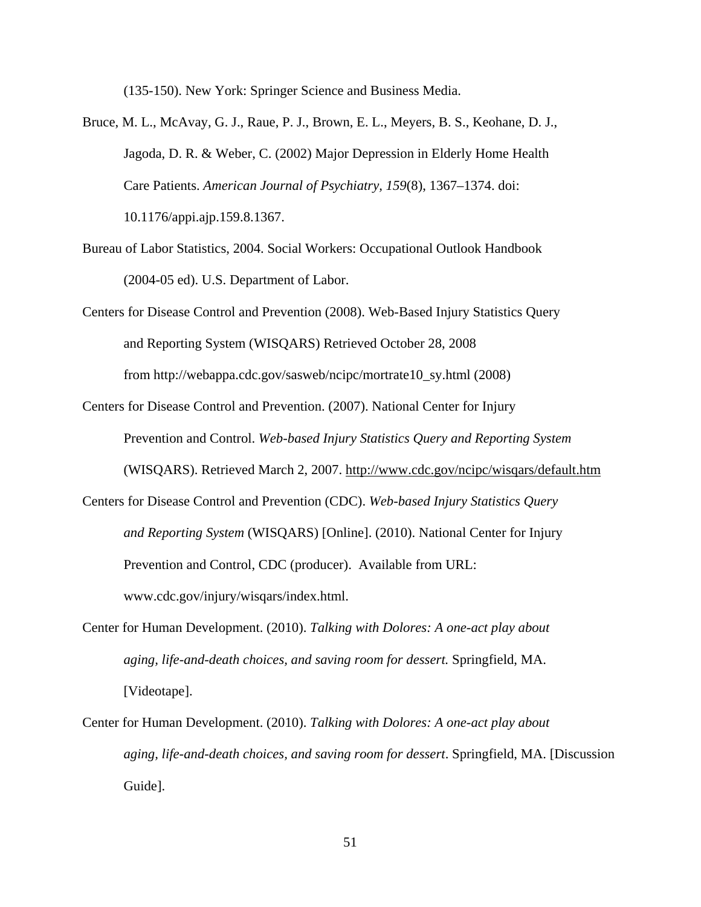(135-150). New York: Springer Science and Business Media.

Bruce, M. L., McAvay, G. J., Raue, P. J., Brown, E. L., Meyers, B. S., Keohane, D. J., Jagoda, D. R. & Weber, C. (2002) Major Depression in Elderly Home Health Care Patients. *American Journal of Psychiatry, 159*(8), 1367–1374. doi: 10.1176/appi.ajp.159.8.1367.

Bureau of Labor Statistics, 2004. Social Workers: Occupational Outlook Handbook (2004-05 ed). U.S. Department of Labor.

Centers for Disease Control and Prevention (2008). Web-Based Injury Statistics Query and Reporting System (WISQARS) Retrieved October 28, 2008 from http://webappa.cdc.gov/sasweb/ncipc/mortrate10_sy.html (2008)

Centers for Disease Control and Prevention. (2007). National Center for Injury Prevention and Control. *Web-based Injury Statistics Query and Reporting System* (WISQARS). Retrieved March 2, 2007. http://www.cdc.gov/ncipc/wisqars/default.htm

Centers for Disease Control and Prevention (CDC). *Web-based Injury Statistics Query and Reporting System* (WISQARS) [Online]. (2010). National Center for Injury Prevention and Control, CDC (producer). Available from URL: www.cdc.gov/injury/wisqars/index.html.

Center for Human Development. (2010). *Talking with Dolores: A one-act play about aging, life-and-death choices, and saving room for dessert.* Springfield, MA. [Videotape].

Center for Human Development. (2010). *Talking with Dolores: A one-act play about aging, life-and-death choices, and saving room for dessert*. Springfield, MA. [Discussion Guide].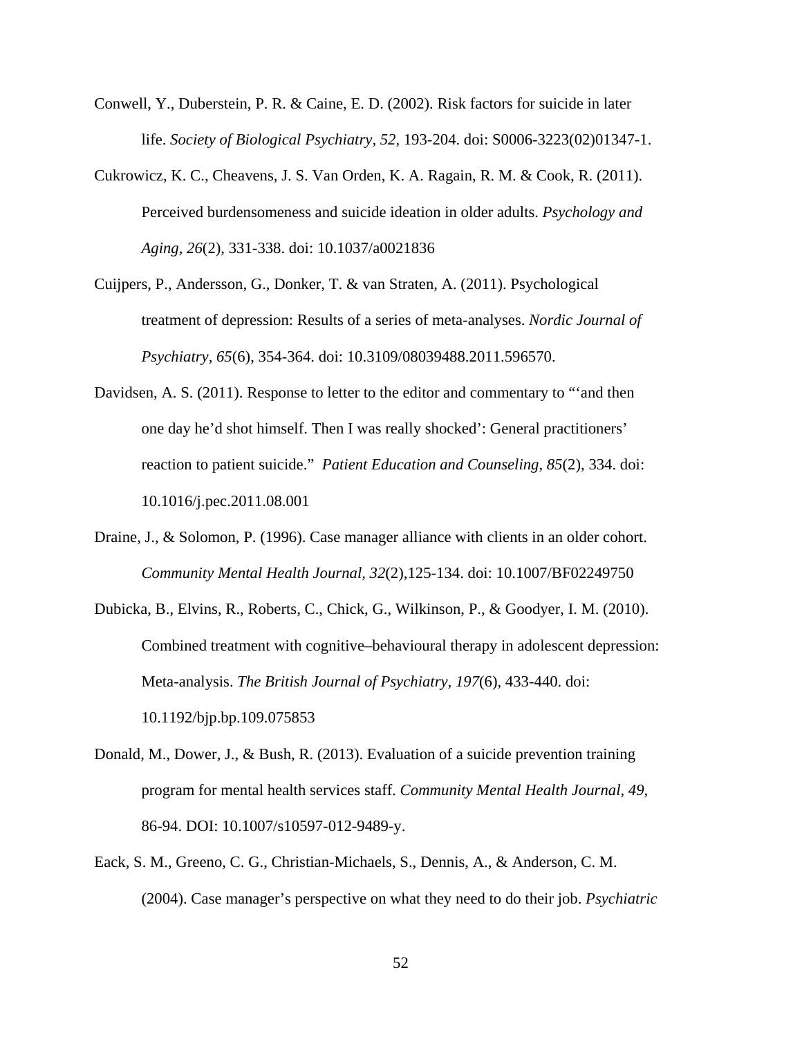Conwell, Y., Duberstein, P. R. & Caine, E. D. (2002). Risk factors for suicide in later life. *Society of Biological Psychiatry, 52*, 193-204. doi: S0006-3223(02)01347-1.

Cukrowicz, K. C., Cheavens, J. S. Van Orden, K. A. Ragain, R. M. & Cook, R. (2011). Perceived burdensomeness and suicide ideation in older adults. *Psychology and Aging, 26*(2), 331-338. doi: 10.1037/a0021836

Cuijpers, P., Andersson, G., Donker, T. & van Straten, A. (2011). Psychological treatment of depression: Results of a series of meta-analyses. *Nordic Journal of Psychiatry, 65*(6), 354-364. doi: 10.3109/08039488.2011.596570.

Davidsen, A. S. (2011). Response to letter to the editor and commentary to "'and then one day he'd shot himself. Then I was really shocked': General practitioners' reaction to patient suicide." *Patient Education and Counseling, 85*(2), 334. doi: 10.1016/j.pec.2011.08.001

Draine, J., & Solomon, P. (1996). Case manager alliance with clients in an older cohort. *Community Mental Health Journal, 32*(2),125-134. doi: 10.1007/BF02249750

Dubicka, B., Elvins, R., Roberts, C., Chick, G., Wilkinson, P., & Goodyer, I. M. (2010). Combined treatment with cognitive–behavioural therapy in adolescent depression: Meta-analysis. *The British Journal of Psychiatry, 197*(6), 433-440. doi: 10.1192/bjp.bp.109.075853

Donald, M., Dower, J., & Bush, R. (2013). Evaluation of a suicide prevention training program for mental health services staff. *Community Mental Health Journal, 49*, 86-94. DOI: 10.1007/s10597-012-9489-y.

Eack, S. M., Greeno, C. G., Christian-Michaels, S., Dennis, A., & Anderson, C. M. (2004). Case manager's perspective on what they need to do their job. *Psychiatric*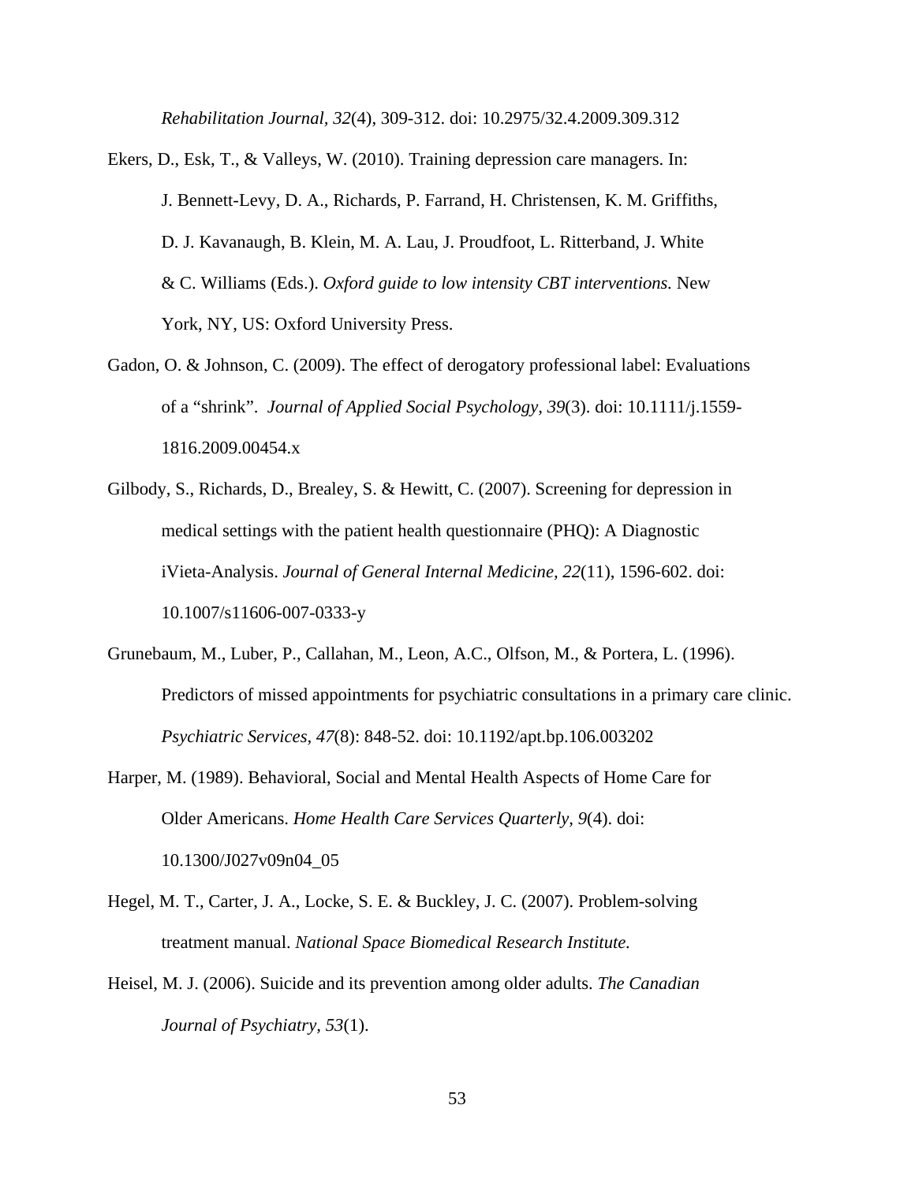*Rehabilitation Journal*, *32*(4), 309-312. doi: 10.2975/32.4.2009.309.312

Ekers, D., Esk, T., & Valleys, W. (2010). Training depression care managers. In: J. Bennett-Levy, D. A., Richards, P. Farrand, H. Christensen, K. M. Griffiths, D. J. Kavanaugh, B. Klein, M. A. Lau, J. Proudfoot, L. Ritterband, J. White & C. Williams (Eds.). *Oxford guide to low intensity CBT interventions.* New York, NY, US: Oxford University Press.

Gadon, O. & Johnson, C. (2009). The effect of derogatory professional label: Evaluations of a "shrink". *Journal of Applied Social Psychology, 39*(3). doi: 10.1111/j.1559-1816.2009.00454.x

Gilbody, S., Richards, D., Brealey, S. & Hewitt, C. (2007). Screening for depression in medical settings with the patient health questionnaire (PHQ): A Diagnostic iVieta-Analysis. *Journal of General Internal Medicine, 22*(11), 1596-602. doi: 10.1007/s11606-007-0333-y

Grunebaum, M., Luber, P., Callahan, M., Leon, A.C., Olfson, M., & Portera, L. (1996). Predictors of missed appointments for psychiatric consultations in a primary care clinic. *Psychiatric Services, 47*(8): 848-52. doi: 10.1192/apt.bp.106.003202

Harper, M. (1989). Behavioral, Social and Mental Health Aspects of Home Care for Older Americans. *Home Health Care Services Quarterly, 9*(4). doi: 10.1300/J027v09n04_05

Hegel, M. T., Carter, J. A., Locke, S. E. & Buckley, J. C. (2007). Problem-solving treatment manual. *National Space Biomedical Research Institute.*

Heisel, M. J. (2006). Suicide and its prevention among older adults. *The Canadian Journal of Psychiatry, 53*(1).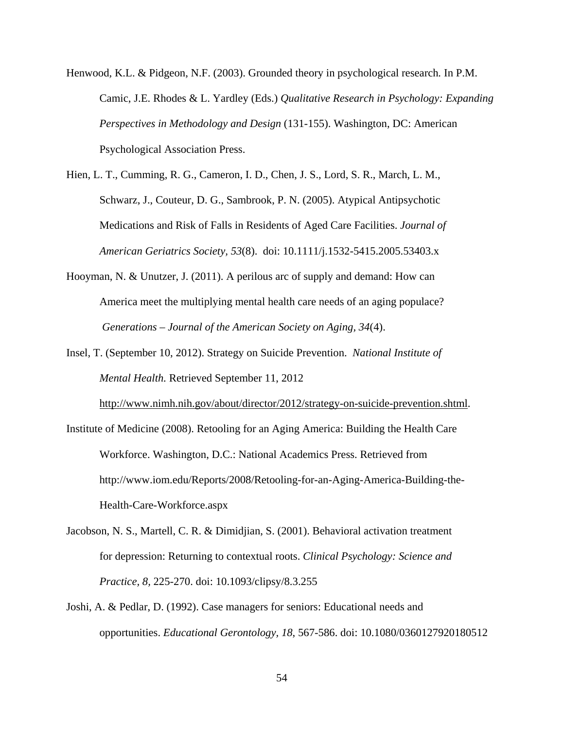Henwood, K.L. & Pidgeon, N.F. (2003). Grounded theory in psychological research. In P.M. Camic, J.E. Rhodes & L. Yardley (Eds.) *Qualitative Research in Psychology: Expanding Perspectives in Methodology and Design* (131-155). Washington, DC: American Psychological Association Press.

Hien, L. T., Cumming, R. G., Cameron, I. D., Chen, J. S., Lord, S. R., March, L. M., Schwarz, J., Couteur, D. G., Sambrook, P. N. (2005). Atypical Antipsychotic Medications and Risk of Falls in Residents of Aged Care Facilities. *Journal of American Geriatrics Society, 53*(8). doi: 10.1111/j.1532-5415.2005.53403.x

Hooyman, N. & Unutzer, J. (2011). A perilous arc of supply and demand: How can America meet the multiplying mental health care needs of an aging populace? *Generations – Journal of the American Society on Aging, 34*(4).

Insel, T. (September 10, 2012). Strategy on Suicide Prevention. *National Institute of Mental Health.* Retrieved September 11, 2012 http://www.nimh.nih.gov/about/director/2012/strategy-on-suicide-prevention.shtml.

Institute of Medicine (2008). Retooling for an Aging America: Building the Health Care Workforce. Washington, D.C.: National Academics Press. Retrieved from http://www.iom.edu/Reports/2008/Retooling-for-an-Aging-America-Building-the-Health-Care-Workforce.aspx

Jacobson, N. S., Martell, C. R. & Dimidjian, S. (2001). Behavioral activation treatment for depression: Returning to contextual roots. *Clinical Psychology: Science and Practice, 8,* 225-270. doi: 10.1093/clipsy/8.3.255

Joshi, A. & Pedlar, D. (1992). Case managers for seniors: Educational needs and opportunities. *Educational Gerontology, 18*, 567-586. doi: 10.1080/0360127920180512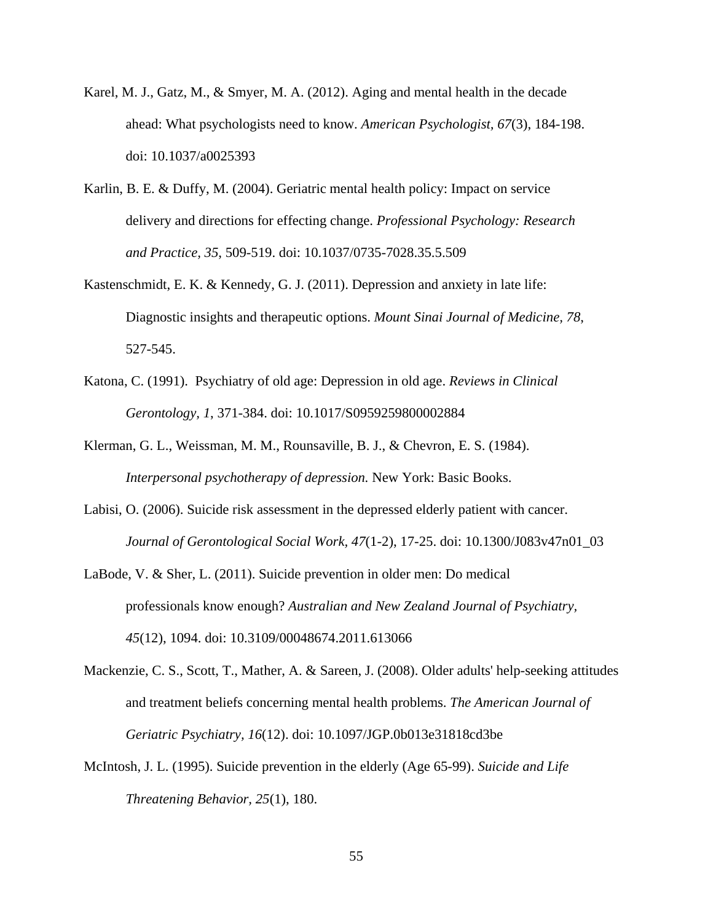Karel, M. J., Gatz, M., & Smyer, M. A. (2012). Aging and mental health in the decade ahead: What psychologists need to know. *American Psychologist, 67*(3), 184-198. doi: 10.1037/a0025393

Karlin, B. E. & Duffy, M. (2004). Geriatric mental health policy: Impact on service delivery and directions for effecting change. *Professional Psychology: Research and Practice, 35*, 509-519. doi: 10.1037/0735-7028.35.5.509

Kastenschmidt, E. K. & Kennedy, G. J. (2011). Depression and anxiety in late life: Diagnostic insights and therapeutic options. *Mount Sinai Journal of Medicine, 78*, 527-545.

Katona, C. (1991). Psychiatry of old age: Depression in old age. *Reviews in Clinical Gerontology, 1*, 371-384. doi: 10.1017/S0959259800002884

Klerman, G. L., Weissman, M. M., Rounsaville, B. J., & Chevron, E. S. (1984). *Interpersonal psychotherapy of depression.* New York: Basic Books.

Labisi, O. (2006). Suicide risk assessment in the depressed elderly patient with cancer. *Journal of Gerontological Social Work, 47*(1-2), 17-25. doi: 10.1300/J083v47n01_03

LaBode, V. & Sher, L. (2011). Suicide prevention in older men: Do medical professionals know enough? *Australian and New Zealand Journal of Psychiatry, 45*(12), 1094. doi: 10.3109/00048674.2011.613066

Mackenzie, C. S., Scott, T., Mather, A. & Sareen, J. (2008). Older adults' help-seeking attitudes and treatment beliefs concerning mental health problems. *The American Journal of Geriatric Psychiatry, 16*(12). doi: 10.1097/JGP.0b013e31818cd3be

McIntosh, J. L. (1995). Suicide prevention in the elderly (Age 65-99). *Suicide and Life Threatening Behavior, 25*(1), 180.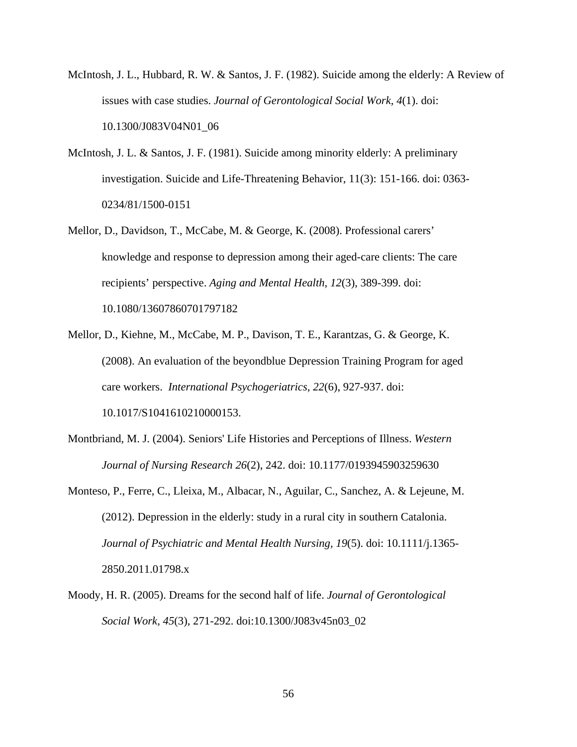McIntosh, J. L., Hubbard, R. W. & Santos, J. F. (1982). Suicide among the elderly: A Review of issues with case studies. *Journal of Gerontological Social Work, 4*(1). doi: 10.1300/J083V04N01_06

McIntosh, J. L. & Santos, J. F. (1981). Suicide among minority elderly: A preliminary investigation. Suicide and Life-Threatening Behavior, 11(3): 151-166. doi: 0363-0234/81/1500-0151

Mellor, D., Davidson, T., McCabe, M. & George, K. (2008). Professional carers' knowledge and response to depression among their aged-care clients: The care recipients' perspective. *Aging and Mental Health, 12*(3), 389-399. doi: 10.1080/13607860701797182

Mellor, D., Kiehne, M., McCabe, M. P., Davison, T. E., Karantzas, G. & George, K. (2008). An evaluation of the beyondblue Depression Training Program for aged care workers. *International Psychogeriatrics, 22*(6), 927-937. doi: 10.1017/S1041610210000153.

Montbriand, M. J. (2004). Seniors' Life Histories and Perceptions of Illness. *Western Journal of Nursing Research 26*(2), 242. doi: 10.1177/0193945903259630

Monteso, P., Ferre, C., Lleixa, M., Albacar, N., Aguilar, C., Sanchez, A. & Lejeune, M. (2012). Depression in the elderly: study in a rural city in southern Catalonia. *Journal of Psychiatric and Mental Health Nursing, 19*(5). doi: 10.1111/j.1365-2850.2011.01798.x

Moody, H. R. (2005). Dreams for the second half of life. *Journal of Gerontological Social Work, 45*(3), 271-292. doi:10.1300/J083v45n03_02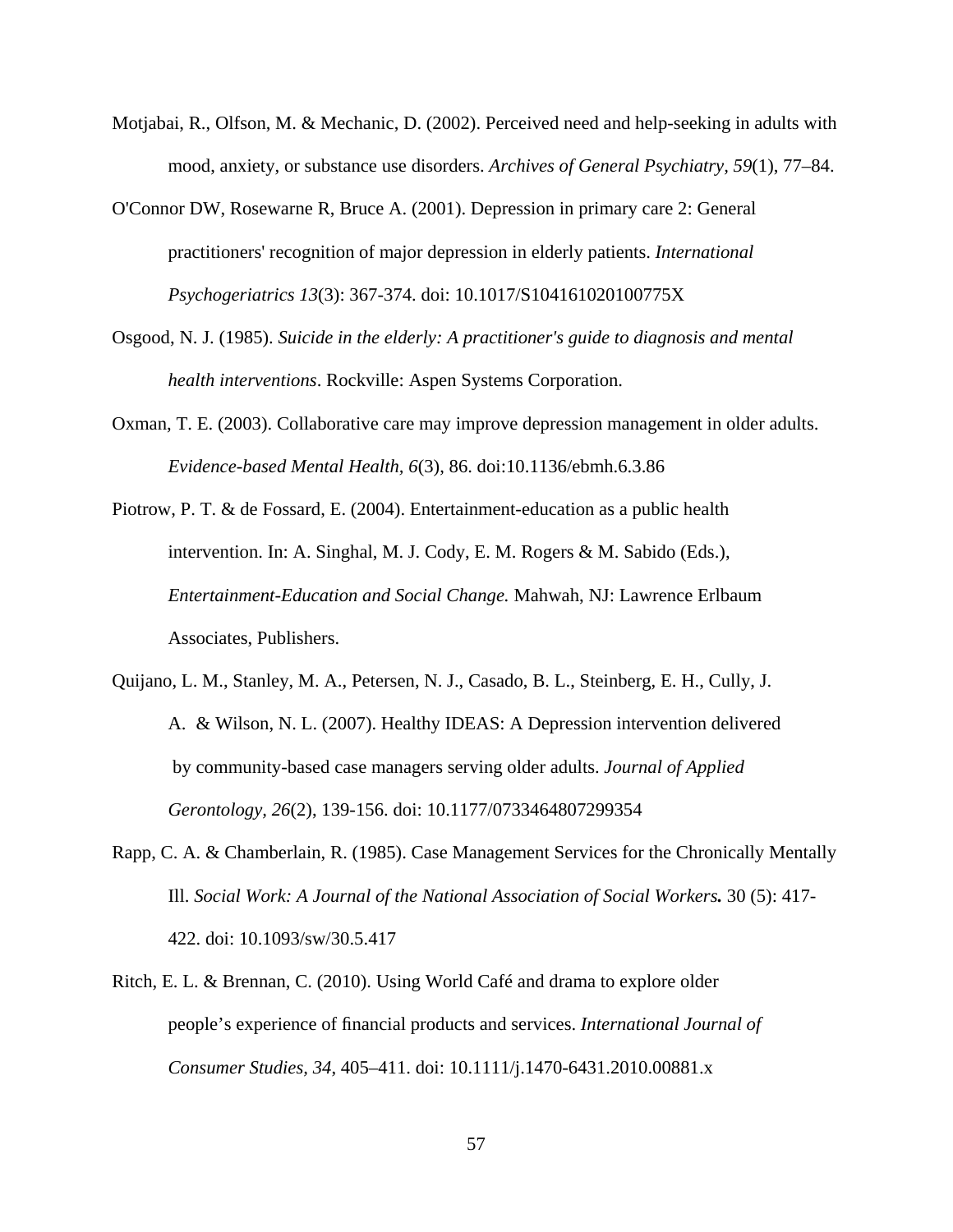Motjabai, R., Olfson, M. & Mechanic, D. (2002). Perceived need and help-seeking in adults with mood, anxiety, or substance use disorders. *Archives of General Psychiatry, 59*(1), 77–84.

O'Connor DW, Rosewarne R, Bruce A. (2001). Depression in primary care 2: General practitioners' recognition of major depression in elderly patients. *International Psychogeriatrics 13*(3): 367-374. doi: 10.1017/S104161020100775X

Osgood, N. J. (1985). *Suicide in the elderly: A practitioner's guide to diagnosis and mental health interventions*. Rockville: Aspen Systems Corporation.

Oxman, T. E. (2003). Collaborative care may improve depression management in older adults. *Evidence-based Mental Health, 6*(3), 86. doi:10.1136/ebmh.6.3.86

Piotrow, P. T. & de Fossard, E. (2004). Entertainment-education as a public health intervention. In: A. Singhal, M. J. Cody, E. M. Rogers & M. Sabido (Eds.), *Entertainment-Education and Social Change.* Mahwah, NJ: Lawrence Erlbaum Associates, Publishers.

Quijano, L. M., Stanley, M. A., Petersen, N. J., Casado, B. L., Steinberg, E. H., Cully, J. A. & Wilson, N. L. (2007). Healthy IDEAS: A Depression intervention delivered by community-based case managers serving older adults. *Journal of Applied Gerontology, 26*(2), 139-156. doi: 10.1177/0733464807299354

Rapp, C. A. & Chamberlain, R. (1985). Case Management Services for the Chronically Mentally Ill. *Social Work: A Journal of the National Association of Social Workers.* 30 (5): 417-422. doi: 10.1093/sw/30.5.417

Ritch, E. L. & Brennan, C. (2010). Using World Café and drama to explore older people's experience of financial products and services. *International Journal of Consumer Studies, 34,* 405–411. doi: 10.1111/j.1470-6431.2010.00881.x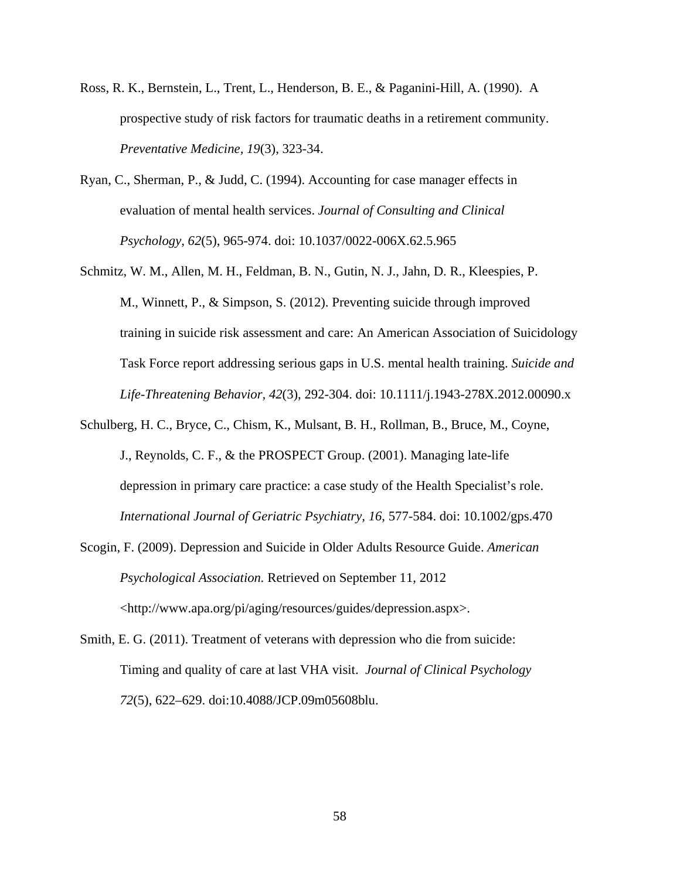Ross, R. K., Bernstein, L., Trent, L., Henderson, B. E., & Paganini-Hill, A. (1990). A prospective study of risk factors for traumatic deaths in a retirement community. *Preventative Medicine, 19*(3), 323-34.

Ryan, C., Sherman, P., & Judd, C. (1994). Accounting for case manager effects in evaluation of mental health services. *Journal of Consulting and Clinical Psychology, 62*(5), 965-974. doi: 10.1037/0022-006X.62.5.965

Schmitz, W. M., Allen, M. H., Feldman, B. N., Gutin, N. J., Jahn, D. R., Kleespies, P. M., Winnett, P., & Simpson, S. (2012). Preventing suicide through improved training in suicide risk assessment and care: An American Association of Suicidology Task Force report addressing serious gaps in U.S. mental health training. *Suicide and Life-Threatening Behavior, 42*(3), 292-304. doi: 10.1111/j.1943-278X.2012.00090.x

Schulberg, H. C., Bryce, C., Chism, K., Mulsant, B. H., Rollman, B., Bruce, M., Coyne, J., Reynolds, C. F., & the PROSPECT Group. (2001). Managing late-life depression in primary care practice: a case study of the Health Specialist's role. *International Journal of Geriatric Psychiatry, 16*, 577-584. doi: 10.1002/gps.470

Scogin, F. (2009). Depression and Suicide in Older Adults Resource Guide. *American Psychological Association.* Retrieved on September 11, 2012 <http://www.apa.org/pi/aging/resources/guides/depression.aspx>.

Smith, E. G. (2011). Treatment of veterans with depression who die from suicide: Timing and quality of care at last VHA visit. *Journal of Clinical Psychology 72*(5), 622–629. doi:10.4088/JCP.09m05608blu.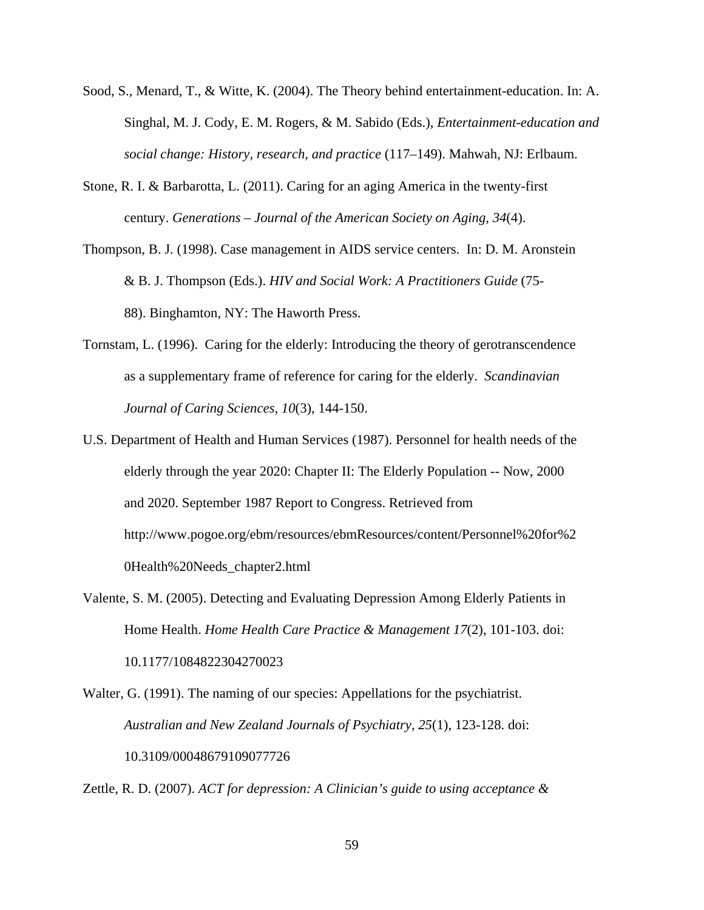Sood, S., Menard, T., & Witte, K. (2004). The Theory behind entertainment-education. In: A. Singhal, M. J. Cody, E. M. Rogers, & M. Sabido (Eds.), *Entertainment-education and social change: History, research, and practice* (117–149). Mahwah, NJ: Erlbaum.

Stone, R. I. & Barbarotta, L. (2011). Caring for an aging America in the twenty-first century. *Generations – Journal of the American Society on Aging, 34*(4).

Thompson, B. J. (1998). Case management in AIDS service centers. In: D. M. Aronstein & B. J. Thompson (Eds.). *HIV and Social Work: A Practitioners Guide* (75-88). Binghamton, NY: The Haworth Press.

Tornstam, L. (1996). Caring for the elderly: Introducing the theory of gerotranscendence as a supplementary frame of reference for caring for the elderly. *Scandinavian Journal of Caring Sciences, 10*(3), 144-150.

U.S. Department of Health and Human Services (1987). Personnel for health needs of the elderly through the year 2020: Chapter II: The Elderly Population -- Now, 2000 and 2020. September 1987 Report to Congress. Retrieved from http://www.pogoe.org/ebm/resources/ebmResources/content/Personnel%20for%20Health%20Needs_chapter2.html

Valente, S. M. (2005). Detecting and Evaluating Depression Among Elderly Patients in Home Health. *Home Health Care Practice & Management 17*(2), 101-103. doi: 10.1177/1084822304270023

Walter, G. (1991). The naming of our species: Appellations for the psychiatrist. *Australian and New Zealand Journals of Psychiatry, 25*(1), 123-128. doi: 10.3109/00048679109077726

Zettle, R. D. (2007). *ACT for depression: A Clinician's guide to using acceptance &*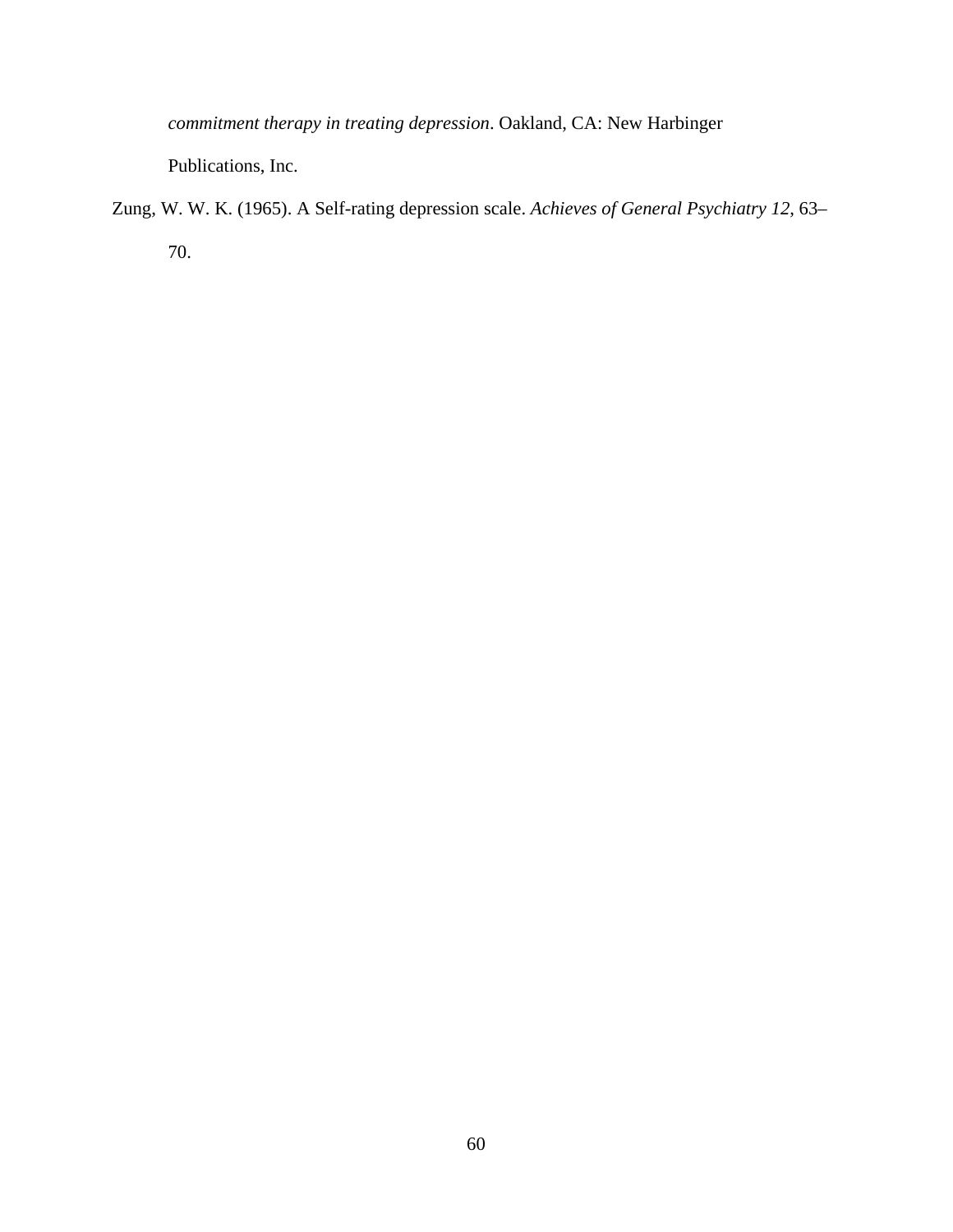*commitment therapy in treating depression*. Oakland, CA: New Harbinger Publications, Inc.

Zung, W. W. K. (1965). A Self-rating depression scale. *Achieves of General Psychiatry 12*, 63–70.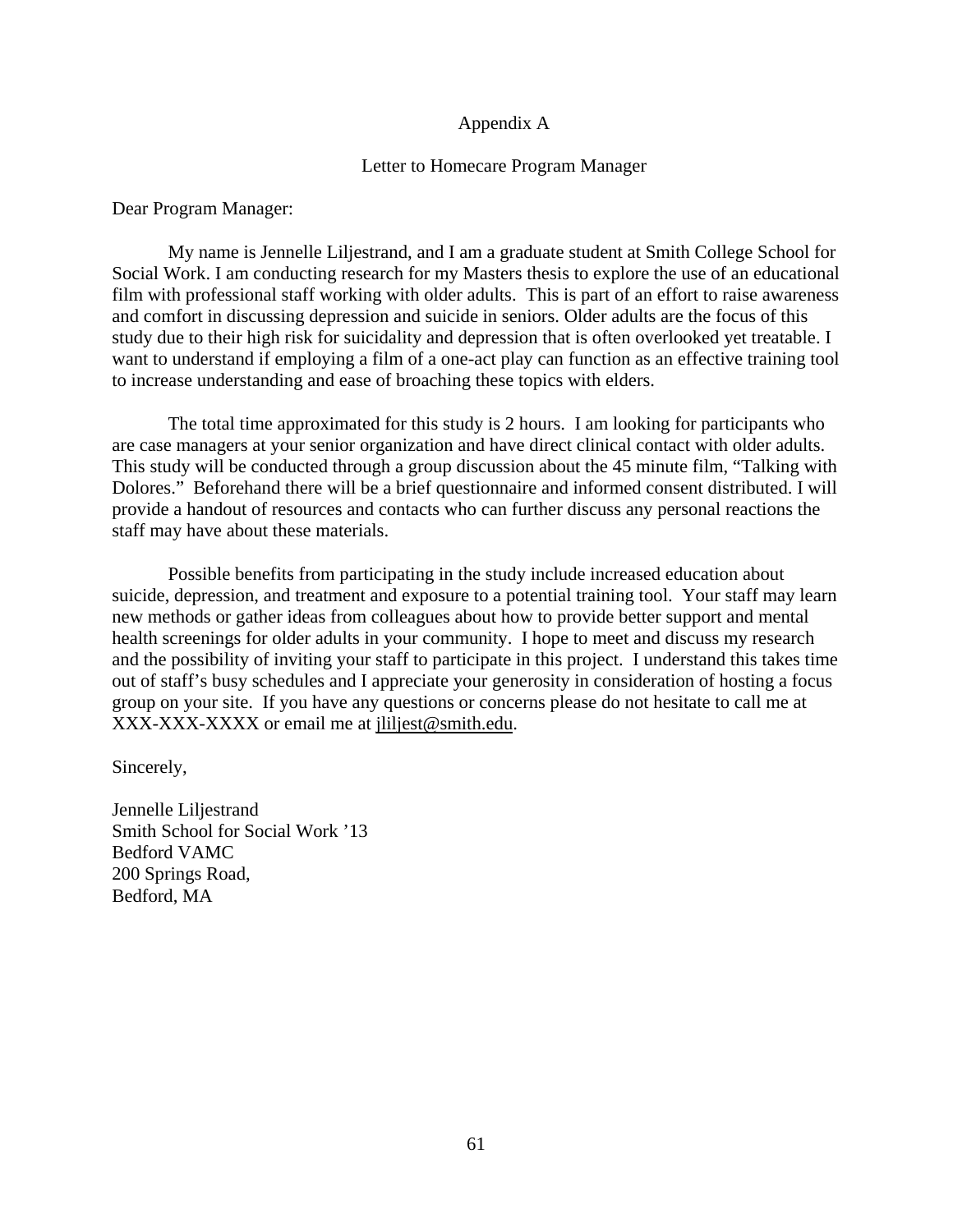# Appendix A

## Letter to Homecare Program Manager

Dear Program Manager:

My name is Jennelle Liljestrand, and I am a graduate student at Smith College School for Social Work. I am conducting research for my Masters thesis to explore the use of an educational film with professional staff working with older adults. This is part of an effort to raise awareness and comfort in discussing depression and suicide in seniors. Older adults are the focus of this study due to their high risk for suicidality and depression that is often overlooked yet treatable. I want to understand if employing a film of a one-act play can function as an effective training tool to increase understanding and ease of broaching these topics with elders.

The total time approximated for this study is 2 hours. I am looking for participants who are case managers at your senior organization and have direct clinical contact with older adults. This study will be conducted through a group discussion about the 45 minute film, "Talking with Dolores." Beforehand there will be a brief questionnaire and informed consent distributed. I will provide a handout of resources and contacts who can further discuss any personal reactions the staff may have about these materials.

Possible benefits from participating in the study include increased education about suicide, depression, and treatment and exposure to a potential training tool. Your staff may learn new methods or gather ideas from colleagues about how to provide better support and mental health screenings for older adults in your community. I hope to meet and discuss my research and the possibility of inviting your staff to participate in this project. I understand this takes time out of staff's busy schedules and I appreciate your generosity in consideration of hosting a focus group on your site. If you have any questions or concerns please do not hesitate to call me at XXX-XXX-XXXX or email me at jliljest@smith.edu.

Sincerely,

Jennelle Liljestrand  
Smith School for Social Work '13  
Bedford VAMC  
200 Springs Road,  
Bedford, MA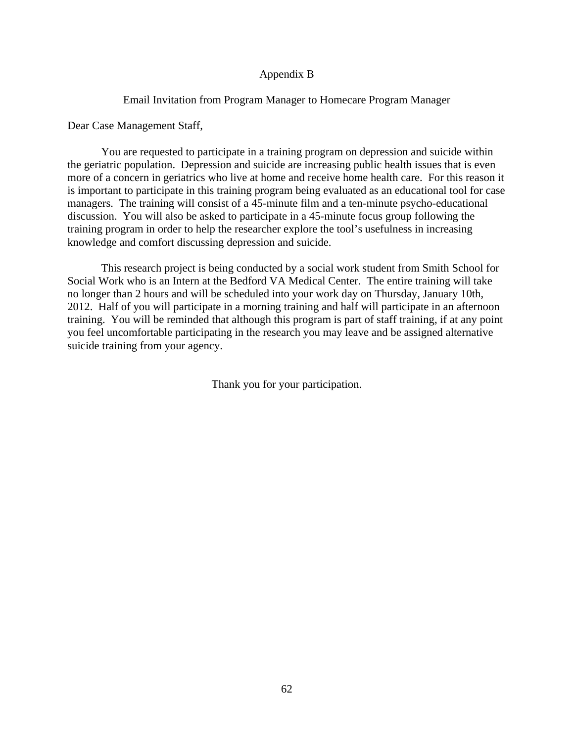# Appendix B

## Email Invitation from Program Manager to Homecare Program Manager

Dear Case Management Staff,

You are requested to participate in a training program on depression and suicide within the geriatric population. Depression and suicide are increasing public health issues that is even more of a concern in geriatrics who live at home and receive home health care. For this reason it is important to participate in this training program being evaluated as an educational tool for case managers. The training will consist of a 45-minute film and a ten-minute psycho-educational discussion. You will also be asked to participate in a 45-minute focus group following the training program in order to help the researcher explore the tool's usefulness in increasing knowledge and comfort discussing depression and suicide.

This research project is being conducted by a social work student from Smith School for Social Work who is an Intern at the Bedford VA Medical Center. The entire training will take no longer than 2 hours and will be scheduled into your work day on Thursday, January 10th, 2012. Half of you will participate in a morning training and half will participate in an afternoon training. You will be reminded that although this program is part of staff training, if at any point you feel uncomfortable participating in the research you may leave and be assigned alternative suicide training from your agency.

Thank you for your participation.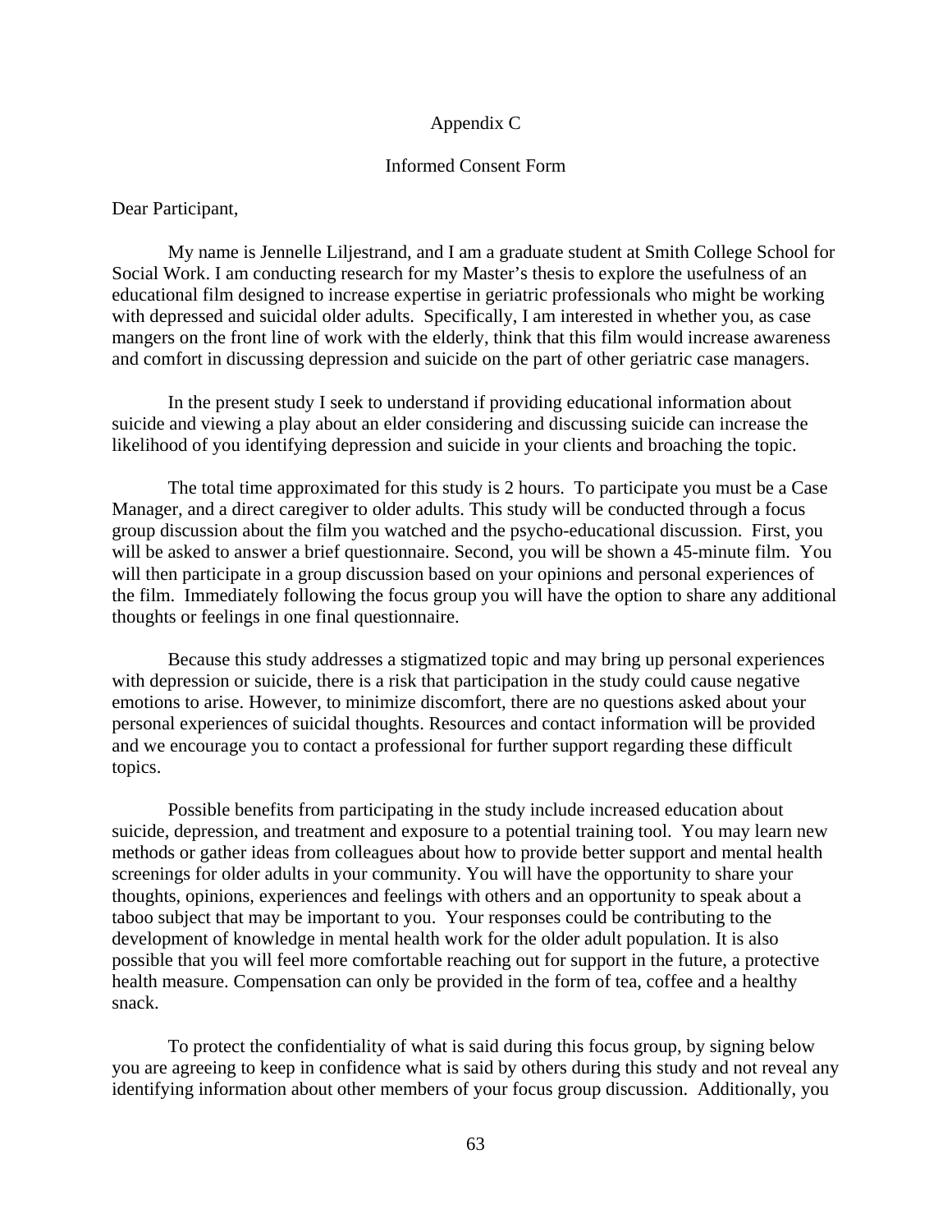# Appendix C

## Informed Consent Form

Dear Participant,

My name is Jennelle Liljestrand, and I am a graduate student at Smith College School for Social Work. I am conducting research for my Master's thesis to explore the usefulness of an educational film designed to increase expertise in geriatric professionals who might be working with depressed and suicidal older adults. Specifically, I am interested in whether you, as case mangers on the front line of work with the elderly, think that this film would increase awareness and comfort in discussing depression and suicide on the part of other geriatric case managers.

In the present study I seek to understand if providing educational information about suicide and viewing a play about an elder considering and discussing suicide can increase the likelihood of you identifying depression and suicide in your clients and broaching the topic.

The total time approximated for this study is 2 hours. To participate you must be a Case Manager, and a direct caregiver to older adults. This study will be conducted through a focus group discussion about the film you watched and the psycho-educational discussion. First, you will be asked to answer a brief questionnaire. Second, you will be shown a 45-minute film. You will then participate in a group discussion based on your opinions and personal experiences of the film. Immediately following the focus group you will have the option to share any additional thoughts or feelings in one final questionnaire.

Because this study addresses a stigmatized topic and may bring up personal experiences with depression or suicide, there is a risk that participation in the study could cause negative emotions to arise. However, to minimize discomfort, there are no questions asked about your personal experiences of suicidal thoughts. Resources and contact information will be provided and we encourage you to contact a professional for further support regarding these difficult topics.

Possible benefits from participating in the study include increased education about suicide, depression, and treatment and exposure to a potential training tool. You may learn new methods or gather ideas from colleagues about how to provide better support and mental health screenings for older adults in your community. You will have the opportunity to share your thoughts, opinions, experiences and feelings with others and an opportunity to speak about a taboo subject that may be important to you. Your responses could be contributing to the development of knowledge in mental health work for the older adult population. It is also possible that you will feel more comfortable reaching out for support in the future, a protective health measure. Compensation can only be provided in the form of tea, coffee and a healthy snack.

To protect the confidentiality of what is said during this focus group, by signing below you are agreeing to keep in confidence what is said by others during this study and not reveal any identifying information about other members of your focus group discussion. Additionally, you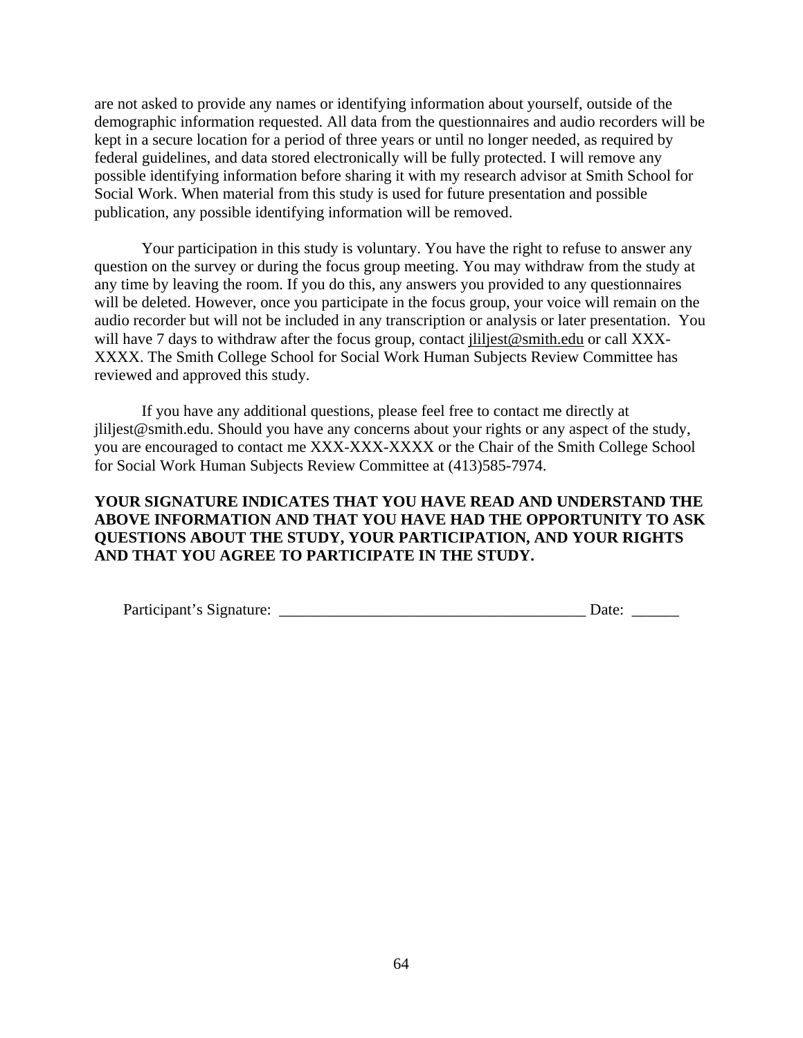are not asked to provide any names or identifying information about yourself, outside of the demographic information requested. All data from the questionnaires and audio recorders will be kept in a secure location for a period of three years or until no longer needed, as required by federal guidelines, and data stored electronically will be fully protected. I will remove any possible identifying information before sharing it with my research advisor at Smith School for Social Work. When material from this study is used for future presentation and possible publication, any possible identifying information will be removed.

Your participation in this study is voluntary. You have the right to refuse to answer any question on the survey or during the focus group meeting. You may withdraw from the study at any time by leaving the room. If you do this, any answers you provided to any questionnaires will be deleted. However, once you participate in the focus group, your voice will remain on the audio recorder but will not be included in any transcription or analysis or later presentation. You will have 7 days to withdraw after the focus group, contact jliljest@smith.edu or call XXX-XXXX. The Smith College School for Social Work Human Subjects Review Committee has reviewed and approved this study.

If you have any additional questions, please feel free to contact me directly at jliljest@smith.edu. Should you have any concerns about your rights or any aspect of the study, you are encouraged to contact me XXX-XXX-XXXX or the Chair of the Smith College School for Social Work Human Subjects Review Committee at (413)585-7974.

**YOUR SIGNATURE INDICATES THAT YOU HAVE READ AND UNDERSTAND THE ABOVE INFORMATION AND THAT YOU HAVE HAD THE OPPORTUNITY TO ASK QUESTIONS ABOUT THE STUDY, YOUR PARTICIPATION, AND YOUR RIGHTS AND THAT YOU AGREE TO PARTICIPATE IN THE STUDY.**

Participant's Signature: _______________________________________ Date: ______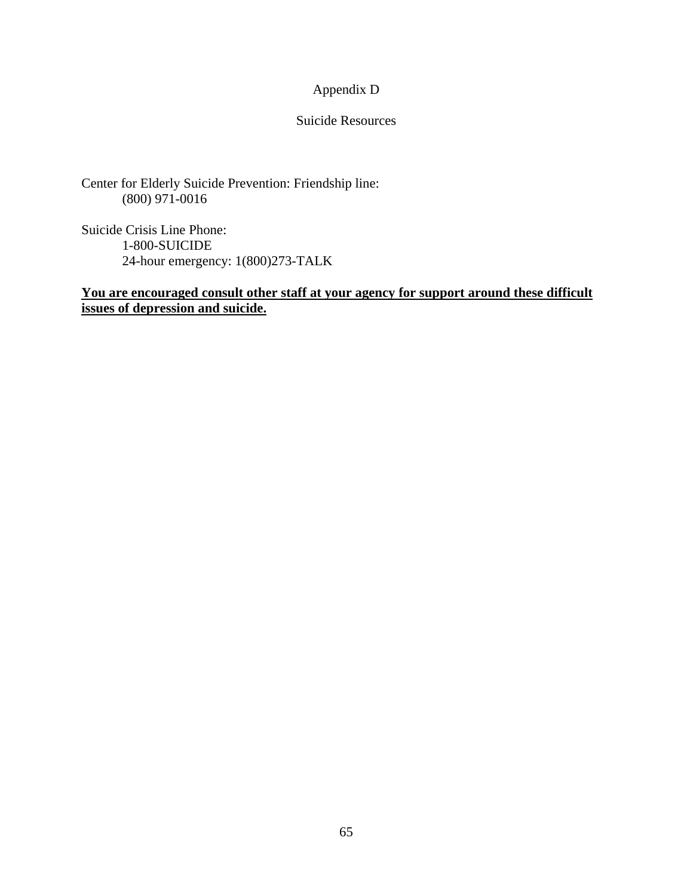# Appendix D

## Suicide Resources

Center for Elderly Suicide Prevention: Friendship line:
(800) 971-0016

Suicide Crisis Line Phone:
1-800-SUICIDE
24-hour emergency: 1(800)273-TALK

**You are encouraged consult other staff at your agency for support around these difficult issues of depression and suicide.**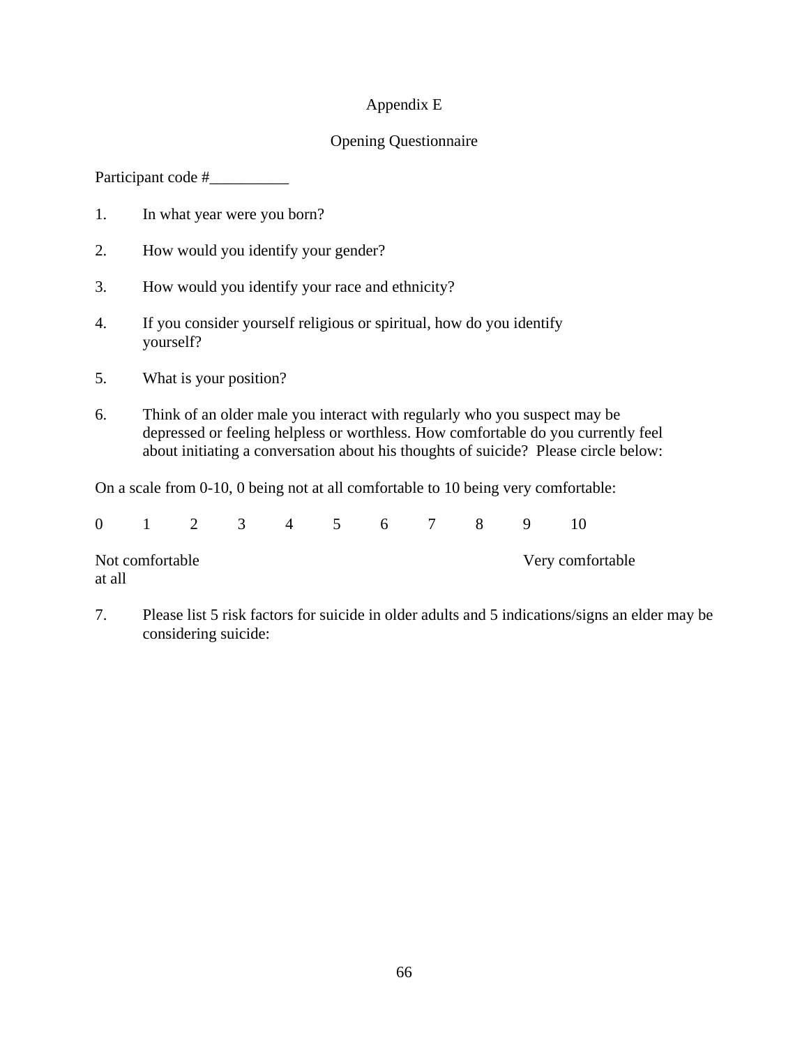# Appendix E

## Opening Questionnaire

Participant code #__________

1. In what year were you born?

2. How would you identify your gender?

3. How would you identify your race and ethnicity?

4. If you consider yourself religious or spiritual, how do you identify yourself?

5. What is your position?

6. Think of an older male you interact with regularly who you suspect may be depressed or feeling helpless or worthless. How comfortable do you currently feel about initiating a conversation about his thoughts of suicide? Please circle below:

On a scale from 0-10, 0 being not at all comfortable to 10 being very comfortable:

0 1 2 3 4 5 6 7 8 9 10

Not comfortable at all ... Very comfortable

7. Please list 5 risk factors for suicide in older adults and 5 indications/signs an elder may be considering suicide: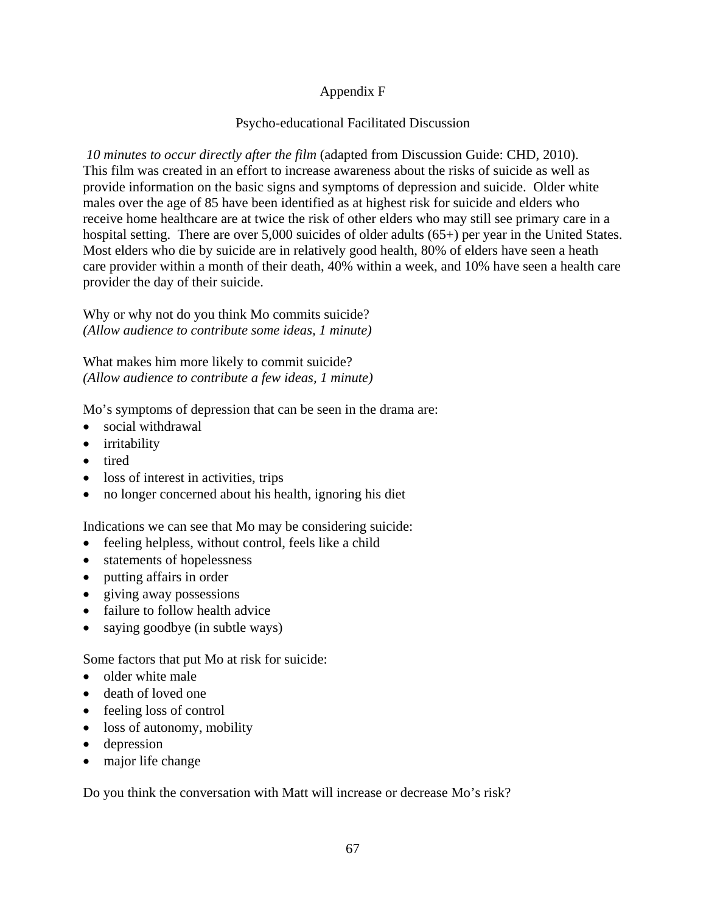# Appendix F

## Psycho-educational Facilitated Discussion

*10 minutes to occur directly after the film* (adapted from Discussion Guide: CHD, 2010). This film was created in an effort to increase awareness about the risks of suicide as well as provide information on the basic signs and symptoms of depression and suicide. Older white males over the age of 85 have been identified as at highest risk for suicide and elders who receive home healthcare are at twice the risk of other elders who may still see primary care in a hospital setting. There are over 5,000 suicides of older adults (65+) per year in the United States. Most elders who die by suicide are in relatively good health, 80% of elders have seen a heath care provider within a month of their death, 40% within a week, and 10% have seen a health care provider the day of their suicide.

Why or why not do you think Mo commits suicide?
*(Allow audience to contribute some ideas, 1 minute)*

What makes him more likely to commit suicide?
*(Allow audience to contribute a few ideas, 1 minute)*

Mo's symptoms of depression that can be seen in the drama are:

- social withdrawal
- irritability
- tired
- loss of interest in activities, trips
- no longer concerned about his health, ignoring his diet

Indications we can see that Mo may be considering suicide:

- feeling helpless, without control, feels like a child
- statements of hopelessness
- putting affairs in order
- giving away possessions
- failure to follow health advice
- saying goodbye (in subtle ways)

Some factors that put Mo at risk for suicide:

- older white male
- death of loved one
- feeling loss of control
- loss of autonomy, mobility
- depression
- major life change

Do you think the conversation with Matt will increase or decrease Mo's risk?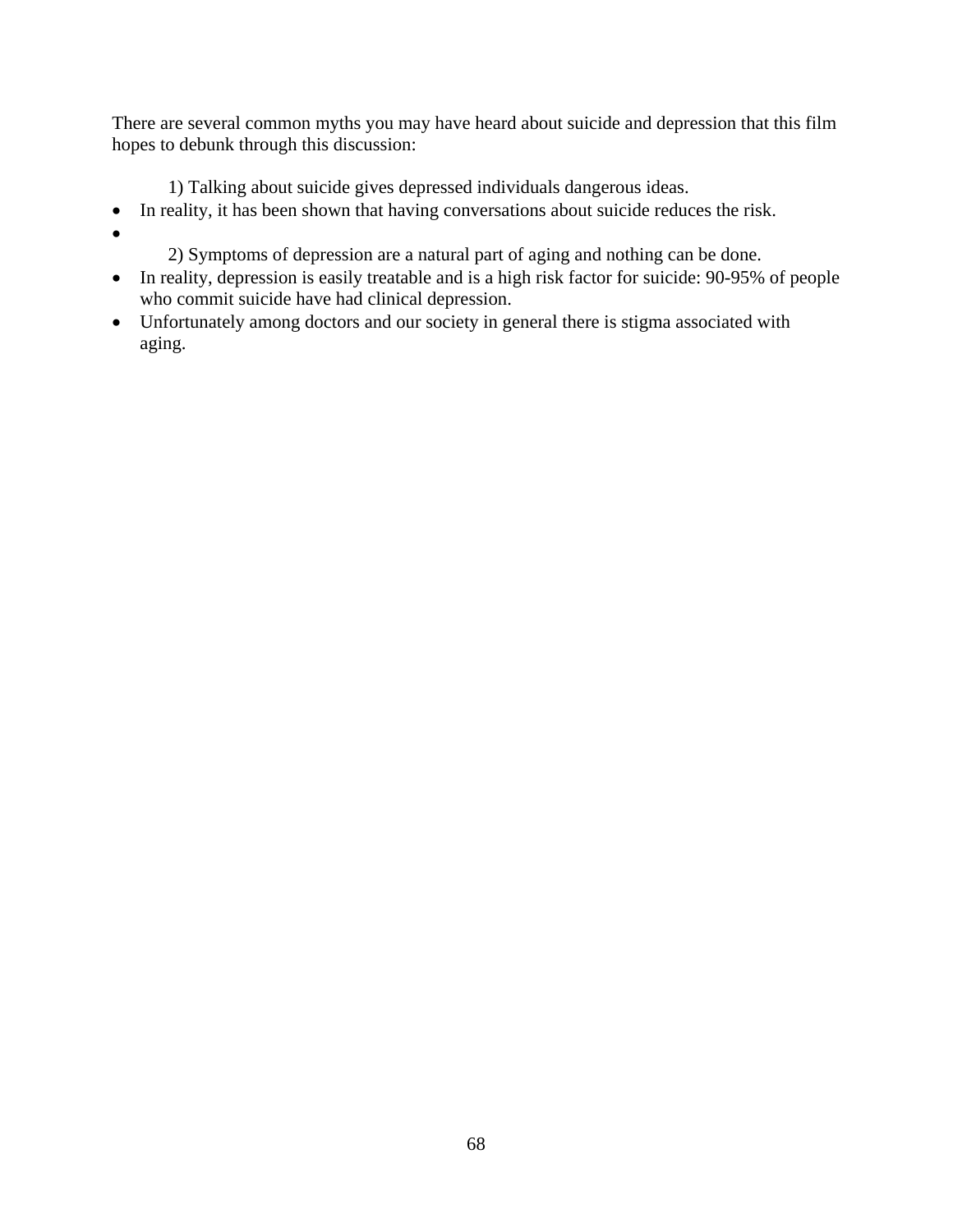There are several common myths you may have heard about suicide and depression that this film hopes to debunk through this discussion:

1) Talking about suicide gives depressed individuals dangerous ideas.

- In reality, it has been shown that having conversations about suicide reduces the risk.
-

2) Symptoms of depression are a natural part of aging and nothing can be done.

- In reality, depression is easily treatable and is a high risk factor for suicide: 90-95% of people who commit suicide have had clinical depression.
- Unfortunately among doctors and our society in general there is stigma associated with aging.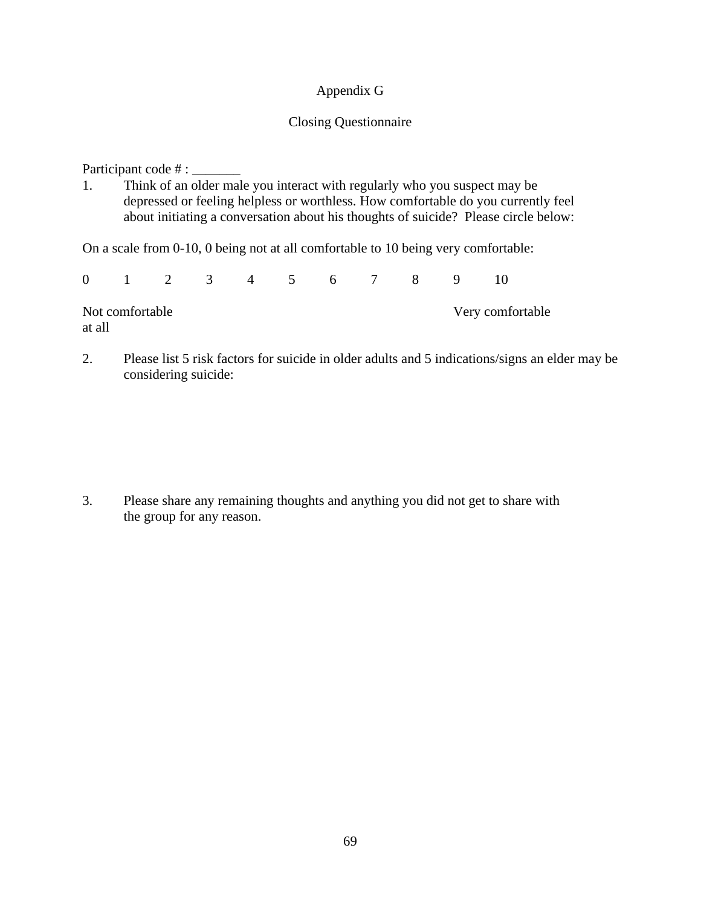# Appendix G

## Closing Questionnaire

Participant code # : _______

1. Think of an older male you interact with regularly who you suspect may be depressed or feeling helpless or worthless. How comfortable do you currently feel about initiating a conversation about his thoughts of suicide? Please circle below:

On a scale from 0-10, 0 being not at all comfortable to 10 being very comfortable:

0 1 2 3 4 5 6 7 8 9 10

Not comfortable at all — Very comfortable

2. Please list 5 risk factors for suicide in older adults and 5 indications/signs an elder may be considering suicide:

3. Please share any remaining thoughts and anything you did not get to share with the group for any reason.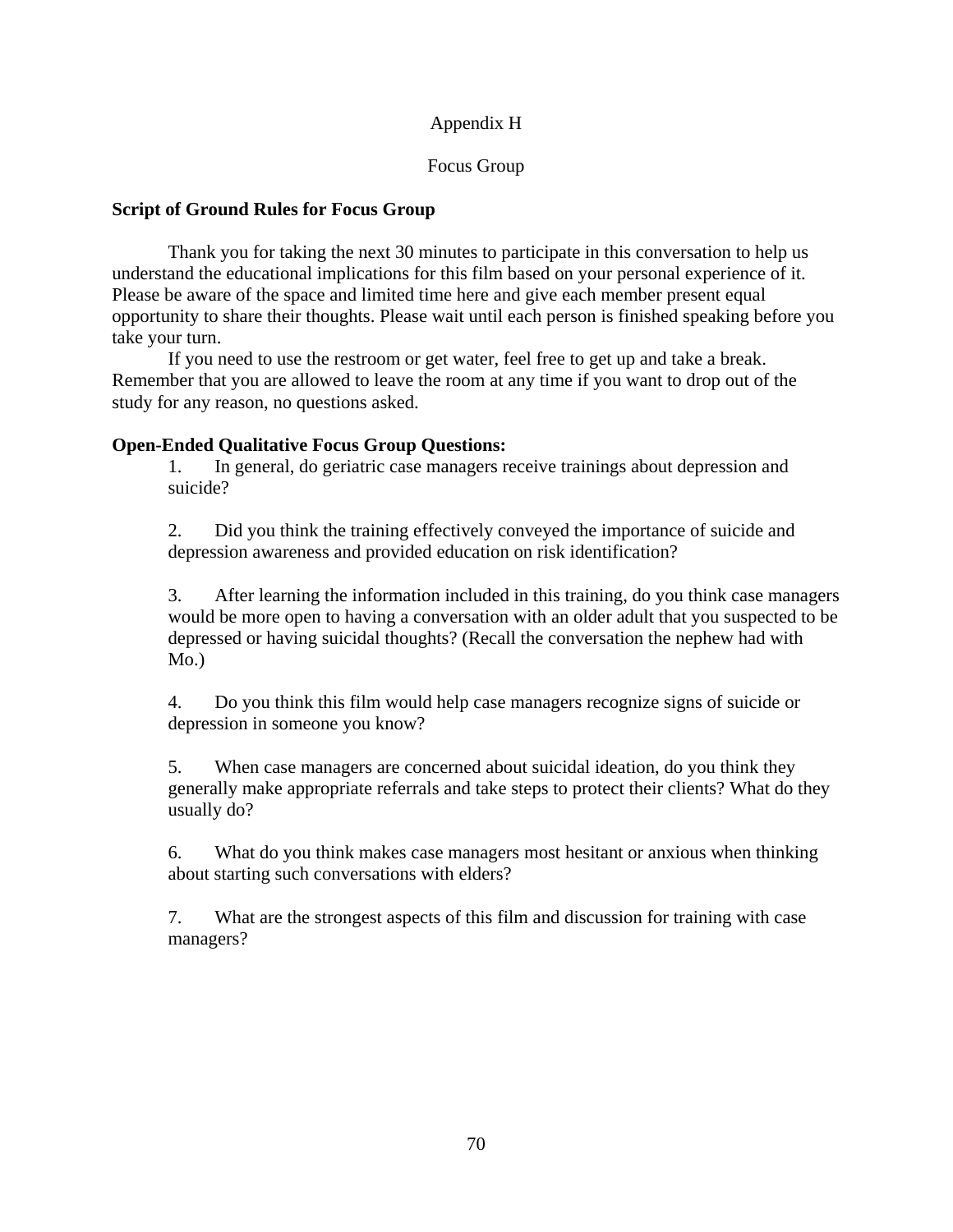Appendix H

Focus Group

**Script of Ground Rules for Focus Group**

Thank you for taking the next 30 minutes to participate in this conversation to help us understand the educational implications for this film based on your personal experience of it. Please be aware of the space and limited time here and give each member present equal opportunity to share their thoughts. Please wait until each person is finished speaking before you take your turn.

If you need to use the restroom or get water, feel free to get up and take a break. Remember that you are allowed to leave the room at any time if you want to drop out of the study for any reason, no questions asked.

**Open-Ended Qualitative Focus Group Questions:**

1. In general, do geriatric case managers receive trainings about depression and suicide?

2. Did you think the training effectively conveyed the importance of suicide and depression awareness and provided education on risk identification?

3. After learning the information included in this training, do you think case managers would be more open to having a conversation with an older adult that you suspected to be depressed or having suicidal thoughts? (Recall the conversation the nephew had with Mo.)

4. Do you think this film would help case managers recognize signs of suicide or depression in someone you know?

5. When case managers are concerned about suicidal ideation, do you think they generally make appropriate referrals and take steps to protect their clients? What do they usually do?

6. What do you think makes case managers most hesitant or anxious when thinking about starting such conversations with elders?

7. What are the strongest aspects of this film and discussion for training with case managers?